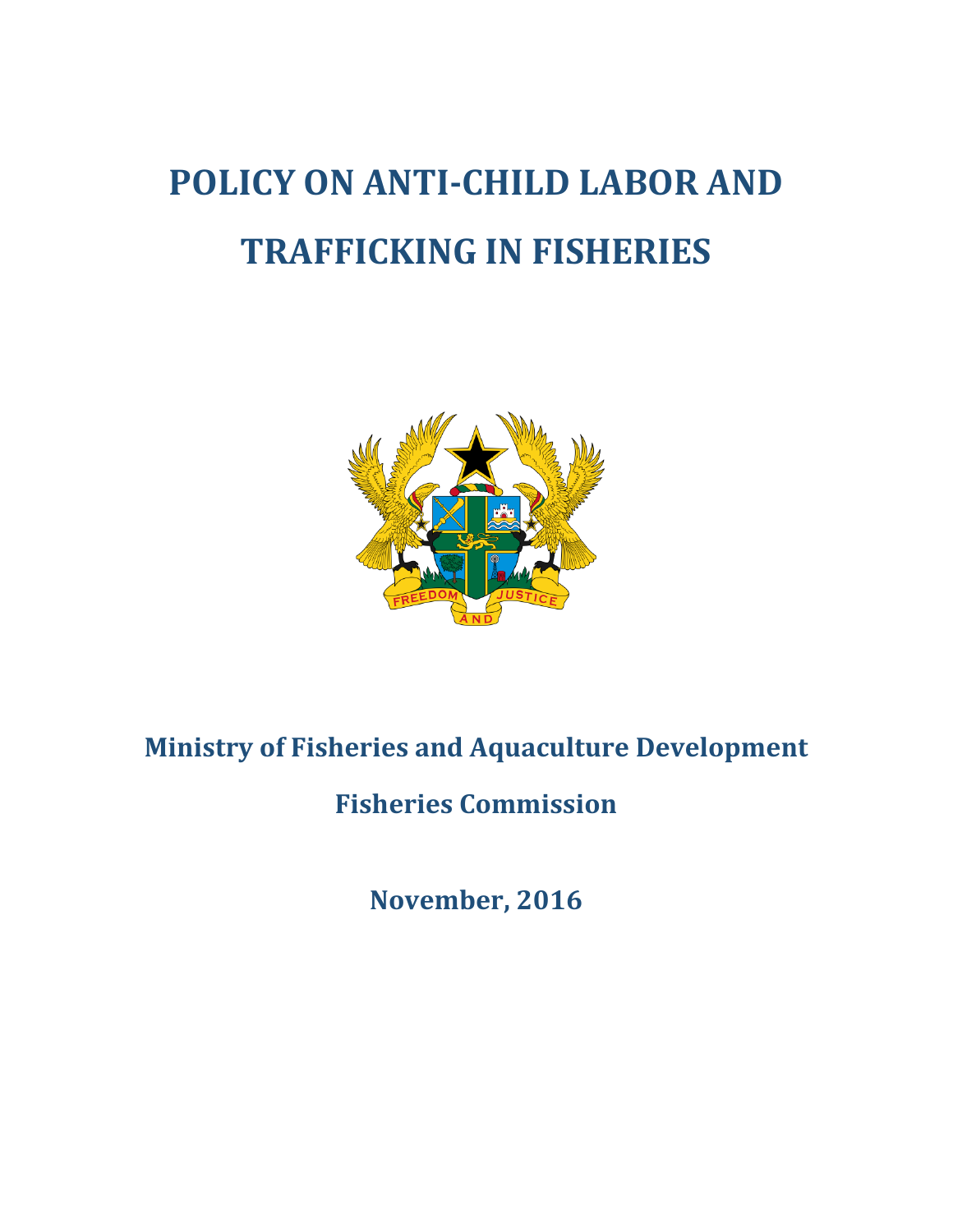# POLICY ON ANTI-CHILD LABOR AND TRAFFICKING IN FISHERIES

**Ministry of Fisheries and Aquaculture Development**

**Fisheries Commission**

**November, 2016**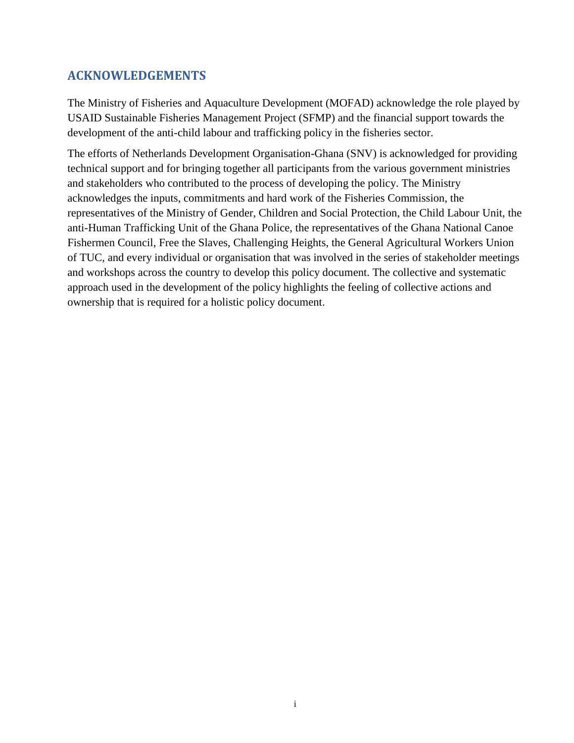## ACKNOWLEDGEMENTS

The Ministry of Fisheries and Aquaculture Development (MOFAD) acknowledge the role played by USAID Sustainable Fisheries Management Project (SFMP) and the financial support towards the development of the anti-child labour and trafficking policy in the fisheries sector.

The efforts of Netherlands Development Organisation-Ghana (SNV) is acknowledged for providing technical support and for bringing together all participants from the various government ministries and stakeholders who contributed to the process of developing the policy. The Ministry acknowledges the inputs, commitments and hard work of the Fisheries Commission, the representatives of the Ministry of Gender, Children and Social Protection, the Child Labour Unit, the anti-Human Trafficking Unit of the Ghana Police, the representatives of the Ghana National Canoe Fishermen Council, Free the Slaves, Challenging Heights, the General Agricultural Workers Union of TUC, and every individual or organisation that was involved in the series of stakeholder meetings and workshops across the country to develop this policy document. The collective and systematic approach used in the development of the policy highlights the feeling of collective actions and ownership that is required for a holistic policy document.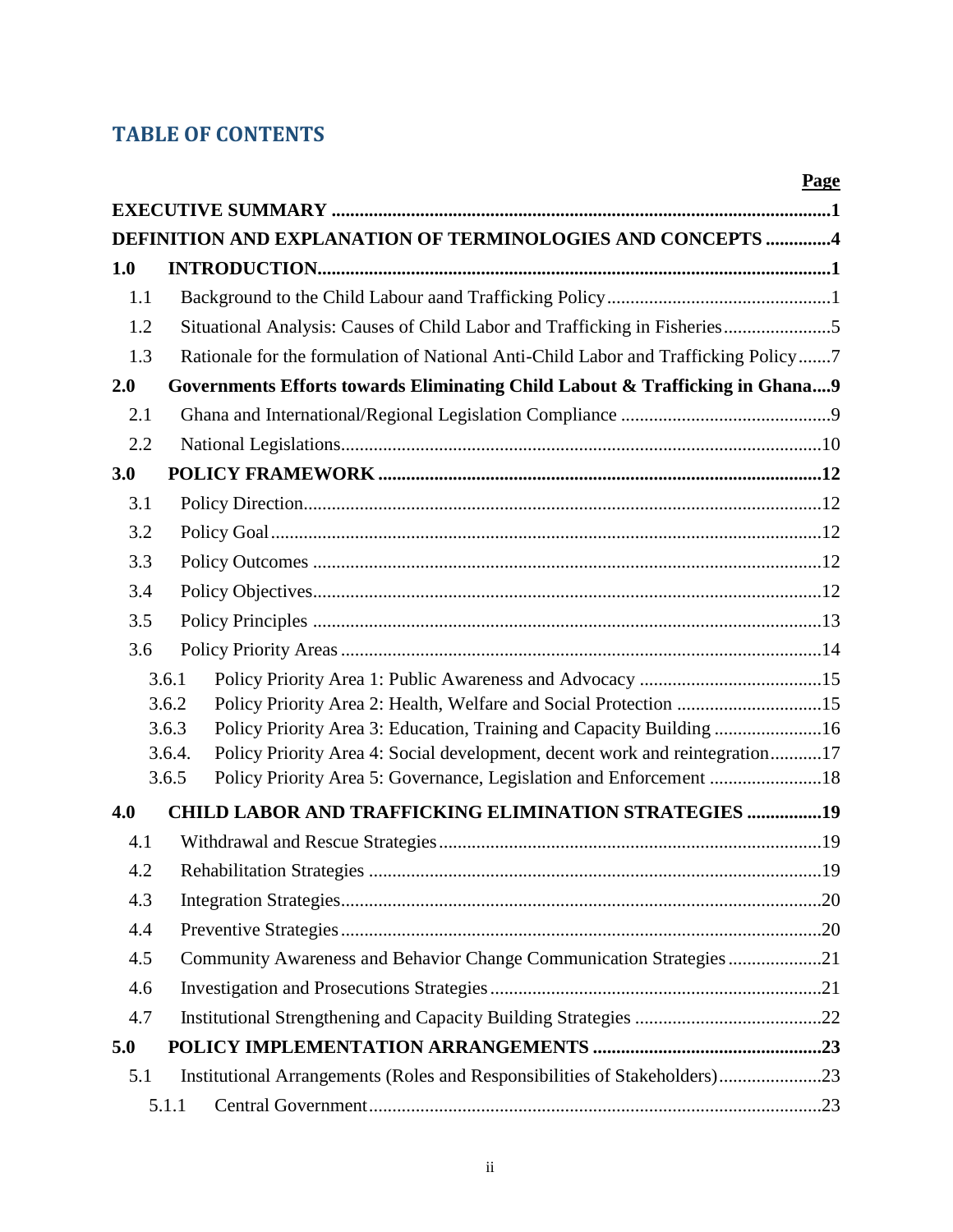## TABLE OF CONTENTS

| | | Page |
|---|---|---|
| **EXECUTIVE SUMMARY** | | **1** |
| **DEFINITION AND EXPLANATION OF TERMINOLOGIES AND CONCEPTS** | | **4** |
| **1.0** | **INTRODUCTION** | **1** |
| 1.1 | Background to the Child Labour aand Trafficking Policy | 1 |
| 1.2 | Situational Analysis: Causes of Child Labor and Trafficking in Fisheries | 5 |
| 1.3 | Rationale for the formulation of National Anti-Child Labor and Trafficking Policy | 7 |
| **2.0** | **Governments Efforts towards Eliminating Child Labout & Trafficking in Ghana** | **9** |
| 2.1 | Ghana and International/Regional Legislation Compliance | 9 |
| 2.2 | National Legislations | 10 |
| **3.0** | **POLICY FRAMEWORK** | **12** |
| 3.1 | Policy Direction | 12 |
| 3.2 | Policy Goal | 12 |
| 3.3 | Policy Outcomes | 12 |
| 3.4 | Policy Objectives | 12 |
| 3.5 | Policy Principles | 13 |
| 3.6 | Policy Priority Areas | 14 |
| 3.6.1 | Policy Priority Area 1: Public Awareness and Advocacy | 15 |
| 3.6.2 | Policy Priority Area 2: Health, Welfare and Social Protection | 15 |
| 3.6.3 | Policy Priority Area 3: Education, Training and Capacity Building | 16 |
| 3.6.4. | Policy Priority Area 4: Social development, decent work and reintegration | 17 |
| 3.6.5 | Policy Priority Area 5: Governance, Legislation and Enforcement | 18 |
| **4.0** | **CHILD LABOR AND TRAFFICKING ELIMINATION STRATEGIES** | **19** |
| 4.1 | Withdrawal and Rescue Strategies | 19 |
| 4.2 | Rehabilitation Strategies | 19 |
| 4.3 | Integration Strategies | 20 |
| 4.4 | Preventive Strategies | 20 |
| 4.5 | Community Awareness and Behavior Change Communication Strategies | 21 |
| 4.6 | Investigation and Prosecutions Strategies | 21 |
| 4.7 | Institutional Strengthening and Capacity Building Strategies | 22 |
| **5.0** | **POLICY IMPLEMENTATION ARRANGEMENTS** | **23** |
| 5.1 | Institutional Arrangements (Roles and Responsibilities of Stakeholders) | 23 |
| 5.1.1 | Central Government | 23 |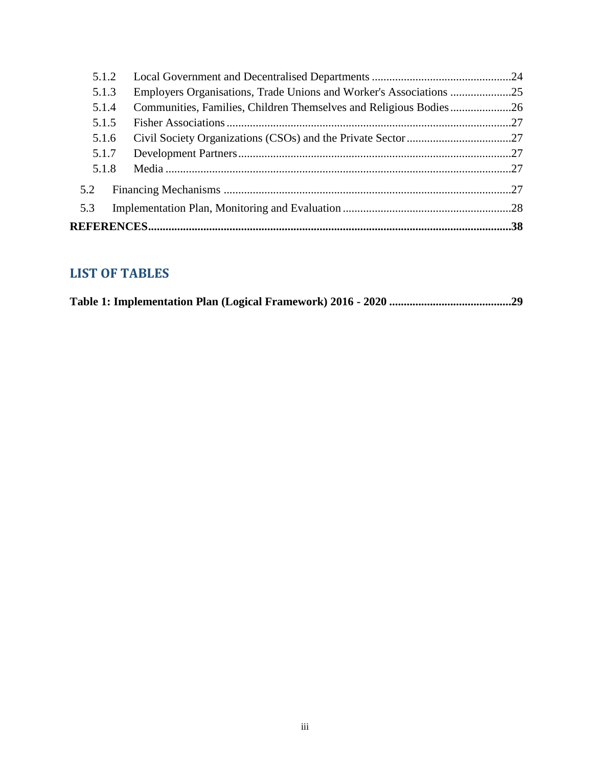5.1.2 Local Government and Decentralised Departments ................................................24
5.1.3 Employers Organisations, Trade Unions and Worker's Associations .....................25
5.1.4 Communities, Families, Children Themselves and Religious Bodies.....................26
5.1.5 Fisher Associations .................................................................................................27
5.1.6 Civil Society Organizations (CSOs) and the Private Sector....................................27
5.1.7 Development Partners.............................................................................................27
5.1.8 Media ......................................................................................................................27

5.2 Financing Mechanisms ..................................................................................................27

5.3 Implementation Plan, Monitoring and Evaluation..........................................................28

**REFERENCES..................................................................................................................38**

## LIST OF TABLES

**Table 1: Implementation Plan (Logical Framework) 2016 - 2020 ..........................................29**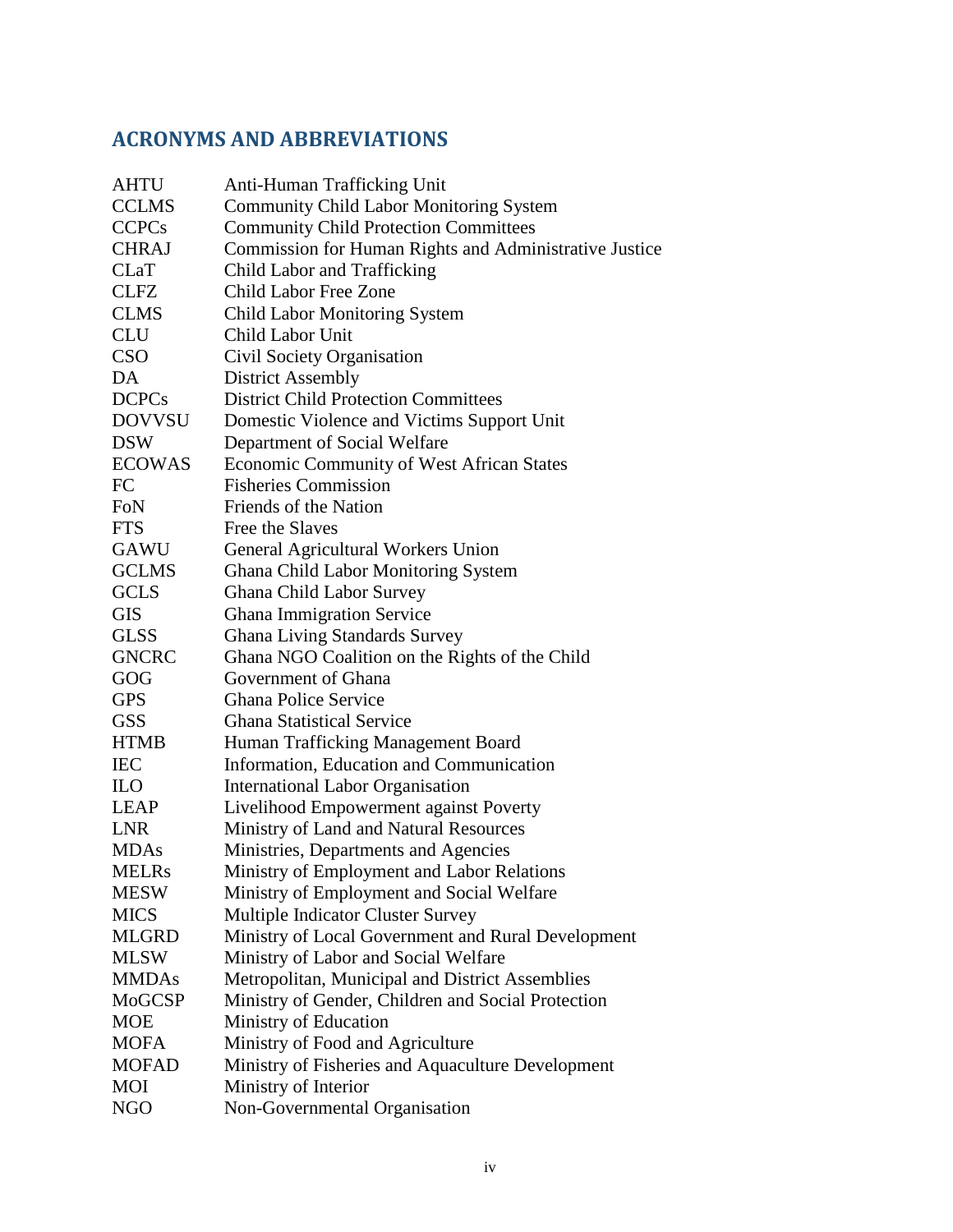## ACRONYMS AND ABBREVIATIONS

| | |
|---|---|
| AHTU | Anti-Human Trafficking Unit |
| CCLMS | Community Child Labor Monitoring System |
| CCPCs | Community Child Protection Committees |
| CHRAJ | Commission for Human Rights and Administrative Justice |
| CLaT | Child Labor and Trafficking |
| CLFZ | Child Labor Free Zone |
| CLMS | Child Labor Monitoring System |
| CLU | Child Labor Unit |
| CSO | Civil Society Organisation |
| DA | District Assembly |
| DCPCs | District Child Protection Committees |
| DOVVSU | Domestic Violence and Victims Support Unit |
| DSW | Department of Social Welfare |
| ECOWAS | Economic Community of West African States |
| FC | Fisheries Commission |
| FoN | Friends of the Nation |
| FTS | Free the Slaves |
| GAWU | General Agricultural Workers Union |
| GCLMS | Ghana Child Labor Monitoring System |
| GCLS | Ghana Child Labor Survey |
| GIS | Ghana Immigration Service |
| GLSS | Ghana Living Standards Survey |
| GNCRC | Ghana NGO Coalition on the Rights of the Child |
| GOG | Government of Ghana |
| GPS | Ghana Police Service |
| GSS | Ghana Statistical Service |
| HTMB | Human Trafficking Management Board |
| IEC | Information, Education and Communication |
| ILO | International Labor Organisation |
| LEAP | Livelihood Empowerment against Poverty |
| LNR | Ministry of Land and Natural Resources |
| MDAs | Ministries, Departments and Agencies |
| MELRs | Ministry of Employment and Labor Relations |
| MESW | Ministry of Employment and Social Welfare |
| MICS | Multiple Indicator Cluster Survey |
| MLGRD | Ministry of Local Government and Rural Development |
| MLSW | Ministry of Labor and Social Welfare |
| MMDAs | Metropolitan, Municipal and District Assemblies |
| MoGCSP | Ministry of Gender, Children and Social Protection |
| MOE | Ministry of Education |
| MOFA | Ministry of Food and Agriculture |
| MOFAD | Ministry of Fisheries and Aquaculture Development |
| MOI | Ministry of Interior |
| NGO | Non-Governmental Organisation |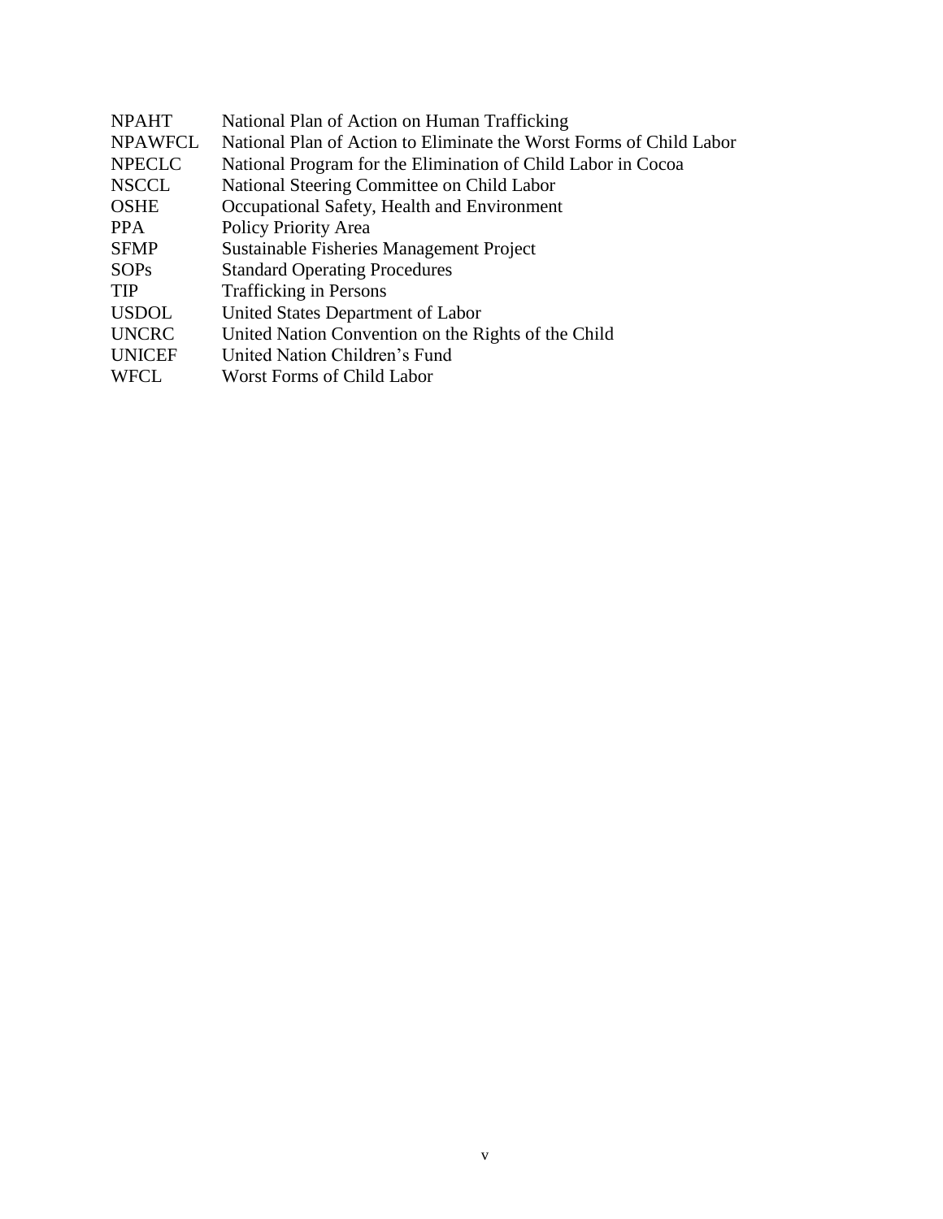| | |
|---|---|
| NPAHT | National Plan of Action on Human Trafficking |
| NPAWFCL | National Plan of Action to Eliminate the Worst Forms of Child Labor |
| NPECLC | National Program for the Elimination of Child Labor in Cocoa |
| NSCCL | National Steering Committee on Child Labor |
| OSHE | Occupational Safety, Health and Environment |
| PPA | Policy Priority Area |
| SFMP | Sustainable Fisheries Management Project |
| SOPs | Standard Operating Procedures |
| TIP | Trafficking in Persons |
| USDOL | United States Department of Labor |
| UNCRC | United Nation Convention on the Rights of the Child |
| UNICEF | United Nation Children's Fund |
| WFCL | Worst Forms of Child Labor |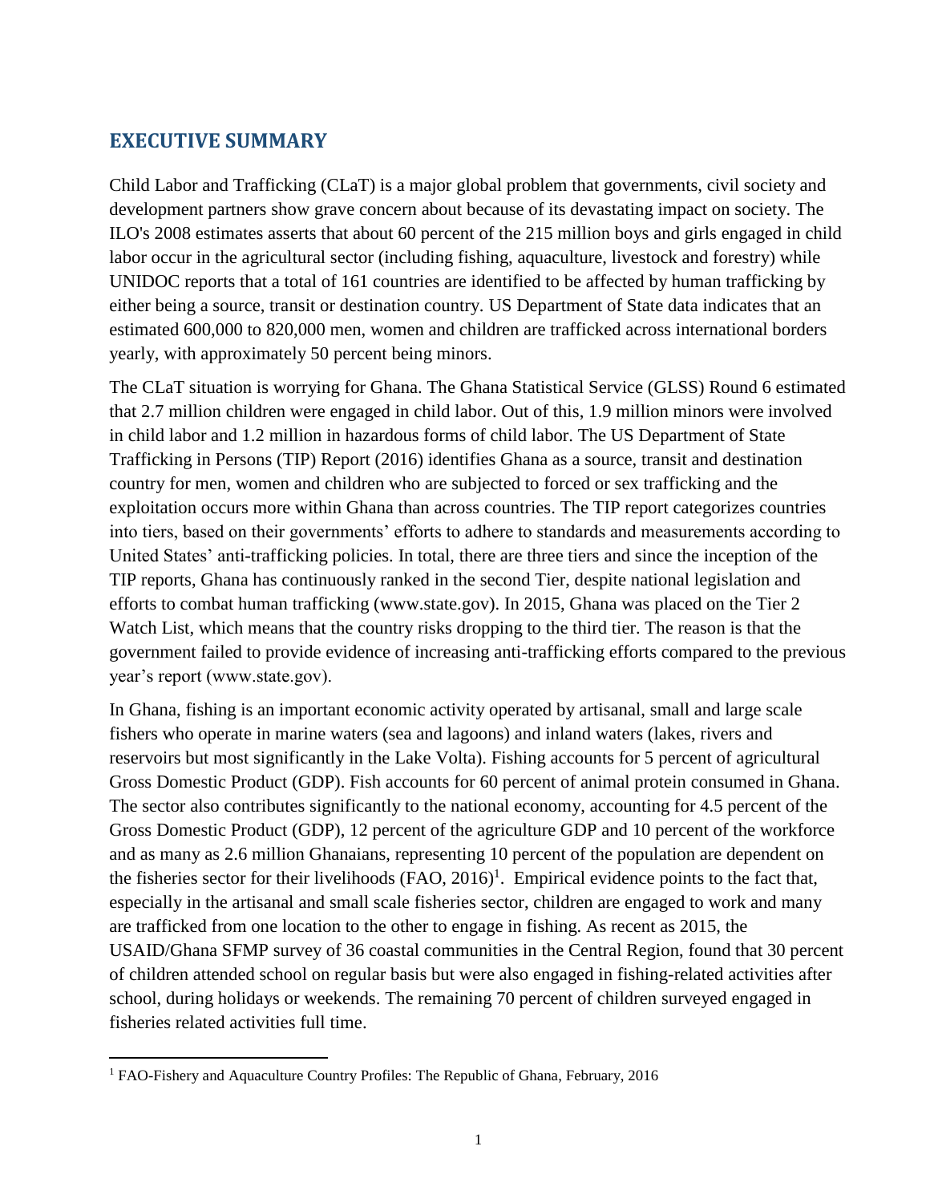## EXECUTIVE SUMMARY

Child Labor and Trafficking (CLaT) is a major global problem that governments, civil society and development partners show grave concern about because of its devastating impact on society. The ILO's 2008 estimates asserts that about 60 percent of the 215 million boys and girls engaged in child labor occur in the agricultural sector (including fishing, aquaculture, livestock and forestry) while UNIDOC reports that a total of 161 countries are identified to be affected by human trafficking by either being a source, transit or destination country. US Department of State data indicates that an estimated 600,000 to 820,000 men, women and children are trafficked across international borders yearly, with approximately 50 percent being minors.

The CLaT situation is worrying for Ghana. The Ghana Statistical Service (GLSS) Round 6 estimated that 2.7 million children were engaged in child labor. Out of this, 1.9 million minors were involved in child labor and 1.2 million in hazardous forms of child labor. The US Department of State Trafficking in Persons (TIP) Report (2016) identifies Ghana as a source, transit and destination country for men, women and children who are subjected to forced or sex trafficking and the exploitation occurs more within Ghana than across countries. The TIP report categorizes countries into tiers, based on their governments' efforts to adhere to standards and measurements according to United States' anti-trafficking policies. In total, there are three tiers and since the inception of the TIP reports, Ghana has continuously ranked in the second Tier, despite national legislation and efforts to combat human trafficking (www.state.gov). In 2015, Ghana was placed on the Tier 2 Watch List, which means that the country risks dropping to the third tier. The reason is that the government failed to provide evidence of increasing anti-trafficking efforts compared to the previous year's report (www.state.gov).

In Ghana, fishing is an important economic activity operated by artisanal, small and large scale fishers who operate in marine waters (sea and lagoons) and inland waters (lakes, rivers and reservoirs but most significantly in the Lake Volta). Fishing accounts for 5 percent of agricultural Gross Domestic Product (GDP). Fish accounts for 60 percent of animal protein consumed in Ghana. The sector also contributes significantly to the national economy, accounting for 4.5 percent of the Gross Domestic Product (GDP), 12 percent of the agriculture GDP and 10 percent of the workforce and as many as 2.6 million Ghanaians, representing 10 percent of the population are dependent on the fisheries sector for their livelihoods (FAO, 2016)[1]. Empirical evidence points to the fact that, especially in the artisanal and small scale fisheries sector, children are engaged to work and many are trafficked from one location to the other to engage in fishing. As recent as 2015, the USAID/Ghana SFMP survey of 36 coastal communities in the Central Region, found that 30 percent of children attended school on regular basis but were also engaged in fishing-related activities after school, during holidays or weekends. The remaining 70 percent of children surveyed engaged in fisheries related activities full time.

[1] FAO-Fishery and Aquaculture Country Profiles: The Republic of Ghana, February, 2016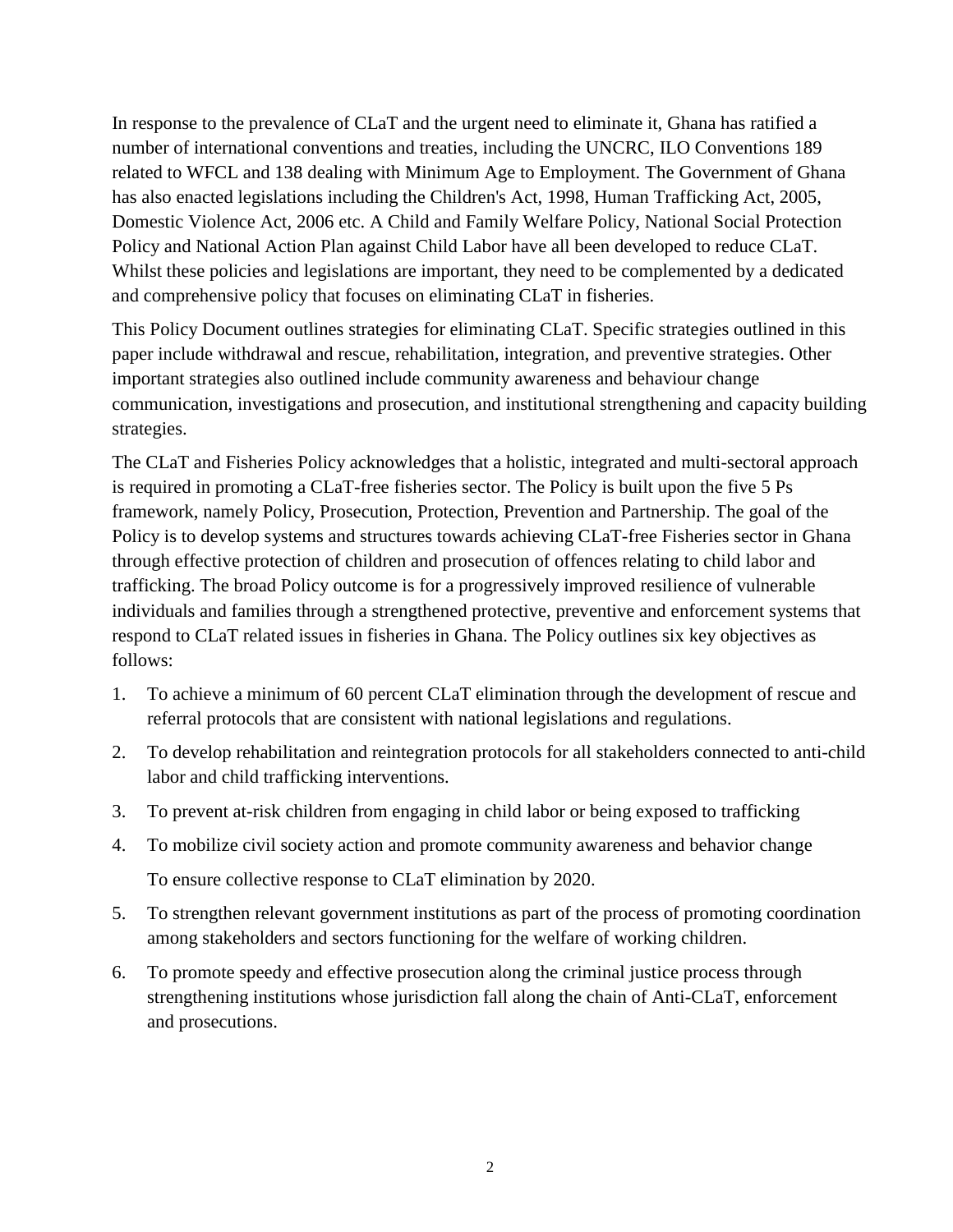In response to the prevalence of CLaT and the urgent need to eliminate it, Ghana has ratified a number of international conventions and treaties, including the UNCRC, ILO Conventions 189 related to WFCL and 138 dealing with Minimum Age to Employment. The Government of Ghana has also enacted legislations including the Children's Act, 1998, Human Trafficking Act, 2005, Domestic Violence Act, 2006 etc. A Child and Family Welfare Policy, National Social Protection Policy and National Action Plan against Child Labor have all been developed to reduce CLaT. Whilst these policies and legislations are important, they need to be complemented by a dedicated and comprehensive policy that focuses on eliminating CLaT in fisheries.

This Policy Document outlines strategies for eliminating CLaT. Specific strategies outlined in this paper include withdrawal and rescue, rehabilitation, integration, and preventive strategies. Other important strategies also outlined include community awareness and behaviour change communication, investigations and prosecution, and institutional strengthening and capacity building strategies.

The CLaT and Fisheries Policy acknowledges that a holistic, integrated and multi-sectoral approach is required in promoting a CLaT-free fisheries sector. The Policy is built upon the five 5 Ps framework, namely Policy, Prosecution, Protection, Prevention and Partnership. The goal of the Policy is to develop systems and structures towards achieving CLaT-free Fisheries sector in Ghana through effective protection of children and prosecution of offences relating to child labor and trafficking. The broad Policy outcome is for a progressively improved resilience of vulnerable individuals and families through a strengthened protective, preventive and enforcement systems that respond to CLaT related issues in fisheries in Ghana. The Policy outlines six key objectives as follows:

1. To achieve a minimum of 60 percent CLaT elimination through the development of rescue and referral protocols that are consistent with national legislations and regulations.
2. To develop rehabilitation and reintegration protocols for all stakeholders connected to anti-child labor and child trafficking interventions.
3. To prevent at-risk children from engaging in child labor or being exposed to trafficking
4. To mobilize civil society action and promote community awareness and behavior change

   To ensure collective response to CLaT elimination by 2020.
5. To strengthen relevant government institutions as part of the process of promoting coordination among stakeholders and sectors functioning for the welfare of working children.
6. To promote speedy and effective prosecution along the criminal justice process through strengthening institutions whose jurisdiction fall along the chain of Anti-CLaT, enforcement and prosecutions.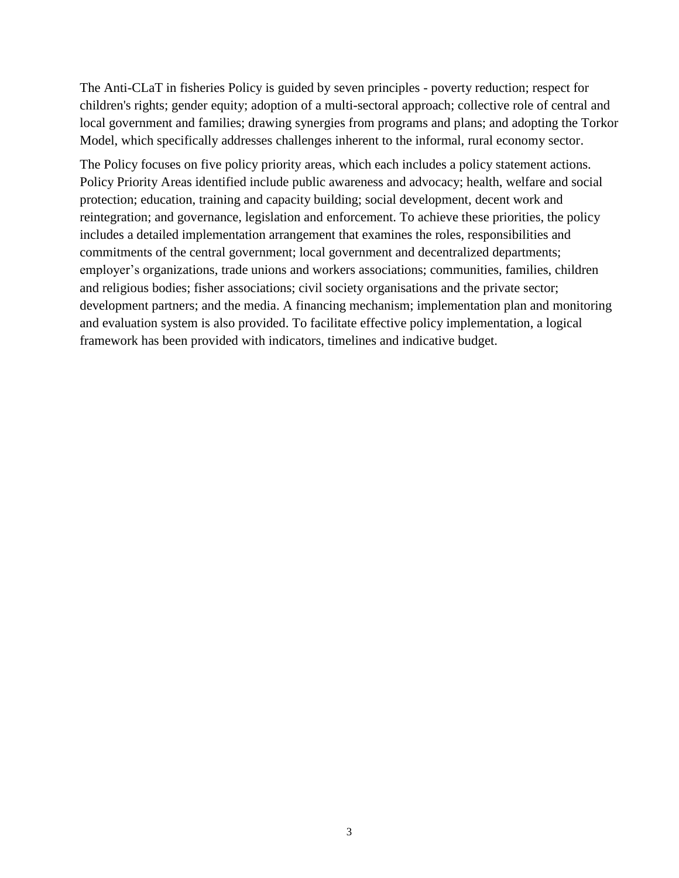The Anti-CLaT in fisheries Policy is guided by seven principles - poverty reduction; respect for children's rights; gender equity; adoption of a multi-sectoral approach; collective role of central and local government and families; drawing synergies from programs and plans; and adopting the Torkor Model, which specifically addresses challenges inherent to the informal, rural economy sector.

The Policy focuses on five policy priority areas, which each includes a policy statement actions. Policy Priority Areas identified include public awareness and advocacy; health, welfare and social protection; education, training and capacity building; social development, decent work and reintegration; and governance, legislation and enforcement. To achieve these priorities, the policy includes a detailed implementation arrangement that examines the roles, responsibilities and commitments of the central government; local government and decentralized departments; employer's organizations, trade unions and workers associations; communities, families, children and religious bodies; fisher associations; civil society organisations and the private sector; development partners; and the media. A financing mechanism; implementation plan and monitoring and evaluation system is also provided. To facilitate effective policy implementation, a logical framework has been provided with indicators, timelines and indicative budget.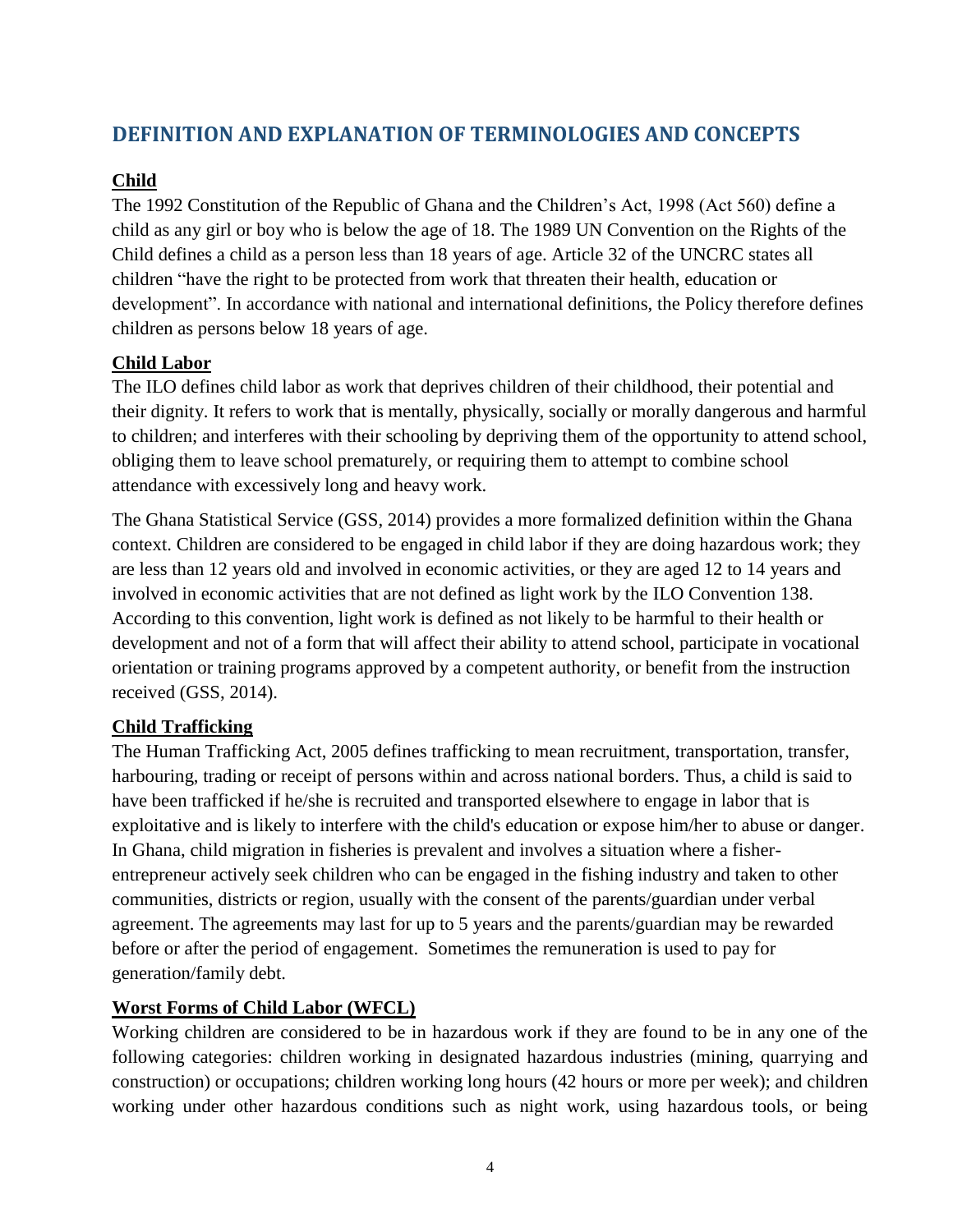## DEFINITION AND EXPLANATION OF TERMINOLOGIES AND CONCEPTS

### Child

The 1992 Constitution of the Republic of Ghana and the Children's Act, 1998 (Act 560) define a child as any girl or boy who is below the age of 18. The 1989 UN Convention on the Rights of the Child defines a child as a person less than 18 years of age. Article 32 of the UNCRC states all children "have the right to be protected from work that threaten their health, education or development". In accordance with national and international definitions, the Policy therefore defines children as persons below 18 years of age.

### Child Labor

The ILO defines child labor as work that deprives children of their childhood, their potential and their dignity. It refers to work that is mentally, physically, socially or morally dangerous and harmful to children; and interferes with their schooling by depriving them of the opportunity to attend school, obliging them to leave school prematurely, or requiring them to attempt to combine school attendance with excessively long and heavy work.

The Ghana Statistical Service (GSS, 2014) provides a more formalized definition within the Ghana context. Children are considered to be engaged in child labor if they are doing hazardous work; they are less than 12 years old and involved in economic activities, or they are aged 12 to 14 years and involved in economic activities that are not defined as light work by the ILO Convention 138. According to this convention, light work is defined as not likely to be harmful to their health or development and not of a form that will affect their ability to attend school, participate in vocational orientation or training programs approved by a competent authority, or benefit from the instruction received (GSS, 2014).

### Child Trafficking

The Human Trafficking Act, 2005 defines trafficking to mean recruitment, transportation, transfer, harbouring, trading or receipt of persons within and across national borders. Thus, a child is said to have been trafficked if he/she is recruited and transported elsewhere to engage in labor that is exploitative and is likely to interfere with the child's education or expose him/her to abuse or danger. In Ghana, child migration in fisheries is prevalent and involves a situation where a fisher-entrepreneur actively seek children who can be engaged in the fishing industry and taken to other communities, districts or region, usually with the consent of the parents/guardian under verbal agreement. The agreements may last for up to 5 years and the parents/guardian may be rewarded before or after the period of engagement. Sometimes the remuneration is used to pay for generation/family debt.

### Worst Forms of Child Labor (WFCL)

Working children are considered to be in hazardous work if they are found to be in any one of the following categories: children working in designated hazardous industries (mining, quarrying and construction) or occupations; children working long hours (42 hours or more per week); and children working under other hazardous conditions such as night work, using hazardous tools, or being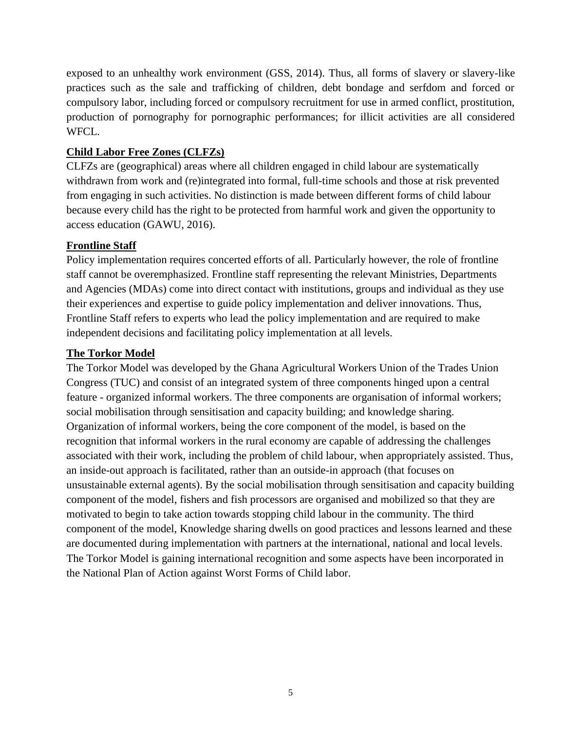exposed to an unhealthy work environment (GSS, 2014). Thus, all forms of slavery or slavery-like practices such as the sale and trafficking of children, debt bondage and serfdom and forced or compulsory labor, including forced or compulsory recruitment for use in armed conflict, prostitution, production of pornography for pornographic performances; for illicit activities are all considered WFCL.

### Child Labor Free Zones (CLFZs)

CLFZs are (geographical) areas where all children engaged in child labour are systematically withdrawn from work and (re)integrated into formal, full-time schools and those at risk prevented from engaging in such activities. No distinction is made between different forms of child labour because every child has the right to be protected from harmful work and given the opportunity to access education (GAWU, 2016).

### Frontline Staff

Policy implementation requires concerted efforts of all. Particularly however, the role of frontline staff cannot be overemphasized. Frontline staff representing the relevant Ministries, Departments and Agencies (MDAs) come into direct contact with institutions, groups and individual as they use their experiences and expertise to guide policy implementation and deliver innovations. Thus, Frontline Staff refers to experts who lead the policy implementation and are required to make independent decisions and facilitating policy implementation at all levels.

### The Torkor Model

The Torkor Model was developed by the Ghana Agricultural Workers Union of the Trades Union Congress (TUC) and consist of an integrated system of three components hinged upon a central feature - organized informal workers. The three components are organisation of informal workers; social mobilisation through sensitisation and capacity building; and knowledge sharing. Organization of informal workers, being the core component of the model, is based on the recognition that informal workers in the rural economy are capable of addressing the challenges associated with their work, including the problem of child labour, when appropriately assisted. Thus, an inside-out approach is facilitated, rather than an outside-in approach (that focuses on unsustainable external agents). By the social mobilisation through sensitisation and capacity building component of the model, fishers and fish processors are organised and mobilized so that they are motivated to begin to take action towards stopping child labour in the community. The third component of the model, Knowledge sharing dwells on good practices and lessons learned and these are documented during implementation with partners at the international, national and local levels. The Torkor Model is gaining international recognition and some aspects have been incorporated in the National Plan of Action against Worst Forms of Child labor.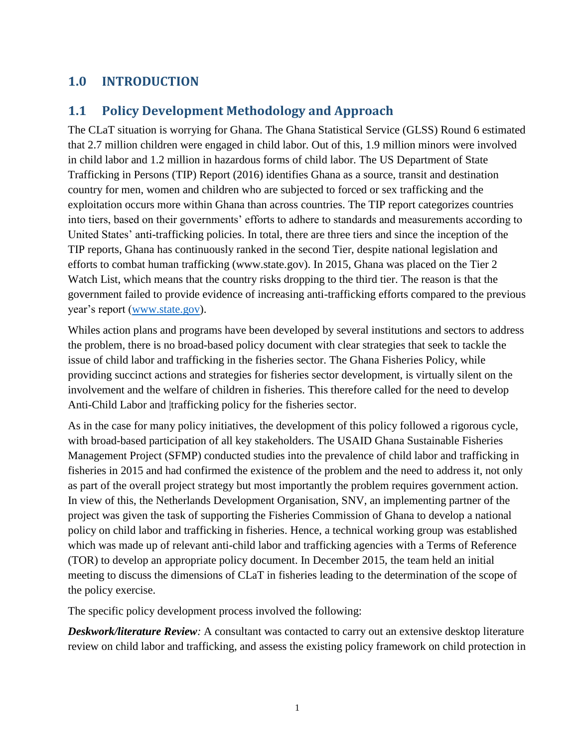# 1.0 INTRODUCTION

## 1.1 Policy Development Methodology and Approach

The CLaT situation is worrying for Ghana. The Ghana Statistical Service (GLSS) Round 6 estimated that 2.7 million children were engaged in child labor. Out of this, 1.9 million minors were involved in child labor and 1.2 million in hazardous forms of child labor. The US Department of State Trafficking in Persons (TIP) Report (2016) identifies Ghana as a source, transit and destination country for men, women and children who are subjected to forced or sex trafficking and the exploitation occurs more within Ghana than across countries. The TIP report categorizes countries into tiers, based on their governments' efforts to adhere to standards and measurements according to United States' anti-trafficking policies. In total, there are three tiers and since the inception of the TIP reports, Ghana has continuously ranked in the second Tier, despite national legislation and efforts to combat human trafficking (www.state.gov). In 2015, Ghana was placed on the Tier 2 Watch List, which means that the country risks dropping to the third tier. The reason is that the government failed to provide evidence of increasing anti-trafficking efforts compared to the previous year's report ([www.state.gov](www.state.gov)).

Whiles action plans and programs have been developed by several institutions and sectors to address the problem, there is no broad-based policy document with clear strategies that seek to tackle the issue of child labor and trafficking in the fisheries sector. The Ghana Fisheries Policy, while providing succinct actions and strategies for fisheries sector development, is virtually silent on the involvement and the welfare of children in fisheries. This therefore called for the need to develop Anti-Child Labor and |trafficking policy for the fisheries sector.

As in the case for many policy initiatives, the development of this policy followed a rigorous cycle, with broad-based participation of all key stakeholders. The USAID Ghana Sustainable Fisheries Management Project (SFMP) conducted studies into the prevalence of child labor and trafficking in fisheries in 2015 and had confirmed the existence of the problem and the need to address it, not only as part of the overall project strategy but most importantly the problem requires government action. In view of this, the Netherlands Development Organisation, SNV, an implementing partner of the project was given the task of supporting the Fisheries Commission of Ghana to develop a national policy on child labor and trafficking in fisheries. Hence, a technical working group was established which was made up of relevant anti-child labor and trafficking agencies with a Terms of Reference (TOR) to develop an appropriate policy document. In December 2015, the team held an initial meeting to discuss the dimensions of CLaT in fisheries leading to the determination of the scope of the policy exercise.

The specific policy development process involved the following:

***Deskwork/literature Review****:* A consultant was contacted to carry out an extensive desktop literature review on child labor and trafficking, and assess the existing policy framework on child protection in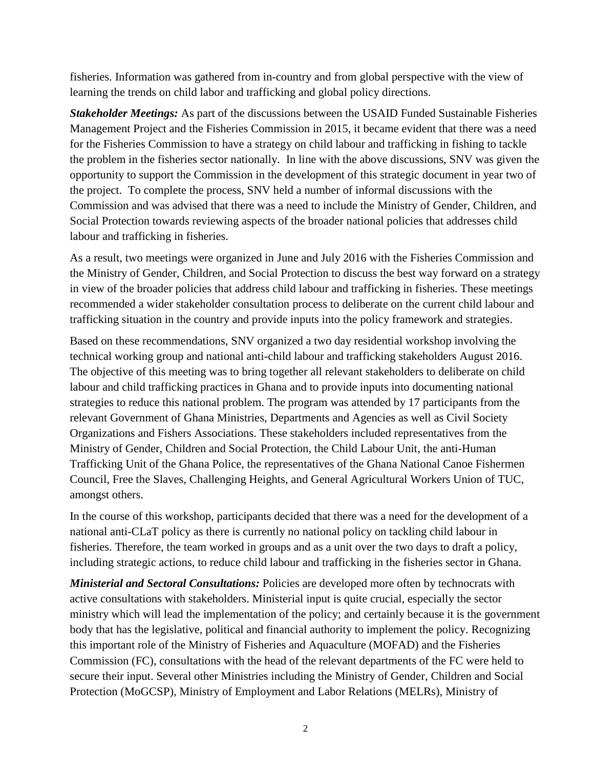fisheries. Information was gathered from in-country and from global perspective with the view of learning the trends on child labor and trafficking and global policy directions.

***Stakeholder Meetings:*** As part of the discussions between the USAID Funded Sustainable Fisheries Management Project and the Fisheries Commission in 2015, it became evident that there was a need for the Fisheries Commission to have a strategy on child labour and trafficking in fishing to tackle the problem in the fisheries sector nationally. In line with the above discussions, SNV was given the opportunity to support the Commission in the development of this strategic document in year two of the project. To complete the process, SNV held a number of informal discussions with the Commission and was advised that there was a need to include the Ministry of Gender, Children, and Social Protection towards reviewing aspects of the broader national policies that addresses child labour and trafficking in fisheries.

As a result, two meetings were organized in June and July 2016 with the Fisheries Commission and the Ministry of Gender, Children, and Social Protection to discuss the best way forward on a strategy in view of the broader policies that address child labour and trafficking in fisheries. These meetings recommended a wider stakeholder consultation process to deliberate on the current child labour and trafficking situation in the country and provide inputs into the policy framework and strategies.

Based on these recommendations, SNV organized a two day residential workshop involving the technical working group and national anti-child labour and trafficking stakeholders August 2016. The objective of this meeting was to bring together all relevant stakeholders to deliberate on child labour and child trafficking practices in Ghana and to provide inputs into documenting national strategies to reduce this national problem. The program was attended by 17 participants from the relevant Government of Ghana Ministries, Departments and Agencies as well as Civil Society Organizations and Fishers Associations. These stakeholders included representatives from the Ministry of Gender, Children and Social Protection, the Child Labour Unit, the anti-Human Trafficking Unit of the Ghana Police, the representatives of the Ghana National Canoe Fishermen Council, Free the Slaves, Challenging Heights, and General Agricultural Workers Union of TUC, amongst others.

In the course of this workshop, participants decided that there was a need for the development of a national anti-CLaT policy as there is currently no national policy on tackling child labour in fisheries. Therefore, the team worked in groups and as a unit over the two days to draft a policy, including strategic actions, to reduce child labour and trafficking in the fisheries sector in Ghana.

***Ministerial and Sectoral Consultations:*** Policies are developed more often by technocrats with active consultations with stakeholders. Ministerial input is quite crucial, especially the sector ministry which will lead the implementation of the policy; and certainly because it is the government body that has the legislative, political and financial authority to implement the policy. Recognizing this important role of the Ministry of Fisheries and Aquaculture (MOFAD) and the Fisheries Commission (FC), consultations with the head of the relevant departments of the FC were held to secure their input. Several other Ministries including the Ministry of Gender, Children and Social Protection (MoGCSP), Ministry of Employment and Labor Relations (MELRs), Ministry of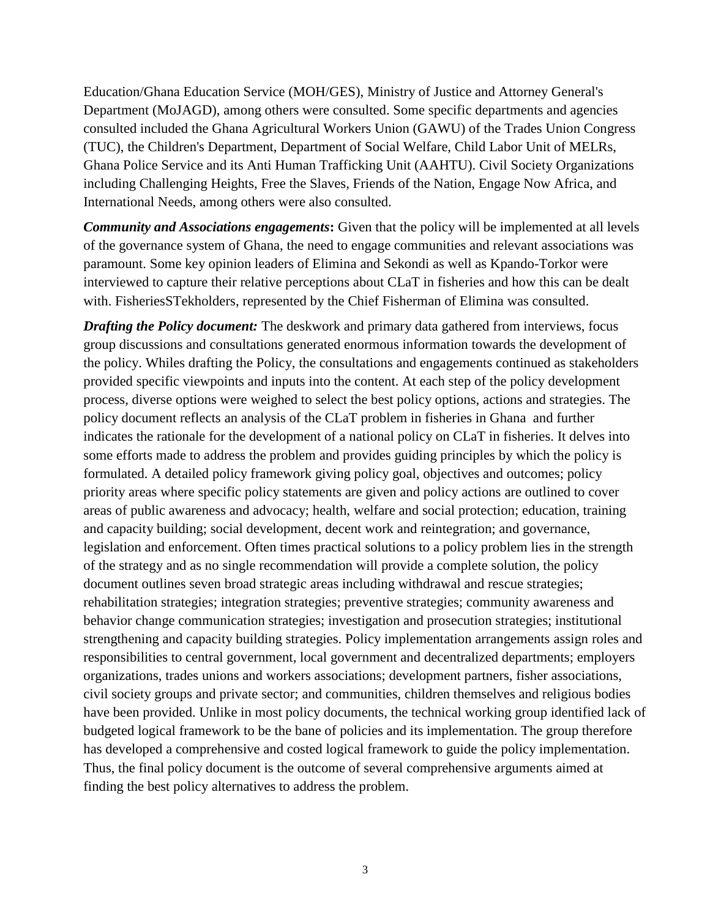Education/Ghana Education Service (MOH/GES), Ministry of Justice and Attorney General's Department (MoJAGD), among others were consulted. Some specific departments and agencies consulted included the Ghana Agricultural Workers Union (GAWU) of the Trades Union Congress (TUC), the Children's Department, Department of Social Welfare, Child Labor Unit of MELRs, Ghana Police Service and its Anti Human Trafficking Unit (AAHTU). Civil Society Organizations including Challenging Heights, Free the Slaves, Friends of the Nation, Engage Now Africa, and International Needs, among others were also consulted.

***Community and Associations engagements*:** Given that the policy will be implemented at all levels of the governance system of Ghana, the need to engage communities and relevant associations was paramount. Some key opinion leaders of Elimina and Sekondi as well as Kpando-Torkor were interviewed to capture their relative perceptions about CLaT in fisheries and how this can be dealt with. FisheriesSTekholders, represented by the Chief Fisherman of Elimina was consulted.

***Drafting the Policy document:*** The deskwork and primary data gathered from interviews, focus group discussions and consultations generated enormous information towards the development of the policy. Whiles drafting the Policy, the consultations and engagements continued as stakeholders provided specific viewpoints and inputs into the content. At each step of the policy development process, diverse options were weighed to select the best policy options, actions and strategies. The policy document reflects an analysis of the CLaT problem in fisheries in Ghana and further indicates the rationale for the development of a national policy on CLaT in fisheries. It delves into some efforts made to address the problem and provides guiding principles by which the policy is formulated. A detailed policy framework giving policy goal, objectives and outcomes; policy priority areas where specific policy statements are given and policy actions are outlined to cover areas of public awareness and advocacy; health, welfare and social protection; education, training and capacity building; social development, decent work and reintegration; and governance, legislation and enforcement. Often times practical solutions to a policy problem lies in the strength of the strategy and as no single recommendation will provide a complete solution, the policy document outlines seven broad strategic areas including withdrawal and rescue strategies; rehabilitation strategies; integration strategies; preventive strategies; community awareness and behavior change communication strategies; investigation and prosecution strategies; institutional strengthening and capacity building strategies. Policy implementation arrangements assign roles and responsibilities to central government, local government and decentralized departments; employers organizations, trades unions and workers associations; development partners, fisher associations, civil society groups and private sector; and communities, children themselves and religious bodies have been provided. Unlike in most policy documents, the technical working group identified lack of budgeted logical framework to be the bane of policies and its implementation. The group therefore has developed a comprehensive and costed logical framework to guide the policy implementation. Thus, the final policy document is the outcome of several comprehensive arguments aimed at finding the best policy alternatives to address the problem.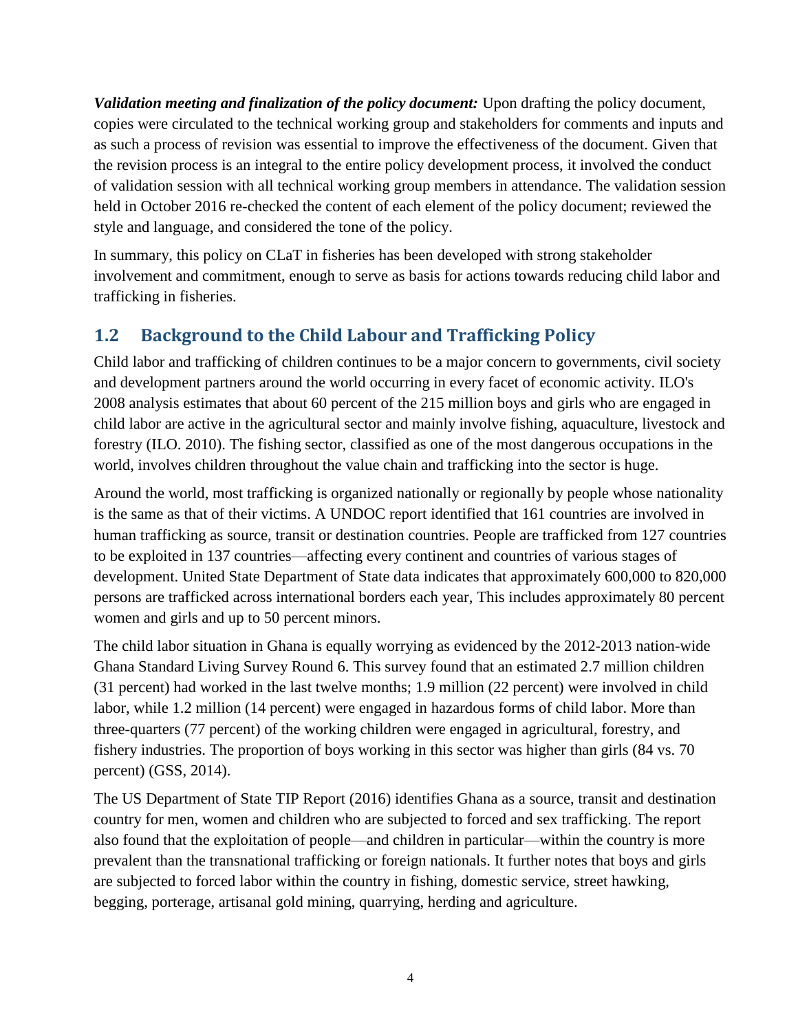***Validation meeting and finalization of the policy document:*** Upon drafting the policy document, copies were circulated to the technical working group and stakeholders for comments and inputs and as such a process of revision was essential to improve the effectiveness of the document. Given that the revision process is an integral to the entire policy development process, it involved the conduct of validation session with all technical working group members in attendance. The validation session held in October 2016 re-checked the content of each element of the policy document; reviewed the style and language, and considered the tone of the policy.

In summary, this policy on CLaT in fisheries has been developed with strong stakeholder involvement and commitment, enough to serve as basis for actions towards reducing child labor and trafficking in fisheries.

## 1.2 Background to the Child Labour and Trafficking Policy

Child labor and trafficking of children continues to be a major concern to governments, civil society and development partners around the world occurring in every facet of economic activity. ILO's 2008 analysis estimates that about 60 percent of the 215 million boys and girls who are engaged in child labor are active in the agricultural sector and mainly involve fishing, aquaculture, livestock and forestry (ILO. 2010). The fishing sector, classified as one of the most dangerous occupations in the world, involves children throughout the value chain and trafficking into the sector is huge.

Around the world, most trafficking is organized nationally or regionally by people whose nationality is the same as that of their victims. A UNDOC report identified that 161 countries are involved in human trafficking as source, transit or destination countries. People are trafficked from 127 countries to be exploited in 137 countries—affecting every continent and countries of various stages of development. United State Department of State data indicates that approximately 600,000 to 820,000 persons are trafficked across international borders each year, This includes approximately 80 percent women and girls and up to 50 percent minors.

The child labor situation in Ghana is equally worrying as evidenced by the 2012-2013 nation-wide Ghana Standard Living Survey Round 6. This survey found that an estimated 2.7 million children (31 percent) had worked in the last twelve months; 1.9 million (22 percent) were involved in child labor, while 1.2 million (14 percent) were engaged in hazardous forms of child labor. More than three-quarters (77 percent) of the working children were engaged in agricultural, forestry, and fishery industries. The proportion of boys working in this sector was higher than girls (84 vs. 70 percent) (GSS, 2014).

The US Department of State TIP Report (2016) identifies Ghana as a source, transit and destination country for men, women and children who are subjected to forced and sex trafficking. The report also found that the exploitation of people—and children in particular—within the country is more prevalent than the transnational trafficking or foreign nationals. It further notes that boys and girls are subjected to forced labor within the country in fishing, domestic service, street hawking, begging, porterage, artisanal gold mining, quarrying, herding and agriculture.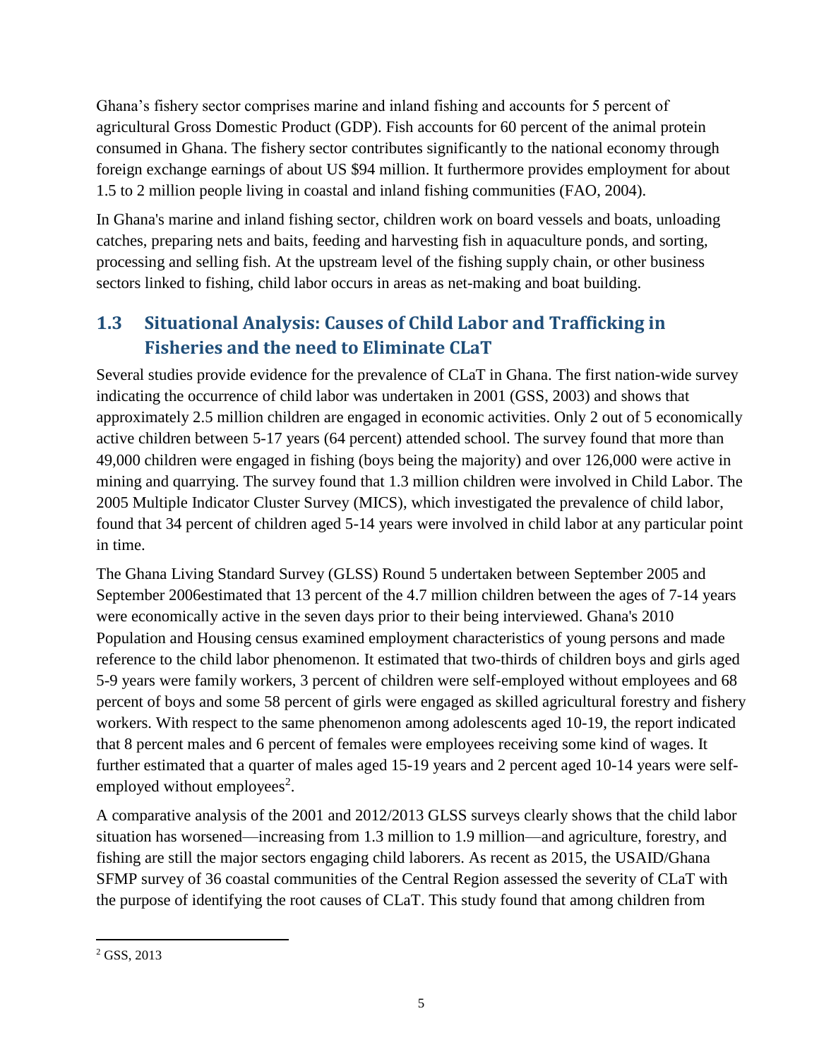Ghana's fishery sector comprises marine and inland fishing and accounts for 5 percent of agricultural Gross Domestic Product (GDP). Fish accounts for 60 percent of the animal protein consumed in Ghana. The fishery sector contributes significantly to the national economy through foreign exchange earnings of about US $94 million. It furthermore provides employment for about 1.5 to 2 million people living in coastal and inland fishing communities (FAO, 2004).

In Ghana's marine and inland fishing sector, children work on board vessels and boats, unloading catches, preparing nets and baits, feeding and harvesting fish in aquaculture ponds, and sorting, processing and selling fish. At the upstream level of the fishing supply chain, or other business sectors linked to fishing, child labor occurs in areas as net-making and boat building.

## 1.3 Situational Analysis: Causes of Child Labor and Trafficking in Fisheries and the need to Eliminate CLaT

Several studies provide evidence for the prevalence of CLaT in Ghana. The first nation-wide survey indicating the occurrence of child labor was undertaken in 2001 (GSS, 2003) and shows that approximately 2.5 million children are engaged in economic activities. Only 2 out of 5 economically active children between 5-17 years (64 percent) attended school. The survey found that more than 49,000 children were engaged in fishing (boys being the majority) and over 126,000 were active in mining and quarrying. The survey found that 1.3 million children were involved in Child Labor. The 2005 Multiple Indicator Cluster Survey (MICS), which investigated the prevalence of child labor, found that 34 percent of children aged 5-14 years were involved in child labor at any particular point in time.

The Ghana Living Standard Survey (GLSS) Round 5 undertaken between September 2005 and September 2006estimated that 13 percent of the 4.7 million children between the ages of 7-14 years were economically active in the seven days prior to their being interviewed. Ghana's 2010 Population and Housing census examined employment characteristics of young persons and made reference to the child labor phenomenon. It estimated that two-thirds of children boys and girls aged 5-9 years were family workers, 3 percent of children were self-employed without employees and 68 percent of boys and some 58 percent of girls were engaged as skilled agricultural forestry and fishery workers. With respect to the same phenomenon among adolescents aged 10-19, the report indicated that 8 percent males and 6 percent of females were employees receiving some kind of wages. It further estimated that a quarter of males aged 15-19 years and 2 percent aged 10-14 years were self-employed without employees[2].

A comparative analysis of the 2001 and 2012/2013 GLSS surveys clearly shows that the child labor situation has worsened—increasing from 1.3 million to 1.9 million—and agriculture, forestry, and fishing are still the major sectors engaging child laborers. As recent as 2015, the USAID/Ghana SFMP survey of 36 coastal communities of the Central Region assessed the severity of CLaT with the purpose of identifying the root causes of CLaT. This study found that among children from

[2] GSS, 2013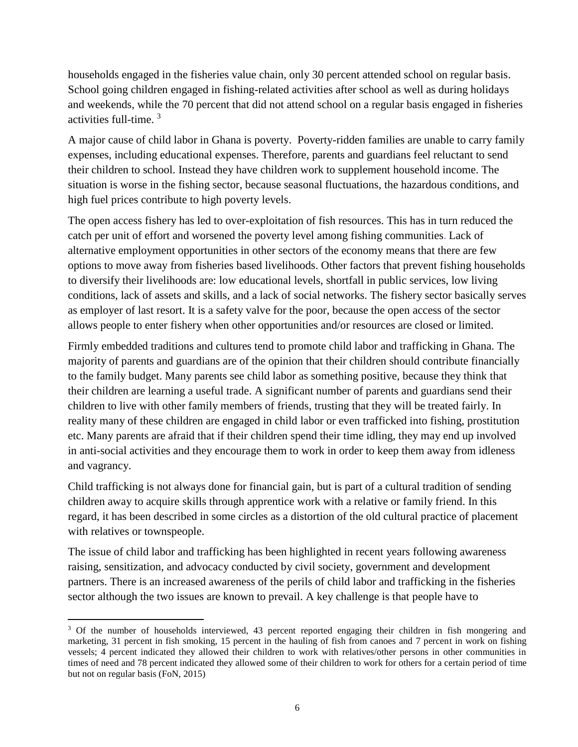households engaged in the fisheries value chain, only 30 percent attended school on regular basis. School going children engaged in fishing-related activities after school as well as during holidays and weekends, while the 70 percent that did not attend school on a regular basis engaged in fisheries activities full-time. [3]

A major cause of child labor in Ghana is poverty. Poverty-ridden families are unable to carry family expenses, including educational expenses. Therefore, parents and guardians feel reluctant to send their children to school. Instead they have children work to supplement household income. The situation is worse in the fishing sector, because seasonal fluctuations, the hazardous conditions, and high fuel prices contribute to high poverty levels.

The open access fishery has led to over-exploitation of fish resources. This has in turn reduced the catch per unit of effort and worsened the poverty level among fishing communities. Lack of alternative employment opportunities in other sectors of the economy means that there are few options to move away from fisheries based livelihoods. Other factors that prevent fishing households to diversify their livelihoods are: low educational levels, shortfall in public services, low living conditions, lack of assets and skills, and a lack of social networks. The fishery sector basically serves as employer of last resort. It is a safety valve for the poor, because the open access of the sector allows people to enter fishery when other opportunities and/or resources are closed or limited.

Firmly embedded traditions and cultures tend to promote child labor and trafficking in Ghana. The majority of parents and guardians are of the opinion that their children should contribute financially to the family budget. Many parents see child labor as something positive, because they think that their children are learning a useful trade. A significant number of parents and guardians send their children to live with other family members of friends, trusting that they will be treated fairly. In reality many of these children are engaged in child labor or even trafficked into fishing, prostitution etc. Many parents are afraid that if their children spend their time idling, they may end up involved in anti-social activities and they encourage them to work in order to keep them away from idleness and vagrancy.

Child trafficking is not always done for financial gain, but is part of a cultural tradition of sending children away to acquire skills through apprentice work with a relative or family friend. In this regard, it has been described in some circles as a distortion of the old cultural practice of placement with relatives or townspeople.

The issue of child labor and trafficking has been highlighted in recent years following awareness raising, sensitization, and advocacy conducted by civil society, government and development partners. There is an increased awareness of the perils of child labor and trafficking in the fisheries sector although the two issues are known to prevail. A key challenge is that people have to

---

[3] Of the number of households interviewed, 43 percent reported engaging their children in fish mongering and marketing, 31 percent in fish smoking, 15 percent in the hauling of fish from canoes and 7 percent in work on fishing vessels; 4 percent indicated they allowed their children to work with relatives/other persons in other communities in times of need and 78 percent indicated they allowed some of their children to work for others for a certain period of time but not on regular basis (FoN, 2015)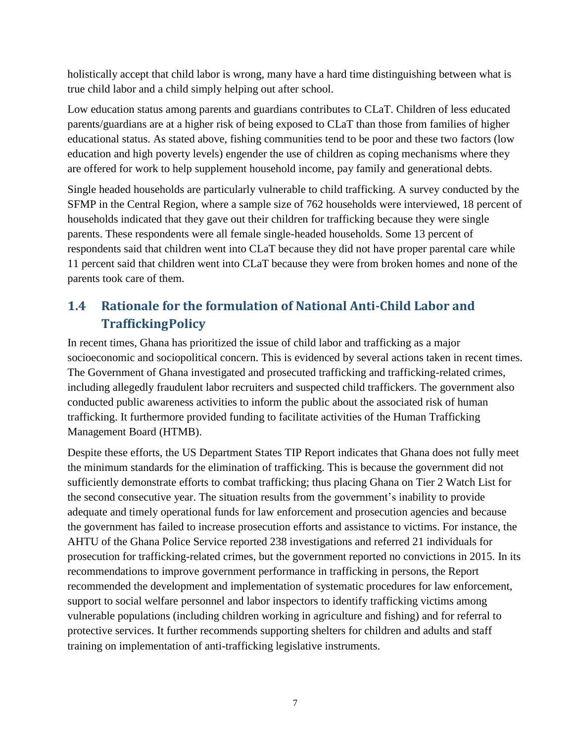holistically accept that child labor is wrong, many have a hard time distinguishing between what is true child labor and a child simply helping out after school.

Low education status among parents and guardians contributes to CLaT. Children of less educated parents/guardians are at a higher risk of being exposed to CLaT than those from families of higher educational status. As stated above, fishing communities tend to be poor and these two factors (low education and high poverty levels) engender the use of children as coping mechanisms where they are offered for work to help supplement household income, pay family and generational debts.

Single headed households are particularly vulnerable to child trafficking. A survey conducted by the SFMP in the Central Region, where a sample size of 762 households were interviewed, 18 percent of households indicated that they gave out their children for trafficking because they were single parents. These respondents were all female single-headed households. Some 13 percent of respondents said that children went into CLaT because they did not have proper parental care while 11 percent said that children went into CLaT because they were from broken homes and none of the parents took care of them.

## 1.4 Rationale for the formulation of National Anti-Child Labor and TraffickingPolicy

In recent times, Ghana has prioritized the issue of child labor and trafficking as a major socioeconomic and sociopolitical concern. This is evidenced by several actions taken in recent times. The Government of Ghana investigated and prosecuted trafficking and trafficking-related crimes, including allegedly fraudulent labor recruiters and suspected child traffickers. The government also conducted public awareness activities to inform the public about the associated risk of human trafficking. It furthermore provided funding to facilitate activities of the Human Trafficking Management Board (HTMB).

Despite these efforts, the US Department States TIP Report indicates that Ghana does not fully meet the minimum standards for the elimination of trafficking. This is because the government did not sufficiently demonstrate efforts to combat trafficking; thus placing Ghana on Tier 2 Watch List for the second consecutive year. The situation results from the government's inability to provide adequate and timely operational funds for law enforcement and prosecution agencies and because the government has failed to increase prosecution efforts and assistance to victims. For instance, the AHTU of the Ghana Police Service reported 238 investigations and referred 21 individuals for prosecution for trafficking-related crimes, but the government reported no convictions in 2015. In its recommendations to improve government performance in trafficking in persons, the Report recommended the development and implementation of systematic procedures for law enforcement, support to social welfare personnel and labor inspectors to identify trafficking victims among vulnerable populations (including children working in agriculture and fishing) and for referral to protective services. It further recommends supporting shelters for children and adults and staff training on implementation of anti-trafficking legislative instruments.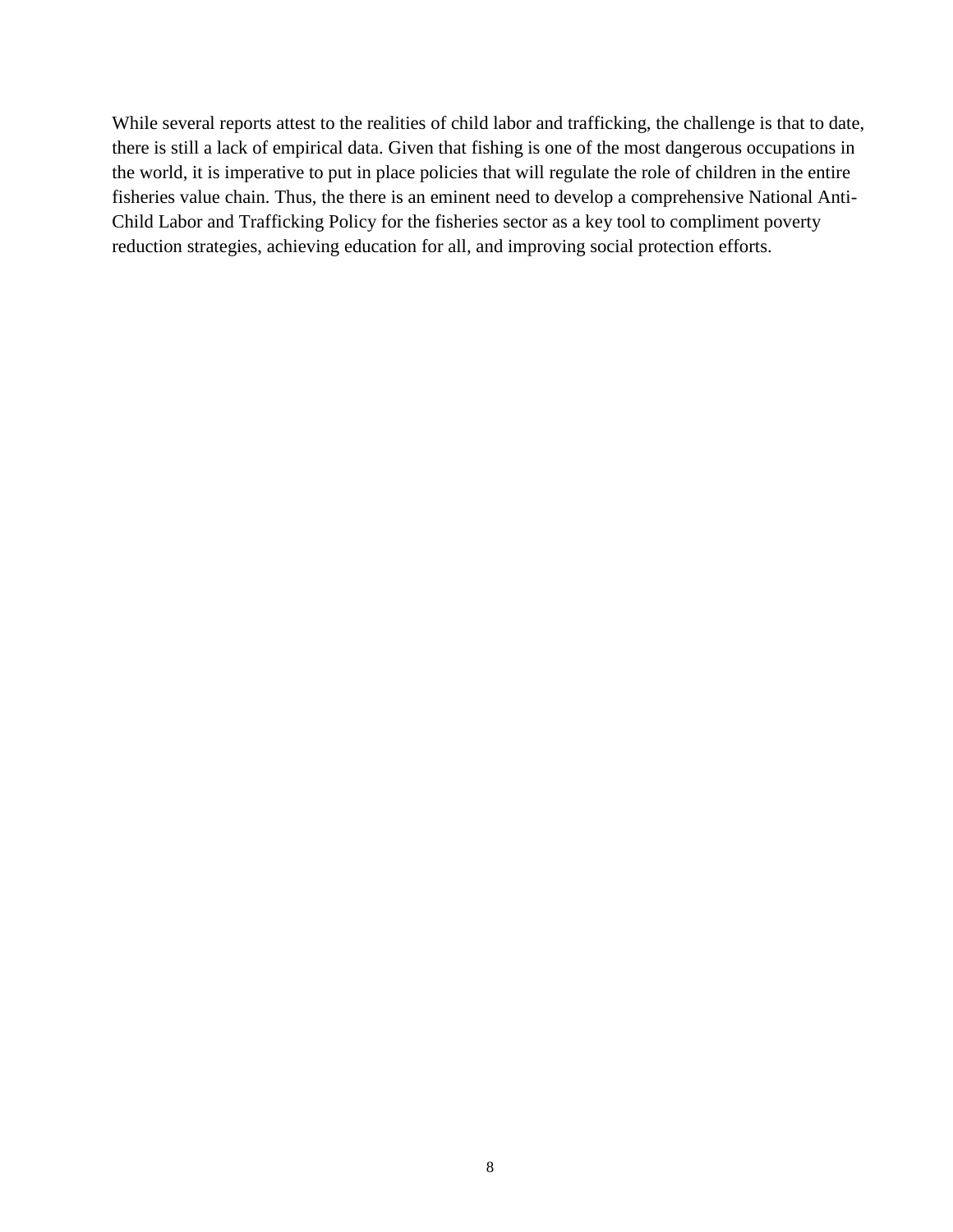While several reports attest to the realities of child labor and trafficking, the challenge is that to date, there is still a lack of empirical data. Given that fishing is one of the most dangerous occupations in the world, it is imperative to put in place policies that will regulate the role of children in the entire fisheries value chain. Thus, the there is an eminent need to develop a comprehensive National Anti-Child Labor and Trafficking Policy for the fisheries sector as a key tool to compliment poverty reduction strategies, achieving education for all, and improving social protection efforts.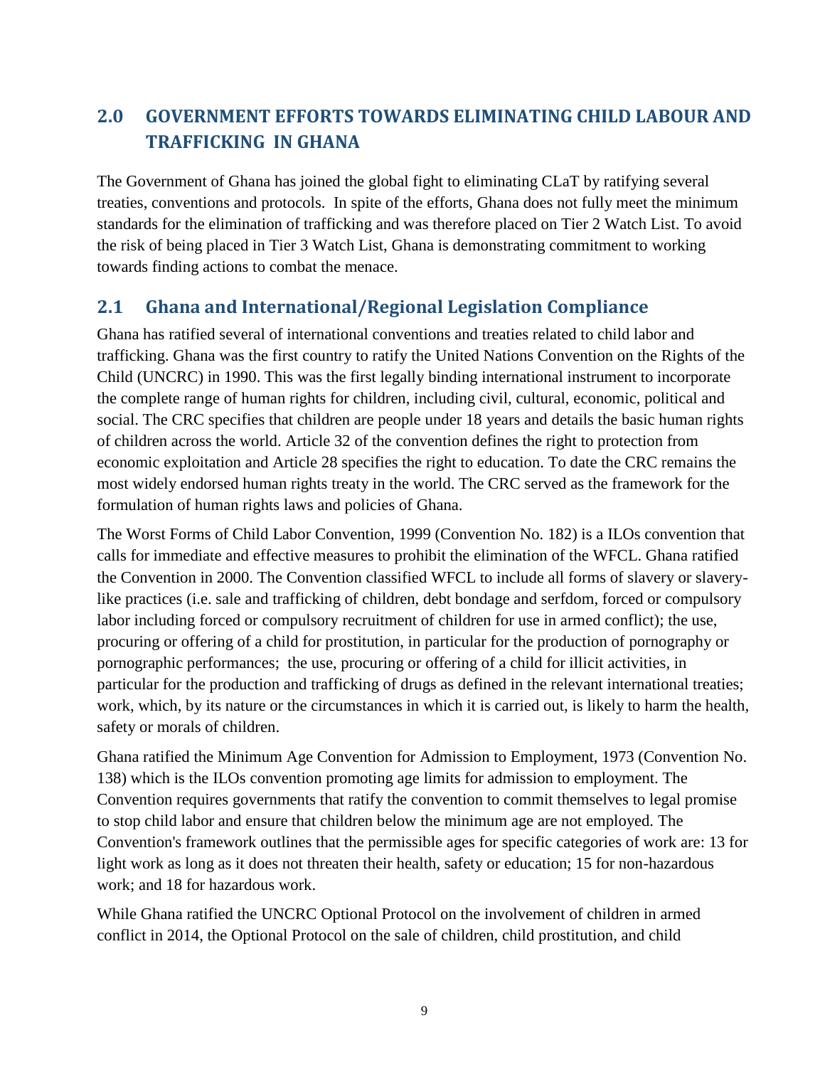## 2.0 GOVERNMENT EFFORTS TOWARDS ELIMINATING CHILD LABOUR AND TRAFFICKING IN GHANA

The Government of Ghana has joined the global fight to eliminating CLaT by ratifying several treaties, conventions and protocols. In spite of the efforts, Ghana does not fully meet the minimum standards for the elimination of trafficking and was therefore placed on Tier 2 Watch List. To avoid the risk of being placed in Tier 3 Watch List, Ghana is demonstrating commitment to working towards finding actions to combat the menace.

### 2.1 Ghana and International/Regional Legislation Compliance

Ghana has ratified several of international conventions and treaties related to child labor and trafficking. Ghana was the first country to ratify the United Nations Convention on the Rights of the Child (UNCRC) in 1990. This was the first legally binding international instrument to incorporate the complete range of human rights for children, including civil, cultural, economic, political and social. The CRC specifies that children are people under 18 years and details the basic human rights of children across the world. Article 32 of the convention defines the right to protection from economic exploitation and Article 28 specifies the right to education. To date the CRC remains the most widely endorsed human rights treaty in the world. The CRC served as the framework for the formulation of human rights laws and policies of Ghana.

The Worst Forms of Child Labor Convention, 1999 (Convention No. 182) is a ILOs convention that calls for immediate and effective measures to prohibit the elimination of the WFCL. Ghana ratified the Convention in 2000. The Convention classified WFCL to include all forms of slavery or slavery-like practices (i.e. sale and trafficking of children, debt bondage and serfdom, forced or compulsory labor including forced or compulsory recruitment of children for use in armed conflict); the use, procuring or offering of a child for prostitution, in particular for the production of pornography or pornographic performances; the use, procuring or offering of a child for illicit activities, in particular for the production and trafficking of drugs as defined in the relevant international treaties; work, which, by its nature or the circumstances in which it is carried out, is likely to harm the health, safety or morals of children.

Ghana ratified the Minimum Age Convention for Admission to Employment, 1973 (Convention No. 138) which is the ILOs convention promoting age limits for admission to employment. The Convention requires governments that ratify the convention to commit themselves to legal promise to stop child labor and ensure that children below the minimum age are not employed. The Convention's framework outlines that the permissible ages for specific categories of work are: 13 for light work as long as it does not threaten their health, safety or education; 15 for non-hazardous work; and 18 for hazardous work.

While Ghana ratified the UNCRC Optional Protocol on the involvement of children in armed conflict in 2014, the Optional Protocol on the sale of children, child prostitution, and child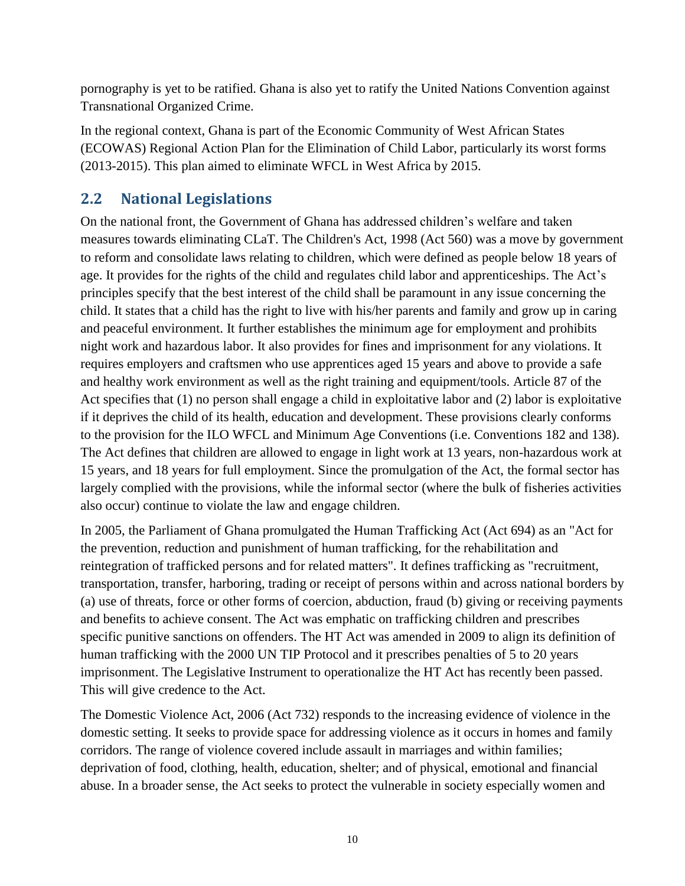pornography is yet to be ratified. Ghana is also yet to ratify the United Nations Convention against Transnational Organized Crime.

In the regional context, Ghana is part of the Economic Community of West African States (ECOWAS) Regional Action Plan for the Elimination of Child Labor, particularly its worst forms (2013-2015). This plan aimed to eliminate WFCL in West Africa by 2015.

## 2.2 National Legislations

On the national front, the Government of Ghana has addressed children's welfare and taken measures towards eliminating CLaT. The Children's Act, 1998 (Act 560) was a move by government to reform and consolidate laws relating to children, which were defined as people below 18 years of age. It provides for the rights of the child and regulates child labor and apprenticeships. The Act's principles specify that the best interest of the child shall be paramount in any issue concerning the child. It states that a child has the right to live with his/her parents and family and grow up in caring and peaceful environment. It further establishes the minimum age for employment and prohibits night work and hazardous labor. It also provides for fines and imprisonment for any violations. It requires employers and craftsmen who use apprentices aged 15 years and above to provide a safe and healthy work environment as well as the right training and equipment/tools. Article 87 of the Act specifies that (1) no person shall engage a child in exploitative labor and (2) labor is exploitative if it deprives the child of its health, education and development. These provisions clearly conforms to the provision for the ILO WFCL and Minimum Age Conventions (i.e. Conventions 182 and 138). The Act defines that children are allowed to engage in light work at 13 years, non-hazardous work at 15 years, and 18 years for full employment. Since the promulgation of the Act, the formal sector has largely complied with the provisions, while the informal sector (where the bulk of fisheries activities also occur) continue to violate the law and engage children.

In 2005, the Parliament of Ghana promulgated the Human Trafficking Act (Act 694) as an "Act for the prevention, reduction and punishment of human trafficking, for the rehabilitation and reintegration of trafficked persons and for related matters". It defines trafficking as "recruitment, transportation, transfer, harboring, trading or receipt of persons within and across national borders by (a) use of threats, force or other forms of coercion, abduction, fraud (b) giving or receiving payments and benefits to achieve consent. The Act was emphatic on trafficking children and prescribes specific punitive sanctions on offenders. The HT Act was amended in 2009 to align its definition of human trafficking with the 2000 UN TIP Protocol and it prescribes penalties of 5 to 20 years imprisonment. The Legislative Instrument to operationalize the HT Act has recently been passed. This will give credence to the Act.

The Domestic Violence Act, 2006 (Act 732) responds to the increasing evidence of violence in the domestic setting. It seeks to provide space for addressing violence as it occurs in homes and family corridors. The range of violence covered include assault in marriages and within families; deprivation of food, clothing, health, education, shelter; and of physical, emotional and financial abuse. In a broader sense, the Act seeks to protect the vulnerable in society especially women and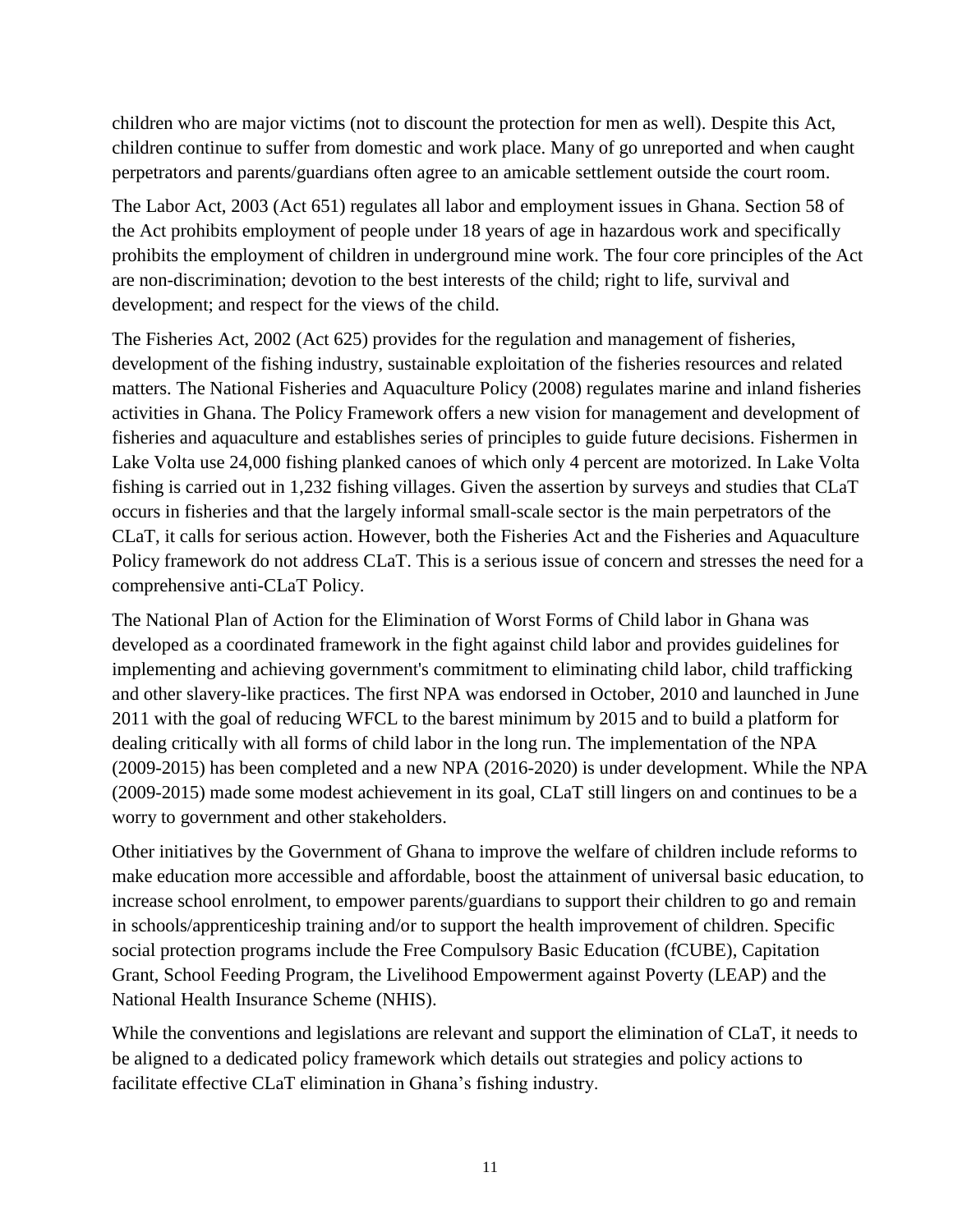children who are major victims (not to discount the protection for men as well). Despite this Act, children continue to suffer from domestic and work place. Many of go unreported and when caught perpetrators and parents/guardians often agree to an amicable settlement outside the court room.

The Labor Act, 2003 (Act 651) regulates all labor and employment issues in Ghana. Section 58 of the Act prohibits employment of people under 18 years of age in hazardous work and specifically prohibits the employment of children in underground mine work. The four core principles of the Act are non-discrimination; devotion to the best interests of the child; right to life, survival and development; and respect for the views of the child.

The Fisheries Act, 2002 (Act 625) provides for the regulation and management of fisheries, development of the fishing industry, sustainable exploitation of the fisheries resources and related matters. The National Fisheries and Aquaculture Policy (2008) regulates marine and inland fisheries activities in Ghana. The Policy Framework offers a new vision for management and development of fisheries and aquaculture and establishes series of principles to guide future decisions. Fishermen in Lake Volta use 24,000 fishing planked canoes of which only 4 percent are motorized. In Lake Volta fishing is carried out in 1,232 fishing villages. Given the assertion by surveys and studies that CLaT occurs in fisheries and that the largely informal small-scale sector is the main perpetrators of the CLaT, it calls for serious action. However, both the Fisheries Act and the Fisheries and Aquaculture Policy framework do not address CLaT. This is a serious issue of concern and stresses the need for a comprehensive anti-CLaT Policy.

The National Plan of Action for the Elimination of Worst Forms of Child labor in Ghana was developed as a coordinated framework in the fight against child labor and provides guidelines for implementing and achieving government's commitment to eliminating child labor, child trafficking and other slavery-like practices. The first NPA was endorsed in October, 2010 and launched in June 2011 with the goal of reducing WFCL to the barest minimum by 2015 and to build a platform for dealing critically with all forms of child labor in the long run. The implementation of the NPA (2009-2015) has been completed and a new NPA (2016-2020) is under development. While the NPA (2009-2015) made some modest achievement in its goal, CLaT still lingers on and continues to be a worry to government and other stakeholders.

Other initiatives by the Government of Ghana to improve the welfare of children include reforms to make education more accessible and affordable, boost the attainment of universal basic education, to increase school enrolment, to empower parents/guardians to support their children to go and remain in schools/apprenticeship training and/or to support the health improvement of children. Specific social protection programs include the Free Compulsory Basic Education (fCUBE), Capitation Grant, School Feeding Program, the Livelihood Empowerment against Poverty (LEAP) and the National Health Insurance Scheme (NHIS).

While the conventions and legislations are relevant and support the elimination of CLaT, it needs to be aligned to a dedicated policy framework which details out strategies and policy actions to facilitate effective CLaT elimination in Ghana's fishing industry.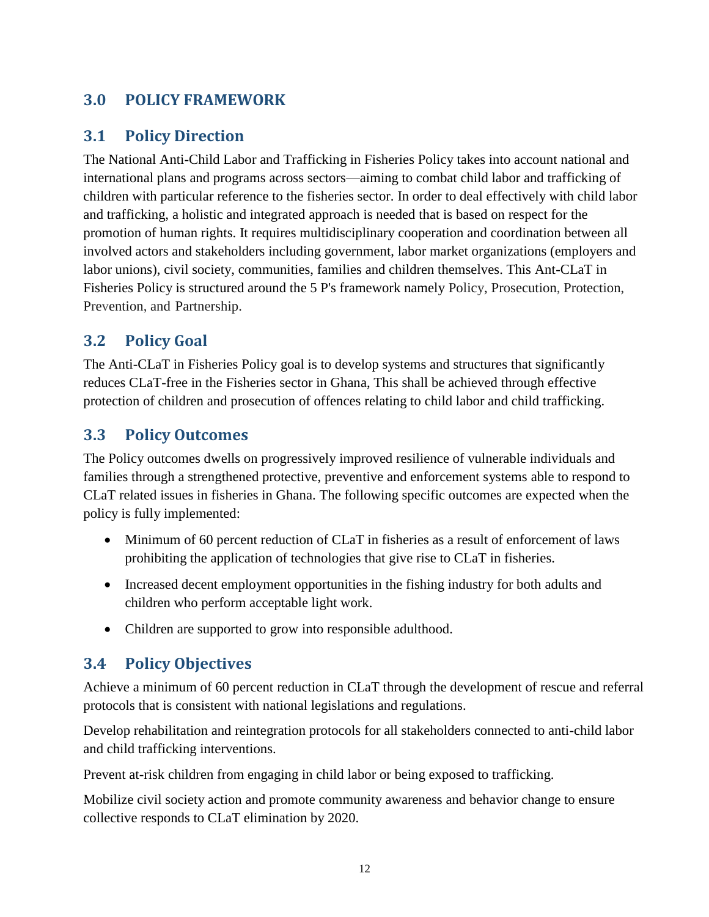# 3.0 POLICY FRAMEWORK

## 3.1 Policy Direction

The National Anti-Child Labor and Trafficking in Fisheries Policy takes into account national and international plans and programs across sectors—aiming to combat child labor and trafficking of children with particular reference to the fisheries sector. In order to deal effectively with child labor and trafficking, a holistic and integrated approach is needed that is based on respect for the promotion of human rights. It requires multidisciplinary cooperation and coordination between all involved actors and stakeholders including government, labor market organizations (employers and labor unions), civil society, communities, families and children themselves. This Ant-CLaT in Fisheries Policy is structured around the 5 P's framework namely Policy, Prosecution, Protection, Prevention, and Partnership.

## 3.2 Policy Goal

The Anti-CLaT in Fisheries Policy goal is to develop systems and structures that significantly reduces CLaT-free in the Fisheries sector in Ghana, This shall be achieved through effective protection of children and prosecution of offences relating to child labor and child trafficking.

## 3.3 Policy Outcomes

The Policy outcomes dwells on progressively improved resilience of vulnerable individuals and families through a strengthened protective, preventive and enforcement systems able to respond to CLaT related issues in fisheries in Ghana. The following specific outcomes are expected when the policy is fully implemented:

- Minimum of 60 percent reduction of CLaT in fisheries as a result of enforcement of laws prohibiting the application of technologies that give rise to CLaT in fisheries.
- Increased decent employment opportunities in the fishing industry for both adults and children who perform acceptable light work.
- Children are supported to grow into responsible adulthood.

## 3.4 Policy Objectives

Achieve a minimum of 60 percent reduction in CLaT through the development of rescue and referral protocols that is consistent with national legislations and regulations.

Develop rehabilitation and reintegration protocols for all stakeholders connected to anti-child labor and child trafficking interventions.

Prevent at-risk children from engaging in child labor or being exposed to trafficking.

Mobilize civil society action and promote community awareness and behavior change to ensure collective responds to CLaT elimination by 2020.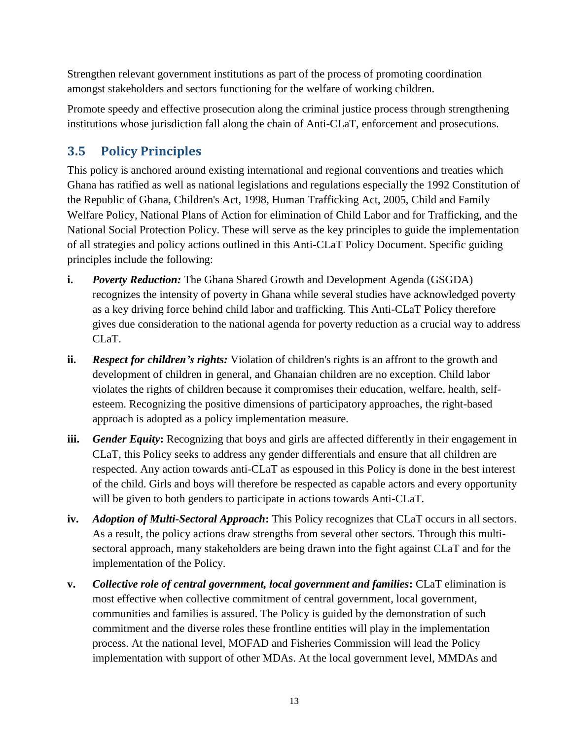Strengthen relevant government institutions as part of the process of promoting coordination amongst stakeholders and sectors functioning for the welfare of working children.

Promote speedy and effective prosecution along the criminal justice process through strengthening institutions whose jurisdiction fall along the chain of Anti-CLaT, enforcement and prosecutions.

## 3.5 Policy Principles

This policy is anchored around existing international and regional conventions and treaties which Ghana has ratified as well as national legislations and regulations especially the 1992 Constitution of the Republic of Ghana, Children's Act, 1998, Human Trafficking Act, 2005, Child and Family Welfare Policy, National Plans of Action for elimination of Child Labor and for Trafficking, and the National Social Protection Policy. These will serve as the key principles to guide the implementation of all strategies and policy actions outlined in this Anti-CLaT Policy Document. Specific guiding principles include the following:

- **i.** ***Poverty Reduction:*** The Ghana Shared Growth and Development Agenda (GSGDA) recognizes the intensity of poverty in Ghana while several studies have acknowledged poverty as a key driving force behind child labor and trafficking. This Anti-CLaT Policy therefore gives due consideration to the national agenda for poverty reduction as a crucial way to address CLaT.
- **ii.** ***Respect for children's rights:*** Violation of children's rights is an affront to the growth and development of children in general, and Ghanaian children are no exception. Child labor violates the rights of children because it compromises their education, welfare, health, self-esteem. Recognizing the positive dimensions of participatory approaches, the right-based approach is adopted as a policy implementation measure.
- **iii.** ***Gender Equity*:** Recognizing that boys and girls are affected differently in their engagement in CLaT, this Policy seeks to address any gender differentials and ensure that all children are respected. Any action towards anti-CLaT as espoused in this Policy is done in the best interest of the child. Girls and boys will therefore be respected as capable actors and every opportunity will be given to both genders to participate in actions towards Anti-CLaT.
- **iv.** ***Adoption of Multi-Sectoral Approach*:** This Policy recognizes that CLaT occurs in all sectors. As a result, the policy actions draw strengths from several other sectors. Through this multi-sectoral approach, many stakeholders are being drawn into the fight against CLaT and for the implementation of the Policy.
- **v.** ***Collective role of central government, local government and families*:** CLaT elimination is most effective when collective commitment of central government, local government, communities and families is assured. The Policy is guided by the demonstration of such commitment and the diverse roles these frontline entities will play in the implementation process. At the national level, MOFAD and Fisheries Commission will lead the Policy implementation with support of other MDAs. At the local government level, MMDAs and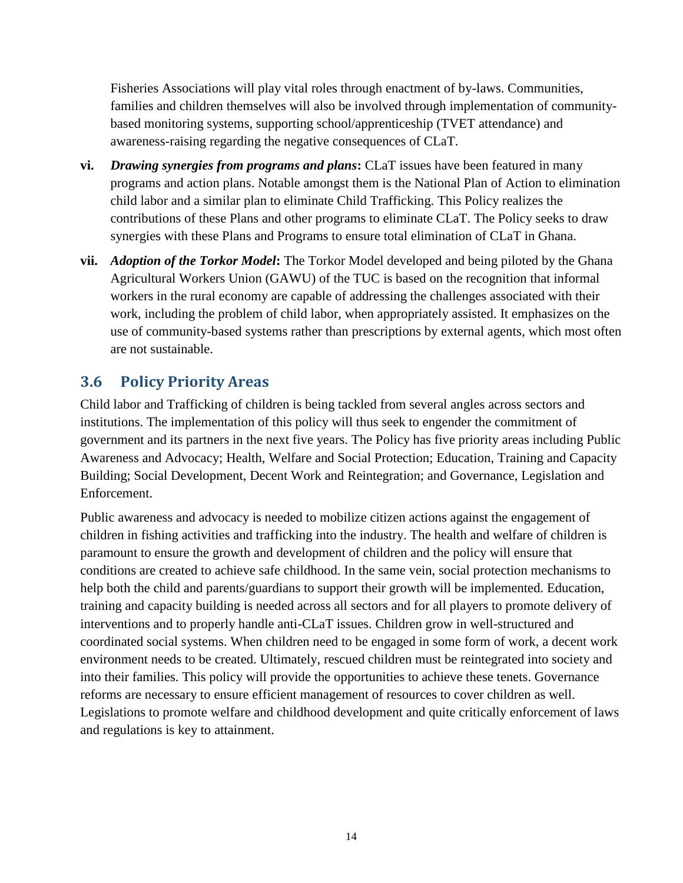Fisheries Associations will play vital roles through enactment of by-laws. Communities, families and children themselves will also be involved through implementation of community-based monitoring systems, supporting school/apprenticeship (TVET attendance) and awareness-raising regarding the negative consequences of CLaT.

**vi.** ***Drawing synergies from programs and plans*:** CLaT issues have been featured in many programs and action plans. Notable amongst them is the National Plan of Action to elimination child labor and a similar plan to eliminate Child Trafficking. This Policy realizes the contributions of these Plans and other programs to eliminate CLaT. The Policy seeks to draw synergies with these Plans and Programs to ensure total elimination of CLaT in Ghana.

**vii.** ***Adoption of the Torkor Model*:** The Torkor Model developed and being piloted by the Ghana Agricultural Workers Union (GAWU) of the TUC is based on the recognition that informal workers in the rural economy are capable of addressing the challenges associated with their work, including the problem of child labor, when appropriately assisted. It emphasizes on the use of community-based systems rather than prescriptions by external agents, which most often are not sustainable.

## 3.6 Policy Priority Areas

Child labor and Trafficking of children is being tackled from several angles across sectors and institutions. The implementation of this policy will thus seek to engender the commitment of government and its partners in the next five years. The Policy has five priority areas including Public Awareness and Advocacy; Health, Welfare and Social Protection; Education, Training and Capacity Building; Social Development, Decent Work and Reintegration; and Governance, Legislation and Enforcement.

Public awareness and advocacy is needed to mobilize citizen actions against the engagement of children in fishing activities and trafficking into the industry. The health and welfare of children is paramount to ensure the growth and development of children and the policy will ensure that conditions are created to achieve safe childhood. In the same vein, social protection mechanisms to help both the child and parents/guardians to support their growth will be implemented. Education, training and capacity building is needed across all sectors and for all players to promote delivery of interventions and to properly handle anti-CLaT issues. Children grow in well-structured and coordinated social systems. When children need to be engaged in some form of work, a decent work environment needs to be created. Ultimately, rescued children must be reintegrated into society and into their families. This policy will provide the opportunities to achieve these tenets. Governance reforms are necessary to ensure efficient management of resources to cover children as well. Legislations to promote welfare and childhood development and quite critically enforcement of laws and regulations is key to attainment.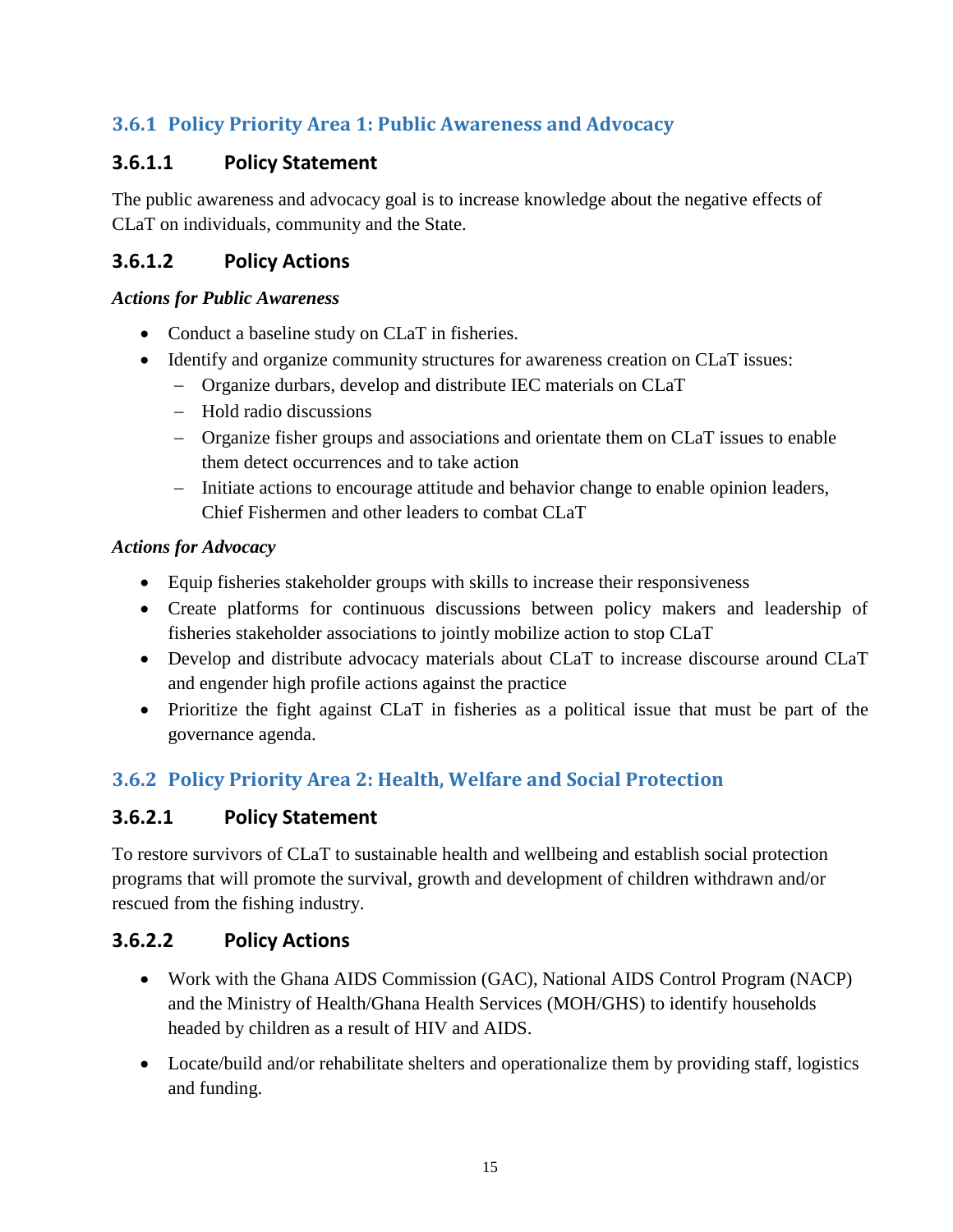### 3.6.1 Policy Priority Area 1: Public Awareness and Advocacy

#### 3.6.1.1 Policy Statement

The public awareness and advocacy goal is to increase knowledge about the negative effects of CLaT on individuals, community and the State.

#### 3.6.1.2 Policy Actions

***Actions for Public Awareness***

- Conduct a baseline study on CLaT in fisheries.
- Identify and organize community structures for awareness creation on CLaT issues:
  - Organize durbars, develop and distribute IEC materials on CLaT
  - Hold radio discussions
  - Organize fisher groups and associations and orientate them on CLaT issues to enable them detect occurrences and to take action
  - Initiate actions to encourage attitude and behavior change to enable opinion leaders, Chief Fishermen and other leaders to combat CLaT

***Actions for Advocacy***

- Equip fisheries stakeholder groups with skills to increase their responsiveness
- Create platforms for continuous discussions between policy makers and leadership of fisheries stakeholder associations to jointly mobilize action to stop CLaT
- Develop and distribute advocacy materials about CLaT to increase discourse around CLaT and engender high profile actions against the practice
- Prioritize the fight against CLaT in fisheries as a political issue that must be part of the governance agenda.

### 3.6.2 Policy Priority Area 2: Health, Welfare and Social Protection

#### 3.6.2.1 Policy Statement

To restore survivors of CLaT to sustainable health and wellbeing and establish social protection programs that will promote the survival, growth and development of children withdrawn and/or rescued from the fishing industry.

#### 3.6.2.2 Policy Actions

- Work with the Ghana AIDS Commission (GAC), National AIDS Control Program (NACP) and the Ministry of Health/Ghana Health Services (MOH/GHS) to identify households headed by children as a result of HIV and AIDS.
- Locate/build and/or rehabilitate shelters and operationalize them by providing staff, logistics and funding.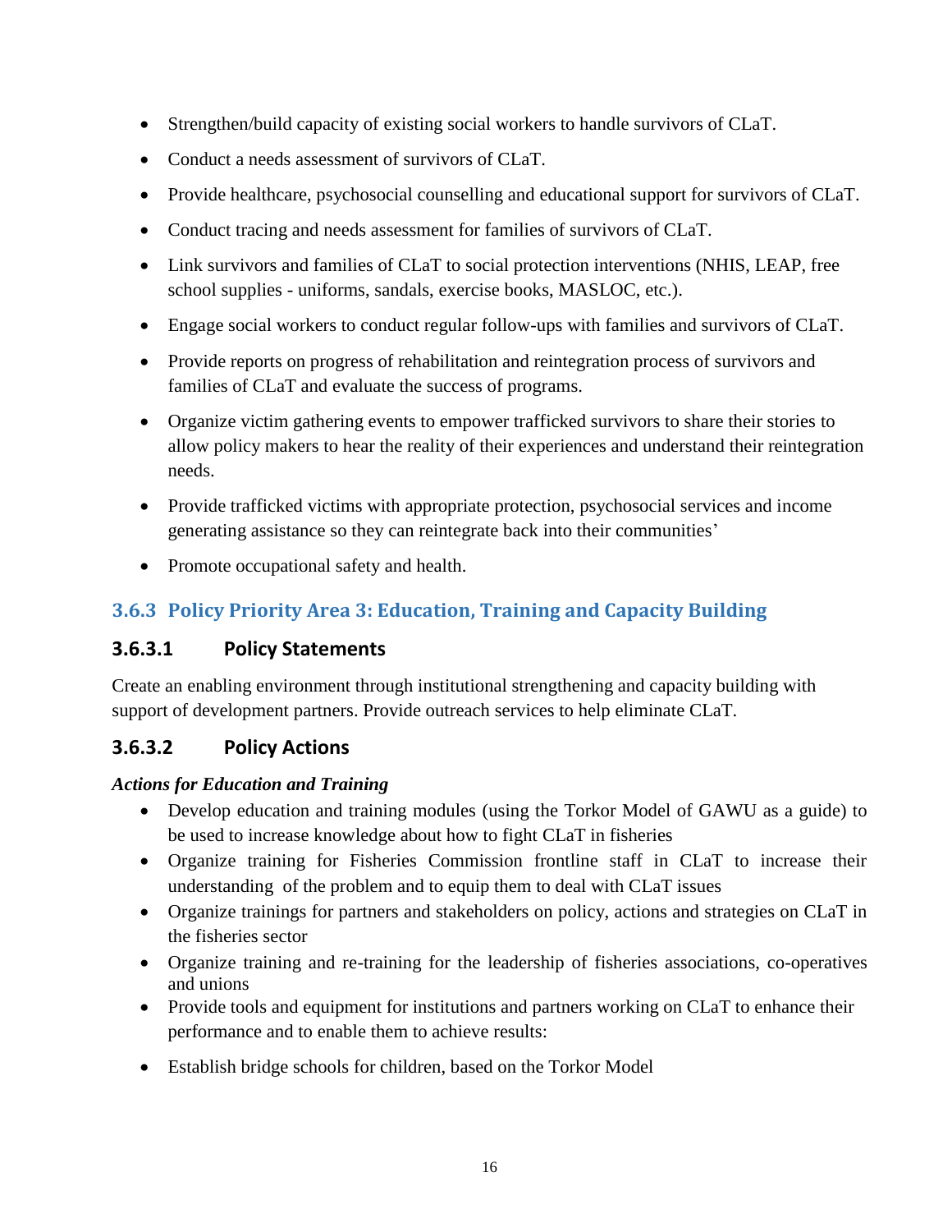- Strengthen/build capacity of existing social workers to handle survivors of CLaT.
- Conduct a needs assessment of survivors of CLaT.
- Provide healthcare, psychosocial counselling and educational support for survivors of CLaT.
- Conduct tracing and needs assessment for families of survivors of CLaT.
- Link survivors and families of CLaT to social protection interventions (NHIS, LEAP, free school supplies - uniforms, sandals, exercise books, MASLOC, etc.).
- Engage social workers to conduct regular follow-ups with families and survivors of CLaT.
- Provide reports on progress of rehabilitation and reintegration process of survivors and families of CLaT and evaluate the success of programs.
- Organize victim gathering events to empower trafficked survivors to share their stories to allow policy makers to hear the reality of their experiences and understand their reintegration needs.
- Provide trafficked victims with appropriate protection, psychosocial services and income generating assistance so they can reintegrate back into their communities'
- Promote occupational safety and health.

## 3.6.3 Policy Priority Area 3: Education, Training and Capacity Building

### 3.6.3.1 Policy Statements

Create an enabling environment through institutional strengthening and capacity building with support of development partners. Provide outreach services to help eliminate CLaT.

### 3.6.3.2 Policy Actions

***Actions for Education and Training***

- Develop education and training modules (using the Torkor Model of GAWU as a guide) to be used to increase knowledge about how to fight CLaT in fisheries
- Organize training for Fisheries Commission frontline staff in CLaT to increase their understanding of the problem and to equip them to deal with CLaT issues
- Organize trainings for partners and stakeholders on policy, actions and strategies on CLaT in the fisheries sector
- Organize training and re-training for the leadership of fisheries associations, co-operatives and unions
- Provide tools and equipment for institutions and partners working on CLaT to enhance their performance and to enable them to achieve results:
- Establish bridge schools for children, based on the Torkor Model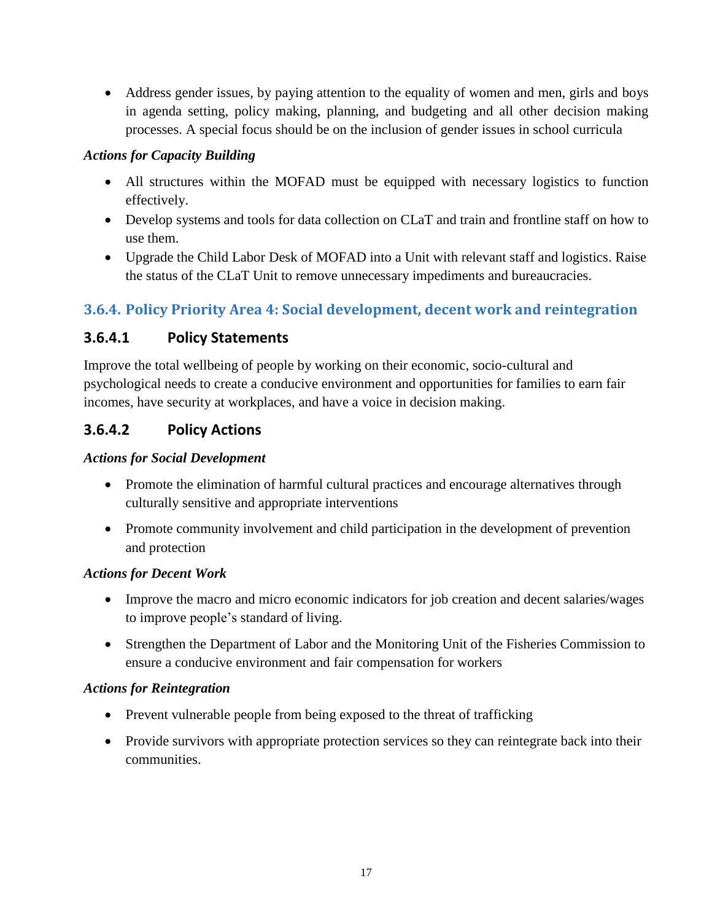- Address gender issues, by paying attention to the equality of women and men, girls and boys in agenda setting, policy making, planning, and budgeting and all other decision making processes. A special focus should be on the inclusion of gender issues in school curricula

***Actions for Capacity Building***

- All structures within the MOFAD must be equipped with necessary logistics to function effectively.
- Develop systems and tools for data collection on CLaT and train and frontline staff on how to use them.
- Upgrade the Child Labor Desk of MOFAD into a Unit with relevant staff and logistics. Raise the status of the CLaT Unit to remove unnecessary impediments and bureaucracies.

### 3.6.4. Policy Priority Area 4: Social development, decent work and reintegration

#### 3.6.4.1 Policy Statements

Improve the total wellbeing of people by working on their economic, socio-cultural and psychological needs to create a conducive environment and opportunities for families to earn fair incomes, have security at workplaces, and have a voice in decision making.

#### 3.6.4.2 Policy Actions

***Actions for Social Development***

- Promote the elimination of harmful cultural practices and encourage alternatives through culturally sensitive and appropriate interventions
- Promote community involvement and child participation in the development of prevention and protection

***Actions for Decent Work***

- Improve the macro and micro economic indicators for job creation and decent salaries/wages to improve people's standard of living.
- Strengthen the Department of Labor and the Monitoring Unit of the Fisheries Commission to ensure a conducive environment and fair compensation for workers

***Actions for Reintegration***

- Prevent vulnerable people from being exposed to the threat of trafficking
- Provide survivors with appropriate protection services so they can reintegrate back into their communities.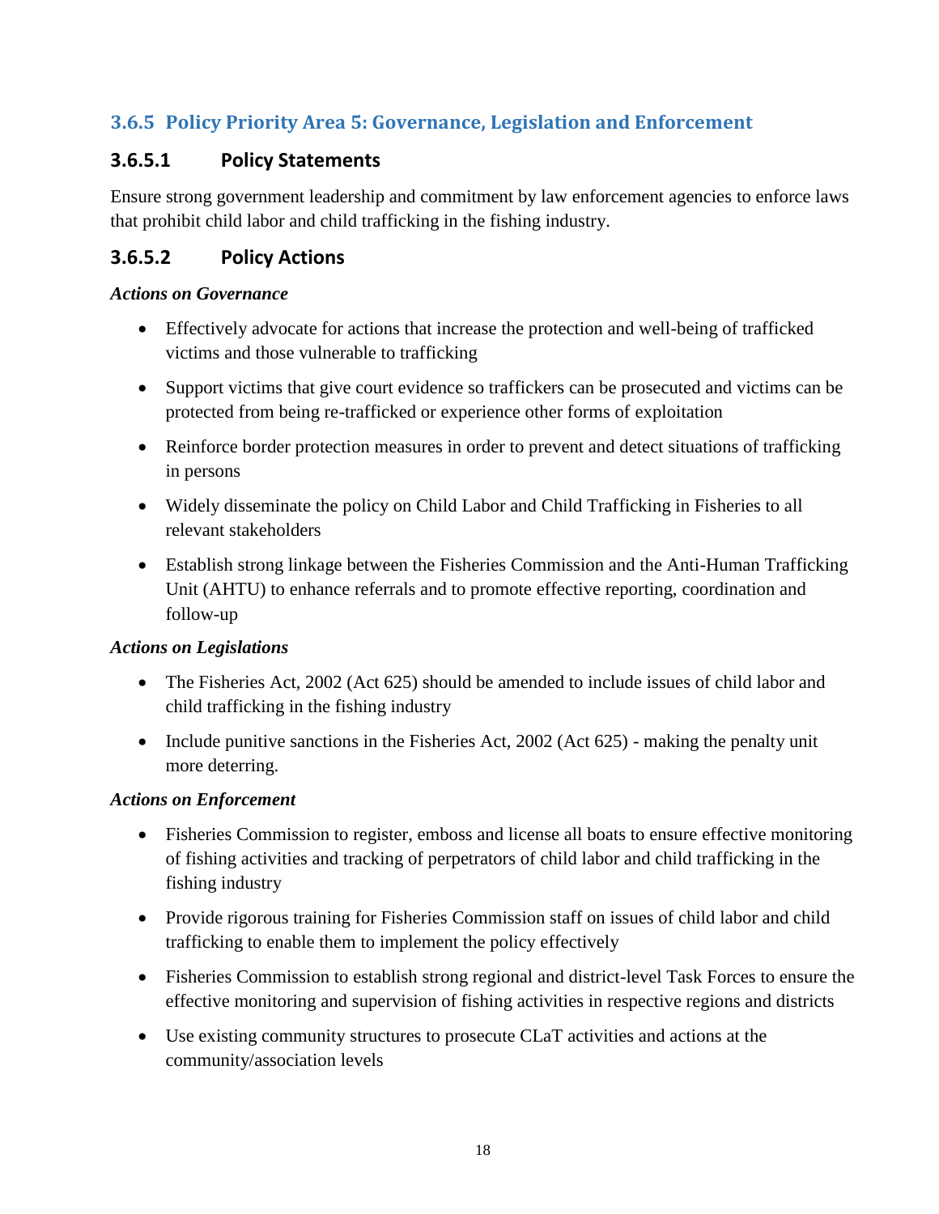### 3.6.5 Policy Priority Area 5: Governance, Legislation and Enforcement

#### 3.6.5.1 Policy Statements

Ensure strong government leadership and commitment by law enforcement agencies to enforce laws that prohibit child labor and child trafficking in the fishing industry.

#### 3.6.5.2 Policy Actions

***Actions on Governance***

- Effectively advocate for actions that increase the protection and well-being of trafficked victims and those vulnerable to trafficking
- Support victims that give court evidence so traffickers can be prosecuted and victims can be protected from being re-trafficked or experience other forms of exploitation
- Reinforce border protection measures in order to prevent and detect situations of trafficking in persons
- Widely disseminate the policy on Child Labor and Child Trafficking in Fisheries to all relevant stakeholders
- Establish strong linkage between the Fisheries Commission and the Anti-Human Trafficking Unit (AHTU) to enhance referrals and to promote effective reporting, coordination and follow-up

***Actions on Legislations***

- The Fisheries Act, 2002 (Act 625) should be amended to include issues of child labor and child trafficking in the fishing industry
- Include punitive sanctions in the Fisheries Act, 2002 (Act 625) - making the penalty unit more deterring.

***Actions on Enforcement***

- Fisheries Commission to register, emboss and license all boats to ensure effective monitoring of fishing activities and tracking of perpetrators of child labor and child trafficking in the fishing industry
- Provide rigorous training for Fisheries Commission staff on issues of child labor and child trafficking to enable them to implement the policy effectively
- Fisheries Commission to establish strong regional and district-level Task Forces to ensure the effective monitoring and supervision of fishing activities in respective regions and districts
- Use existing community structures to prosecute CLaT activities and actions at the community/association levels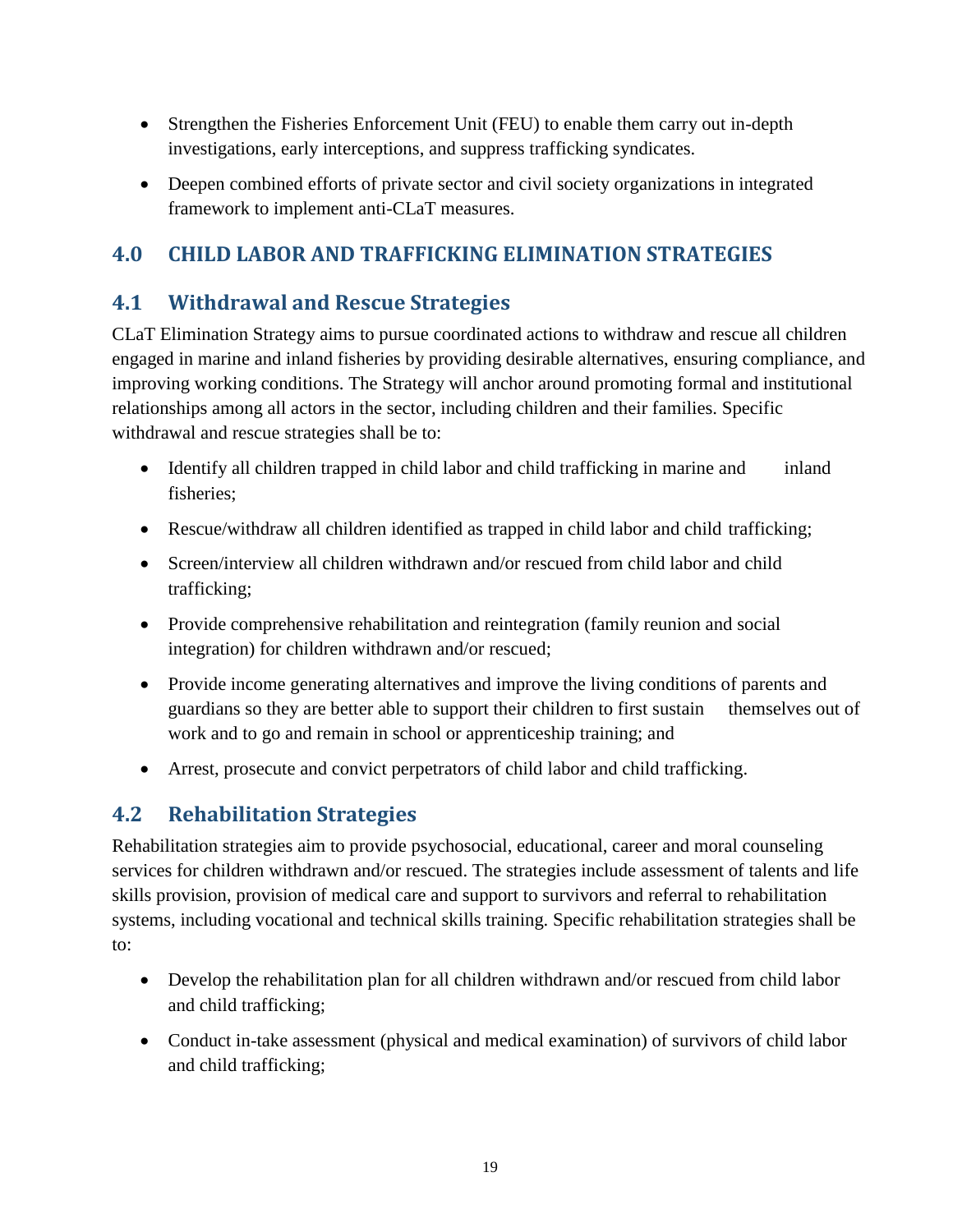- Strengthen the Fisheries Enforcement Unit (FEU) to enable them carry out in-depth investigations, early interceptions, and suppress trafficking syndicates.
- Deepen combined efforts of private sector and civil society organizations in integrated framework to implement anti-CLaT measures.

# 4.0 CHILD LABOR AND TRAFFICKING ELIMINATION STRATEGIES

## 4.1 Withdrawal and Rescue Strategies

CLaT Elimination Strategy aims to pursue coordinated actions to withdraw and rescue all children engaged in marine and inland fisheries by providing desirable alternatives, ensuring compliance, and improving working conditions. The Strategy will anchor around promoting formal and institutional relationships among all actors in the sector, including children and their families. Specific withdrawal and rescue strategies shall be to:

- Identify all children trapped in child labor and child trafficking in marine and inland fisheries;
- Rescue/withdraw all children identified as trapped in child labor and child trafficking;
- Screen/interview all children withdrawn and/or rescued from child labor and child trafficking;
- Provide comprehensive rehabilitation and reintegration (family reunion and social integration) for children withdrawn and/or rescued;
- Provide income generating alternatives and improve the living conditions of parents and guardians so they are better able to support their children to first sustain themselves out of work and to go and remain in school or apprenticeship training; and
- Arrest, prosecute and convict perpetrators of child labor and child trafficking.

## 4.2 Rehabilitation Strategies

Rehabilitation strategies aim to provide psychosocial, educational, career and moral counseling services for children withdrawn and/or rescued. The strategies include assessment of talents and life skills provision, provision of medical care and support to survivors and referral to rehabilitation systems, including vocational and technical skills training. Specific rehabilitation strategies shall be to:

- Develop the rehabilitation plan for all children withdrawn and/or rescued from child labor and child trafficking;
- Conduct in-take assessment (physical and medical examination) of survivors of child labor and child trafficking;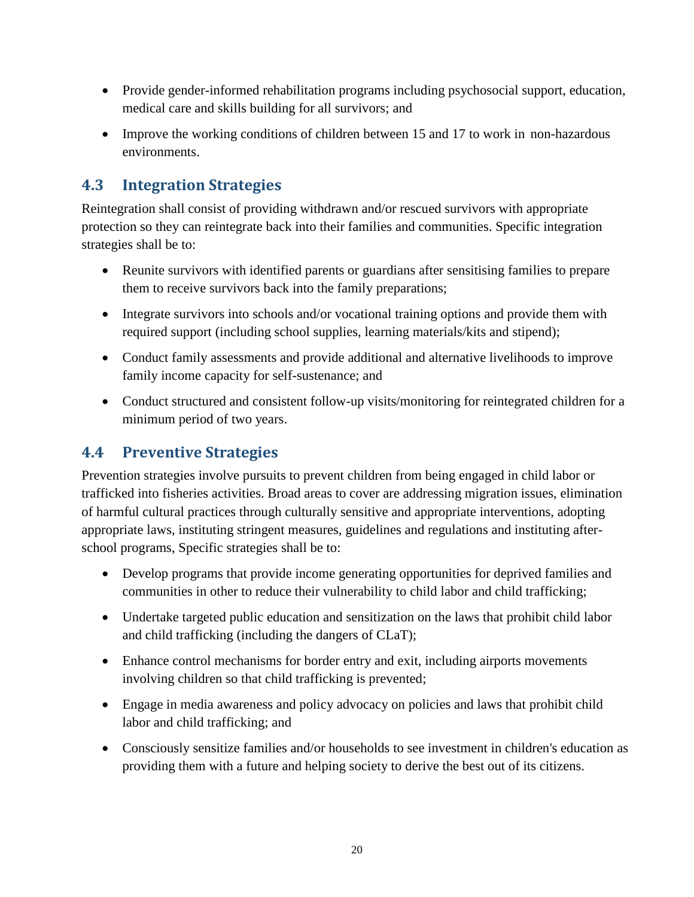- Provide gender-informed rehabilitation programs including psychosocial support, education, medical care and skills building for all survivors; and
- Improve the working conditions of children between 15 and 17 to work in non-hazardous environments.

## 4.3 Integration Strategies

Reintegration shall consist of providing withdrawn and/or rescued survivors with appropriate protection so they can reintegrate back into their families and communities. Specific integration strategies shall be to:

- Reunite survivors with identified parents or guardians after sensitising families to prepare them to receive survivors back into the family preparations;
- Integrate survivors into schools and/or vocational training options and provide them with required support (including school supplies, learning materials/kits and stipend);
- Conduct family assessments and provide additional and alternative livelihoods to improve family income capacity for self-sustenance; and
- Conduct structured and consistent follow-up visits/monitoring for reintegrated children for a minimum period of two years.

## 4.4 Preventive Strategies

Prevention strategies involve pursuits to prevent children from being engaged in child labor or trafficked into fisheries activities. Broad areas to cover are addressing migration issues, elimination of harmful cultural practices through culturally sensitive and appropriate interventions, adopting appropriate laws, instituting stringent measures, guidelines and regulations and instituting after-school programs, Specific strategies shall be to:

- Develop programs that provide income generating opportunities for deprived families and communities in other to reduce their vulnerability to child labor and child trafficking;
- Undertake targeted public education and sensitization on the laws that prohibit child labor and child trafficking (including the dangers of CLaT);
- Enhance control mechanisms for border entry and exit, including airports movements involving children so that child trafficking is prevented;
- Engage in media awareness and policy advocacy on policies and laws that prohibit child labor and child trafficking; and
- Consciously sensitize families and/or households to see investment in children's education as providing them with a future and helping society to derive the best out of its citizens.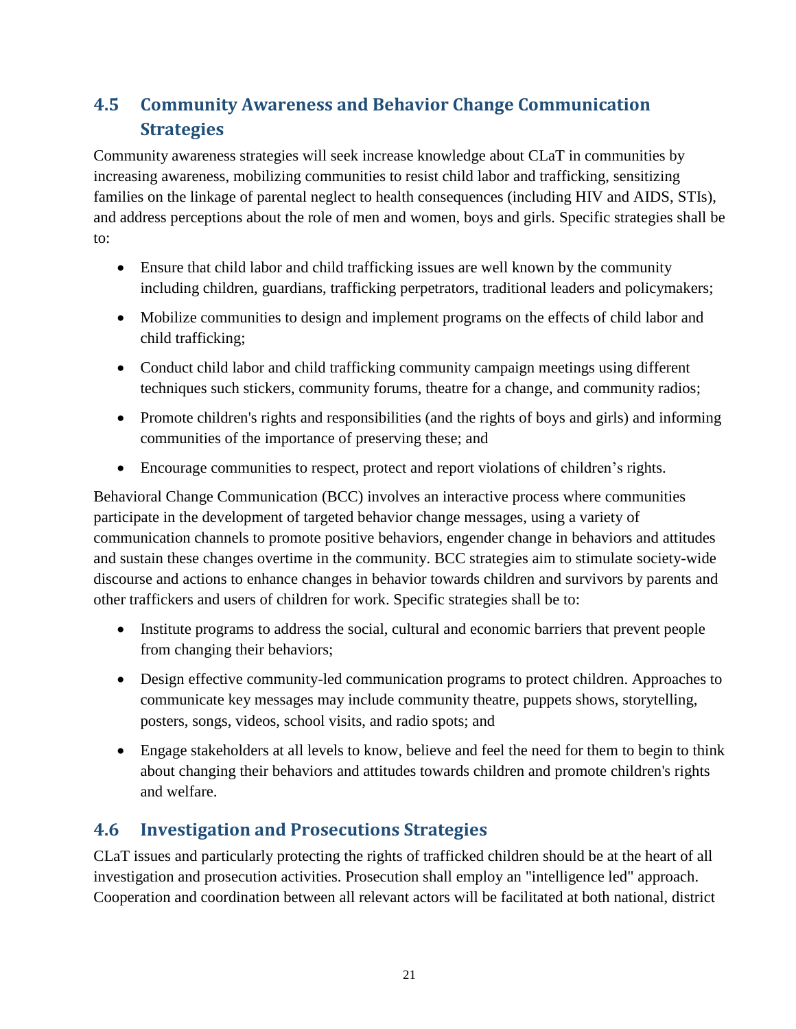## 4.5 Community Awareness and Behavior Change Communication Strategies

Community awareness strategies will seek increase knowledge about CLaT in communities by increasing awareness, mobilizing communities to resist child labor and trafficking, sensitizing families on the linkage of parental neglect to health consequences (including HIV and AIDS, STIs), and address perceptions about the role of men and women, boys and girls. Specific strategies shall be to:

- Ensure that child labor and child trafficking issues are well known by the community including children, guardians, trafficking perpetrators, traditional leaders and policymakers;
- Mobilize communities to design and implement programs on the effects of child labor and child trafficking;
- Conduct child labor and child trafficking community campaign meetings using different techniques such stickers, community forums, theatre for a change, and community radios;
- Promote children's rights and responsibilities (and the rights of boys and girls) and informing communities of the importance of preserving these; and
- Encourage communities to respect, protect and report violations of children's rights.

Behavioral Change Communication (BCC) involves an interactive process where communities participate in the development of targeted behavior change messages, using a variety of communication channels to promote positive behaviors, engender change in behaviors and attitudes and sustain these changes overtime in the community. BCC strategies aim to stimulate society-wide discourse and actions to enhance changes in behavior towards children and survivors by parents and other traffickers and users of children for work. Specific strategies shall be to:

- Institute programs to address the social, cultural and economic barriers that prevent people from changing their behaviors;
- Design effective community-led communication programs to protect children. Approaches to communicate key messages may include community theatre, puppets shows, storytelling, posters, songs, videos, school visits, and radio spots; and
- Engage stakeholders at all levels to know, believe and feel the need for them to begin to think about changing their behaviors and attitudes towards children and promote children's rights and welfare.

## 4.6 Investigation and Prosecutions Strategies

CLaT issues and particularly protecting the rights of trafficked children should be at the heart of all investigation and prosecution activities. Prosecution shall employ an "intelligence led" approach. Cooperation and coordination between all relevant actors will be facilitated at both national, district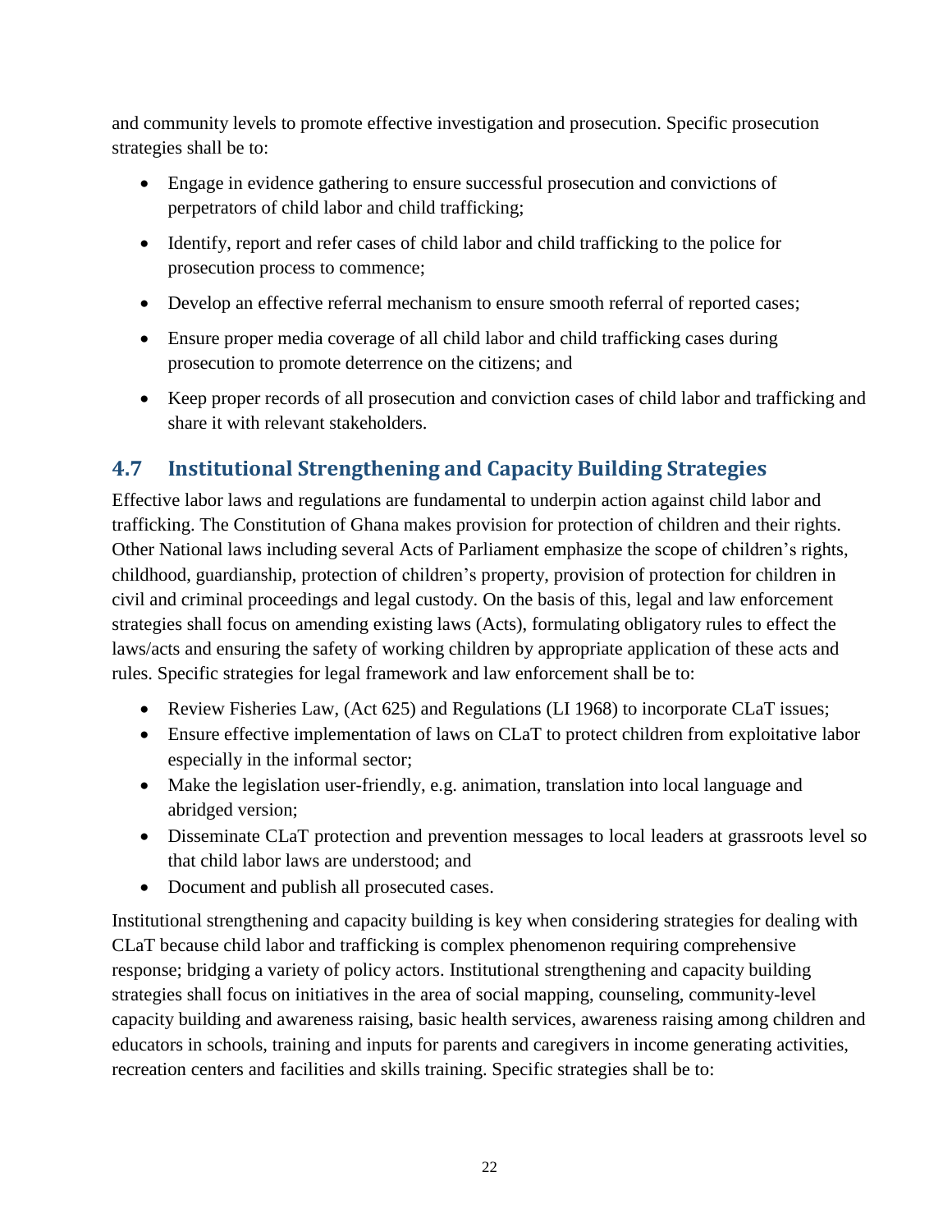and community levels to promote effective investigation and prosecution. Specific prosecution strategies shall be to:

- Engage in evidence gathering to ensure successful prosecution and convictions of perpetrators of child labor and child trafficking;
- Identify, report and refer cases of child labor and child trafficking to the police for prosecution process to commence;
- Develop an effective referral mechanism to ensure smooth referral of reported cases;
- Ensure proper media coverage of all child labor and child trafficking cases during prosecution to promote deterrence on the citizens; and
- Keep proper records of all prosecution and conviction cases of child labor and trafficking and share it with relevant stakeholders.

## 4.7 Institutional Strengthening and Capacity Building Strategies

Effective labor laws and regulations are fundamental to underpin action against child labor and trafficking. The Constitution of Ghana makes provision for protection of children and their rights. Other National laws including several Acts of Parliament emphasize the scope of children's rights, childhood, guardianship, protection of children's property, provision of protection for children in civil and criminal proceedings and legal custody. On the basis of this, legal and law enforcement strategies shall focus on amending existing laws (Acts), formulating obligatory rules to effect the laws/acts and ensuring the safety of working children by appropriate application of these acts and rules. Specific strategies for legal framework and law enforcement shall be to:

- Review Fisheries Law, (Act 625) and Regulations (LI 1968) to incorporate CLaT issues;
- Ensure effective implementation of laws on CLaT to protect children from exploitative labor especially in the informal sector;
- Make the legislation user-friendly, e.g. animation, translation into local language and abridged version;
- Disseminate CLaT protection and prevention messages to local leaders at grassroots level so that child labor laws are understood; and
- Document and publish all prosecuted cases.

Institutional strengthening and capacity building is key when considering strategies for dealing with CLaT because child labor and trafficking is complex phenomenon requiring comprehensive response; bridging a variety of policy actors. Institutional strengthening and capacity building strategies shall focus on initiatives in the area of social mapping, counseling, community-level capacity building and awareness raising, basic health services, awareness raising among children and educators in schools, training and inputs for parents and caregivers in income generating activities, recreation centers and facilities and skills training. Specific strategies shall be to: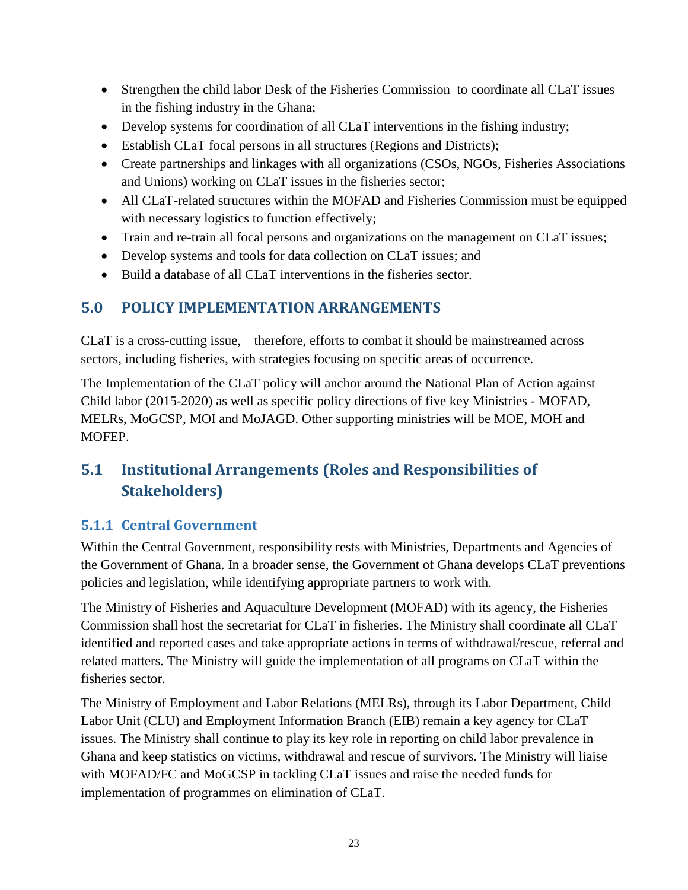- Strengthen the child labor Desk of the Fisheries Commission to coordinate all CLaT issues in the fishing industry in the Ghana;
- Develop systems for coordination of all CLaT interventions in the fishing industry;
- Establish CLaT focal persons in all structures (Regions and Districts);
- Create partnerships and linkages with all organizations (CSOs, NGOs, Fisheries Associations and Unions) working on CLaT issues in the fisheries sector;
- All CLaT-related structures within the MOFAD and Fisheries Commission must be equipped with necessary logistics to function effectively;
- Train and re-train all focal persons and organizations on the management on CLaT issues;
- Develop systems and tools for data collection on CLaT issues; and
- Build a database of all CLaT interventions in the fisheries sector.

# 5.0 POLICY IMPLEMENTATION ARRANGEMENTS

CLaT is a cross-cutting issue, therefore, efforts to combat it should be mainstreamed across sectors, including fisheries, with strategies focusing on specific areas of occurrence.

The Implementation of the CLaT policy will anchor around the National Plan of Action against Child labor (2015-2020) as well as specific policy directions of five key Ministries - MOFAD, MELRs, MoGCSP, MOI and MoJAGD. Other supporting ministries will be MOE, MOH and MOFEP.

## 5.1 Institutional Arrangements (Roles and Responsibilities of Stakeholders)

### 5.1.1 Central Government

Within the Central Government, responsibility rests with Ministries, Departments and Agencies of the Government of Ghana. In a broader sense, the Government of Ghana develops CLaT preventions policies and legislation, while identifying appropriate partners to work with.

The Ministry of Fisheries and Aquaculture Development (MOFAD) with its agency, the Fisheries Commission shall host the secretariat for CLaT in fisheries. The Ministry shall coordinate all CLaT identified and reported cases and take appropriate actions in terms of withdrawal/rescue, referral and related matters. The Ministry will guide the implementation of all programs on CLaT within the fisheries sector.

The Ministry of Employment and Labor Relations (MELRs), through its Labor Department, Child Labor Unit (CLU) and Employment Information Branch (EIB) remain a key agency for CLaT issues. The Ministry shall continue to play its key role in reporting on child labor prevalence in Ghana and keep statistics on victims, withdrawal and rescue of survivors. The Ministry will liaise with MOFAD/FC and MoGCSP in tackling CLaT issues and raise the needed funds for implementation of programmes on elimination of CLaT.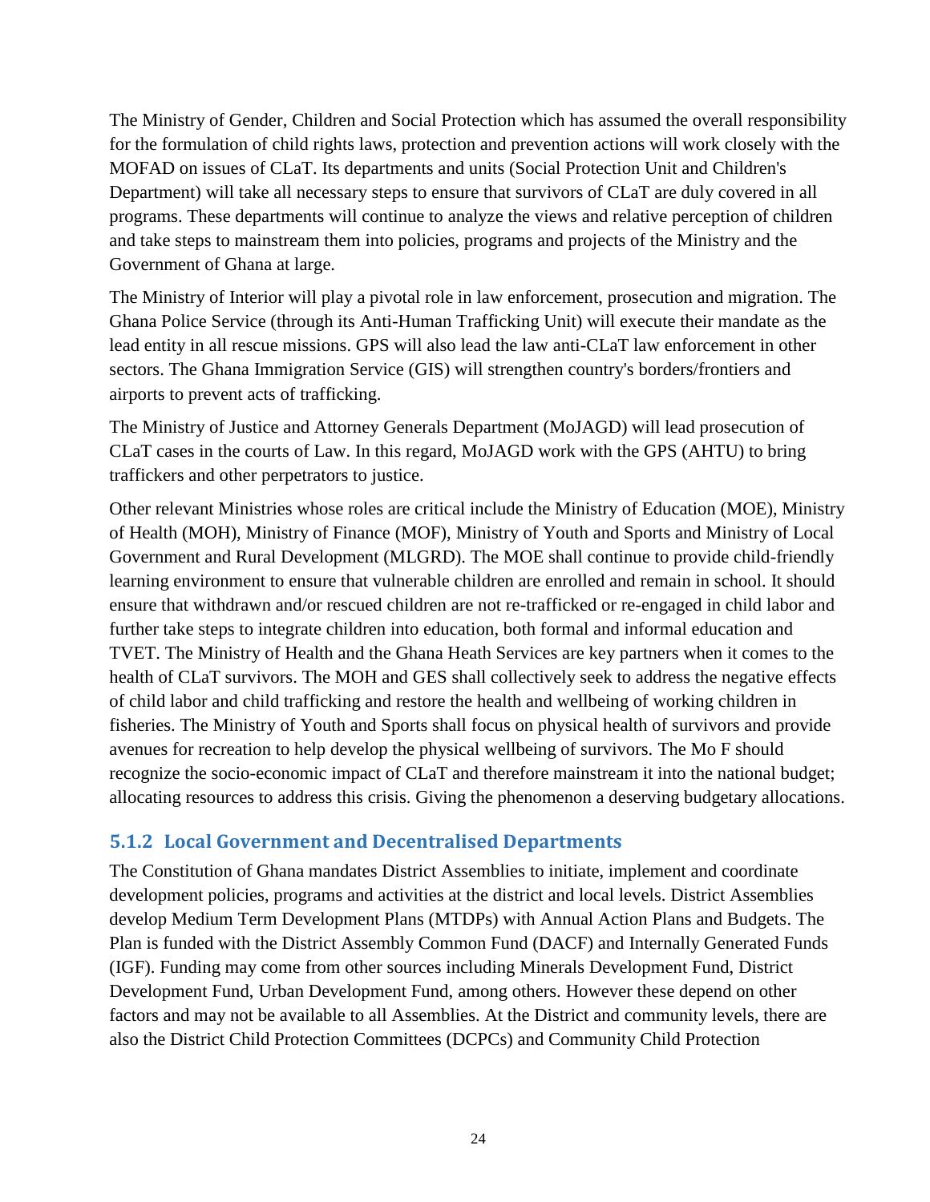The Ministry of Gender, Children and Social Protection which has assumed the overall responsibility for the formulation of child rights laws, protection and prevention actions will work closely with the MOFAD on issues of CLaT. Its departments and units (Social Protection Unit and Children's Department) will take all necessary steps to ensure that survivors of CLaT are duly covered in all programs. These departments will continue to analyze the views and relative perception of children and take steps to mainstream them into policies, programs and projects of the Ministry and the Government of Ghana at large.

The Ministry of Interior will play a pivotal role in law enforcement, prosecution and migration. The Ghana Police Service (through its Anti-Human Trafficking Unit) will execute their mandate as the lead entity in all rescue missions. GPS will also lead the law anti-CLaT law enforcement in other sectors. The Ghana Immigration Service (GIS) will strengthen country's borders/frontiers and airports to prevent acts of trafficking.

The Ministry of Justice and Attorney Generals Department (MoJAGD) will lead prosecution of CLaT cases in the courts of Law. In this regard, MoJAGD work with the GPS (AHTU) to bring traffickers and other perpetrators to justice.

Other relevant Ministries whose roles are critical include the Ministry of Education (MOE), Ministry of Health (MOH), Ministry of Finance (MOF), Ministry of Youth and Sports and Ministry of Local Government and Rural Development (MLGRD). The MOE shall continue to provide child-friendly learning environment to ensure that vulnerable children are enrolled and remain in school. It should ensure that withdrawn and/or rescued children are not re-trafficked or re-engaged in child labor and further take steps to integrate children into education, both formal and informal education and TVET. The Ministry of Health and the Ghana Heath Services are key partners when it comes to the health of CLaT survivors. The MOH and GES shall collectively seek to address the negative effects of child labor and child trafficking and restore the health and wellbeing of working children in fisheries. The Ministry of Youth and Sports shall focus on physical health of survivors and provide avenues for recreation to help develop the physical wellbeing of survivors. The Mo F should recognize the socio-economic impact of CLaT and therefore mainstream it into the national budget; allocating resources to address this crisis. Giving the phenomenon a deserving budgetary allocations.

### 5.1.2 Local Government and Decentralised Departments

The Constitution of Ghana mandates District Assemblies to initiate, implement and coordinate development policies, programs and activities at the district and local levels. District Assemblies develop Medium Term Development Plans (MTDPs) with Annual Action Plans and Budgets. The Plan is funded with the District Assembly Common Fund (DACF) and Internally Generated Funds (IGF). Funding may come from other sources including Minerals Development Fund, District Development Fund, Urban Development Fund, among others. However these depend on other factors and may not be available to all Assemblies. At the District and community levels, there are also the District Child Protection Committees (DCPCs) and Community Child Protection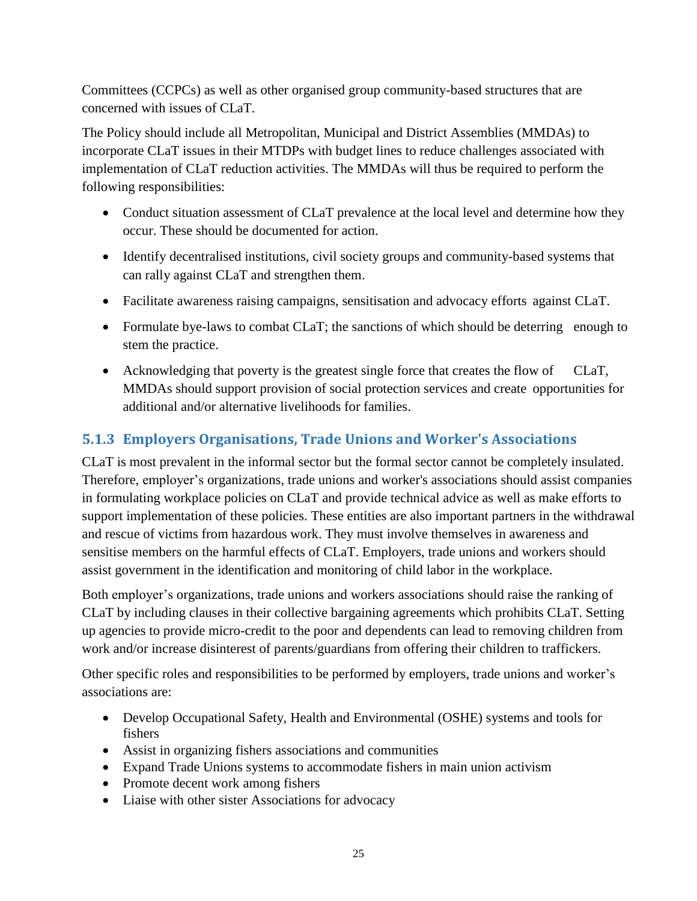Committees (CCPCs) as well as other organised group community-based structures that are concerned with issues of CLaT.

The Policy should include all Metropolitan, Municipal and District Assemblies (MMDAs) to incorporate CLaT issues in their MTDPs with budget lines to reduce challenges associated with implementation of CLaT reduction activities. The MMDAs will thus be required to perform the following responsibilities:

- Conduct situation assessment of CLaT prevalence at the local level and determine how they occur. These should be documented for action.
- Identify decentralised institutions, civil society groups and community-based systems that can rally against CLaT and strengthen them.
- Facilitate awareness raising campaigns, sensitisation and advocacy efforts against CLaT.
- Formulate bye-laws to combat CLaT; the sanctions of which should be deterring enough to stem the practice.
- Acknowledging that poverty is the greatest single force that creates the flow of CLaT, MMDAs should support provision of social protection services and create opportunities for additional and/or alternative livelihoods for families.

### 5.1.3 Employers Organisations, Trade Unions and Worker's Associations

CLaT is most prevalent in the informal sector but the formal sector cannot be completely insulated. Therefore, employer's organizations, trade unions and worker's associations should assist companies in formulating workplace policies on CLaT and provide technical advice as well as make efforts to support implementation of these policies. These entities are also important partners in the withdrawal and rescue of victims from hazardous work. They must involve themselves in awareness and sensitise members on the harmful effects of CLaT. Employers, trade unions and workers should assist government in the identification and monitoring of child labor in the workplace.

Both employer's organizations, trade unions and workers associations should raise the ranking of CLaT by including clauses in their collective bargaining agreements which prohibits CLaT. Setting up agencies to provide micro-credit to the poor and dependents can lead to removing children from work and/or increase disinterest of parents/guardians from offering their children to traffickers.

Other specific roles and responsibilities to be performed by employers, trade unions and worker's associations are:

- Develop Occupational Safety, Health and Environmental (OSHE) systems and tools for fishers
- Assist in organizing fishers associations and communities
- Expand Trade Unions systems to accommodate fishers in main union activism
- Promote decent work among fishers
- Liaise with other sister Associations for advocacy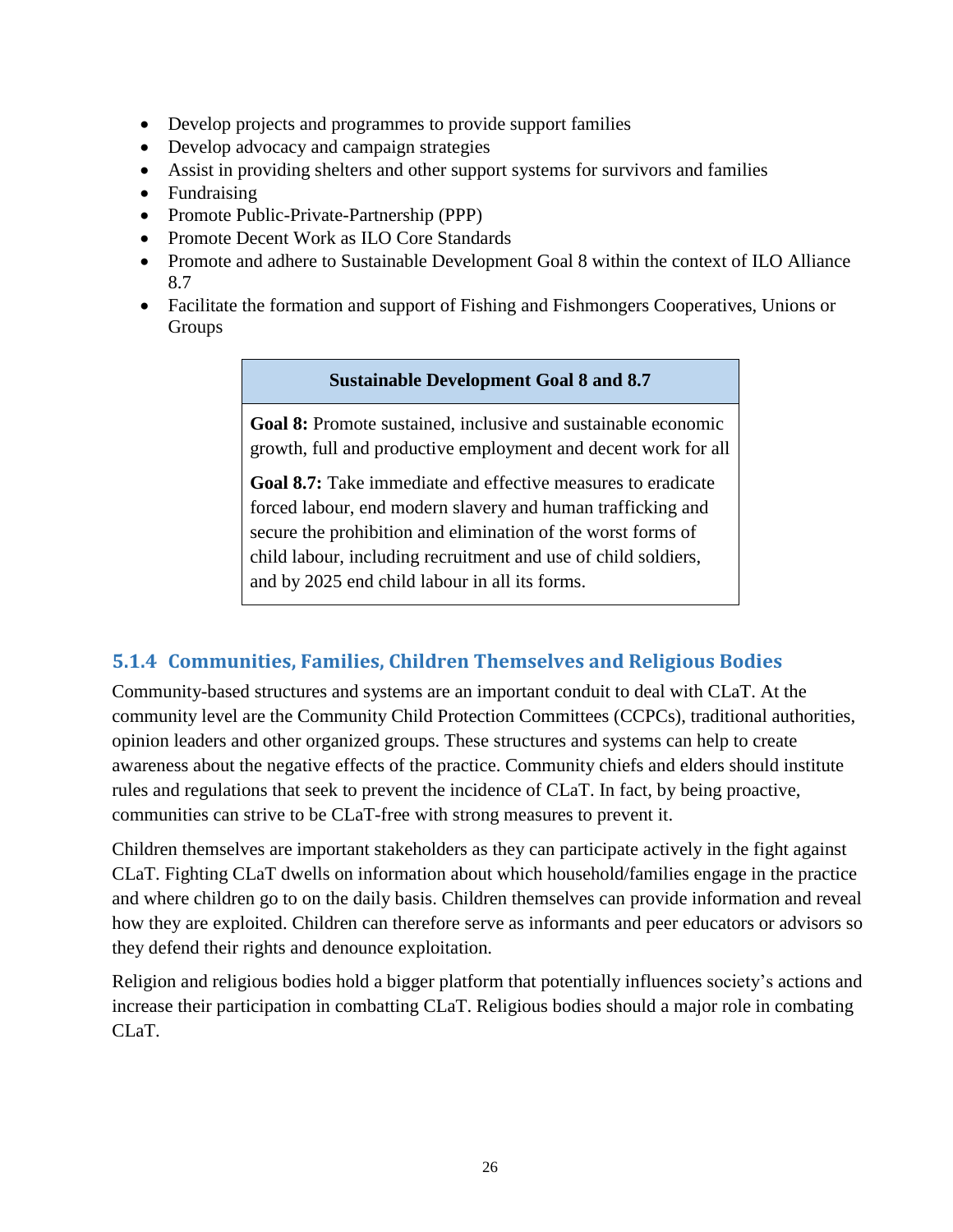- Develop projects and programmes to provide support families
- Develop advocacy and campaign strategies
- Assist in providing shelters and other support systems for survivors and families
- Fundraising
- Promote Public-Private-Partnership (PPP)
- Promote Decent Work as ILO Core Standards
- Promote and adhere to Sustainable Development Goal 8 within the context of ILO Alliance 8.7
- Facilitate the formation and support of Fishing and Fishmongers Cooperatives, Unions or Groups

| Sustainable Development Goal 8 and 8.7 |
| --- |
| **Goal 8:** Promote sustained, inclusive and sustainable economic growth, full and productive employment and decent work for all<br><br>**Goal 8.7:** Take immediate and effective measures to eradicate forced labour, end modern slavery and human trafficking and secure the prohibition and elimination of the worst forms of child labour, including recruitment and use of child soldiers, and by 2025 end child labour in all its forms. |

### 5.1.4 Communities, Families, Children Themselves and Religious Bodies

Community-based structures and systems are an important conduit to deal with CLaT. At the community level are the Community Child Protection Committees (CCPCs), traditional authorities, opinion leaders and other organized groups. These structures and systems can help to create awareness about the negative effects of the practice. Community chiefs and elders should institute rules and regulations that seek to prevent the incidence of CLaT. In fact, by being proactive, communities can strive to be CLaT-free with strong measures to prevent it.

Children themselves are important stakeholders as they can participate actively in the fight against CLaT. Fighting CLaT dwells on information about which household/families engage in the practice and where children go to on the daily basis. Children themselves can provide information and reveal how they are exploited. Children can therefore serve as informants and peer educators or advisors so they defend their rights and denounce exploitation.

Religion and religious bodies hold a bigger platform that potentially influences society's actions and increase their participation in combatting CLaT. Religious bodies should a major role in combating CLaT.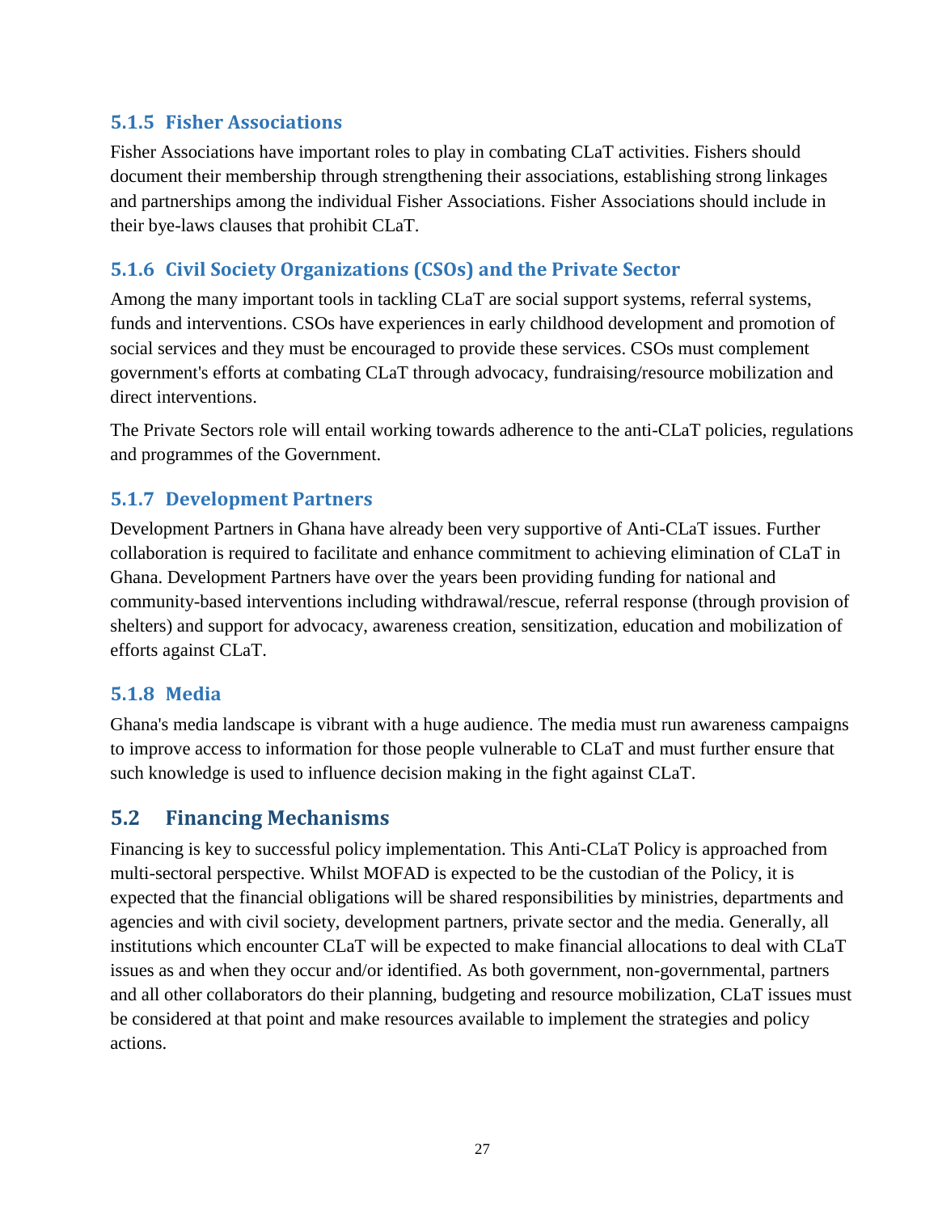### 5.1.5 Fisher Associations

Fisher Associations have important roles to play in combating CLaT activities. Fishers should document their membership through strengthening their associations, establishing strong linkages and partnerships among the individual Fisher Associations. Fisher Associations should include in their bye-laws clauses that prohibit CLaT.

### 5.1.6 Civil Society Organizations (CSOs) and the Private Sector

Among the many important tools in tackling CLaT are social support systems, referral systems, funds and interventions. CSOs have experiences in early childhood development and promotion of social services and they must be encouraged to provide these services. CSOs must complement government's efforts at combating CLaT through advocacy, fundraising/resource mobilization and direct interventions.

The Private Sectors role will entail working towards adherence to the anti-CLaT policies, regulations and programmes of the Government.

### 5.1.7 Development Partners

Development Partners in Ghana have already been very supportive of Anti-CLaT issues. Further collaboration is required to facilitate and enhance commitment to achieving elimination of CLaT in Ghana. Development Partners have over the years been providing funding for national and community-based interventions including withdrawal/rescue, referral response (through provision of shelters) and support for advocacy, awareness creation, sensitization, education and mobilization of efforts against CLaT.

### 5.1.8 Media

Ghana's media landscape is vibrant with a huge audience. The media must run awareness campaigns to improve access to information for those people vulnerable to CLaT and must further ensure that such knowledge is used to influence decision making in the fight against CLaT.

## 5.2 Financing Mechanisms

Financing is key to successful policy implementation. This Anti-CLaT Policy is approached from multi-sectoral perspective. Whilst MOFAD is expected to be the custodian of the Policy, it is expected that the financial obligations will be shared responsibilities by ministries, departments and agencies and with civil society, development partners, private sector and the media. Generally, all institutions which encounter CLaT will be expected to make financial allocations to deal with CLaT issues as and when they occur and/or identified. As both government, non-governmental, partners and all other collaborators do their planning, budgeting and resource mobilization, CLaT issues must be considered at that point and make resources available to implement the strategies and policy actions.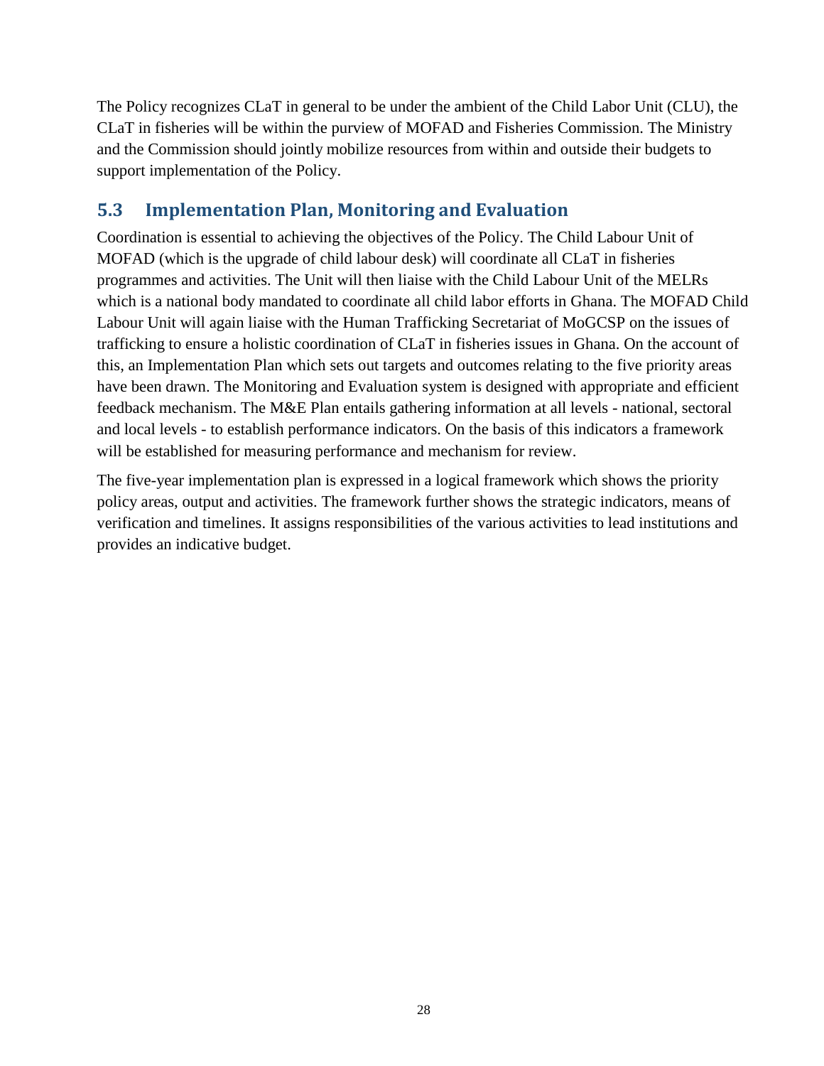The Policy recognizes CLaT in general to be under the ambient of the Child Labor Unit (CLU), the CLaT in fisheries will be within the purview of MOFAD and Fisheries Commission. The Ministry and the Commission should jointly mobilize resources from within and outside their budgets to support implementation of the Policy.

## 5.3 Implementation Plan, Monitoring and Evaluation

Coordination is essential to achieving the objectives of the Policy. The Child Labour Unit of MOFAD (which is the upgrade of child labour desk) will coordinate all CLaT in fisheries programmes and activities. The Unit will then liaise with the Child Labour Unit of the MELRs which is a national body mandated to coordinate all child labor efforts in Ghana. The MOFAD Child Labour Unit will again liaise with the Human Trafficking Secretariat of MoGCSP on the issues of trafficking to ensure a holistic coordination of CLaT in fisheries issues in Ghana. On the account of this, an Implementation Plan which sets out targets and outcomes relating to the five priority areas have been drawn. The Monitoring and Evaluation system is designed with appropriate and efficient feedback mechanism. The M&E Plan entails gathering information at all levels - national, sectoral and local levels - to establish performance indicators. On the basis of this indicators a framework will be established for measuring performance and mechanism for review.

The five-year implementation plan is expressed in a logical framework which shows the priority policy areas, output and activities. The framework further shows the strategic indicators, means of verification and timelines. It assigns responsibilities of the various activities to lead institutions and provides an indicative budget.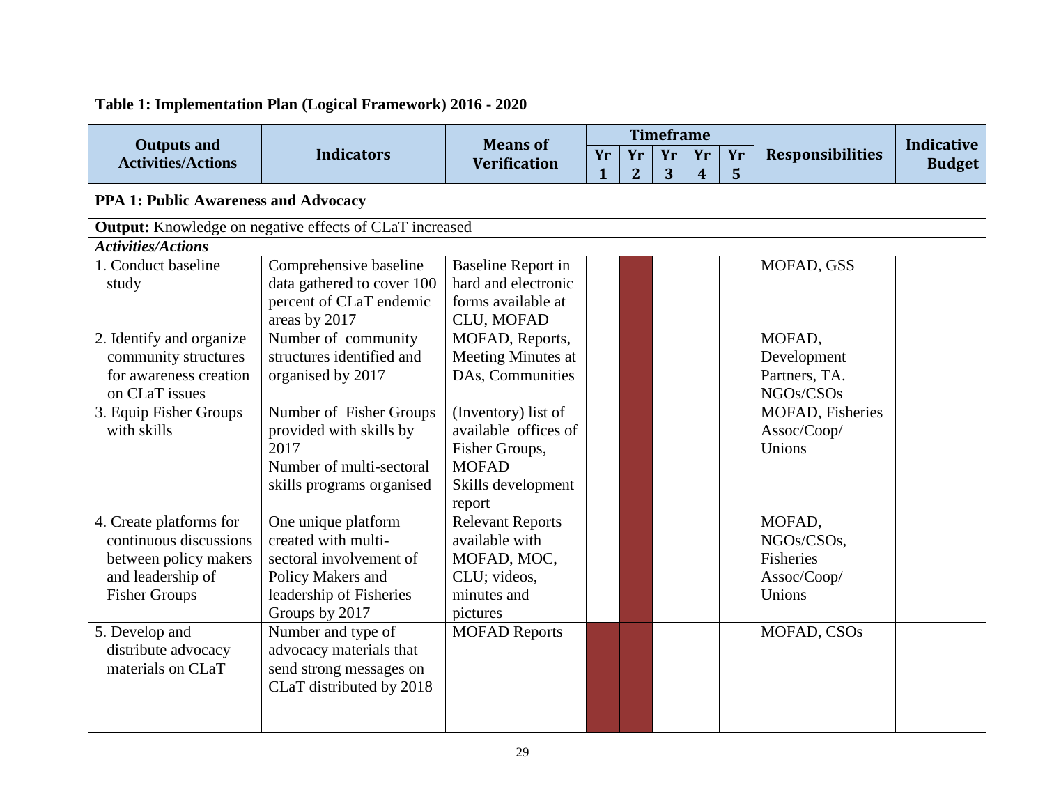**Table 1: Implementation Plan (Logical Framework) 2016 - 2020**

| Outputs and Activities/Actions | Indicators | Means of Verification | Timeframe | | | | | Responsibilities | Indicative Budget |
|---|---|---|---|---|---|---|---|---|---|
| | | | Yr 1 | Yr 2 | Yr 3 | Yr 4 | Yr 5 | | |
| **PPA 1: Public Awareness and Advocacy** | | | | | | | | | |
| **Output:** Knowledge on negative effects of CLaT increased | | | | | | | | | |
| ***Activities/Actions*** | | | | | | | | | |
| 1. Conduct baseline study | Comprehensive baseline data gathered to cover 100 percent of CLaT endemic areas by 2017 | Baseline Report in hard and electronic forms available at CLU, MOFAD | | | | | | MOFAD, GSS | |
| 2. Identify and organize community structures for awareness creation on CLaT issues | Number of community structures identified and organised by 2017 | MOFAD, Reports, Meeting Minutes at DAs, Communities | | | | | | MOFAD, Development Partners, TA. NGOs/CSOs | |
| 3. Equip Fisher Groups with skills | Number of Fisher Groups provided with skills by 2017<br>Number of multi-sectoral skills programs organised | (Inventory) list of available offices of Fisher Groups, MOFAD<br>Skills development report | | | | | | MOFAD, Fisheries Assoc/Coop/ Unions | |
| 4. Create platforms for continuous discussions between policy makers and leadership of Fisher Groups | One unique platform created with multi-sectoral involvement of Policy Makers and leadership of Fisheries Groups by 2017 | Relevant Reports available with MOFAD, MOC, CLU; videos, minutes and pictures | | | | | | MOFAD, NGOs/CSOs, Fisheries Assoc/Coop/ Unions | |
| 5. Develop and distribute advocacy materials on CLaT | Number and type of advocacy materials that send strong messages on CLaT distributed by 2018 | MOFAD Reports | | | | | | MOFAD, CSOs | |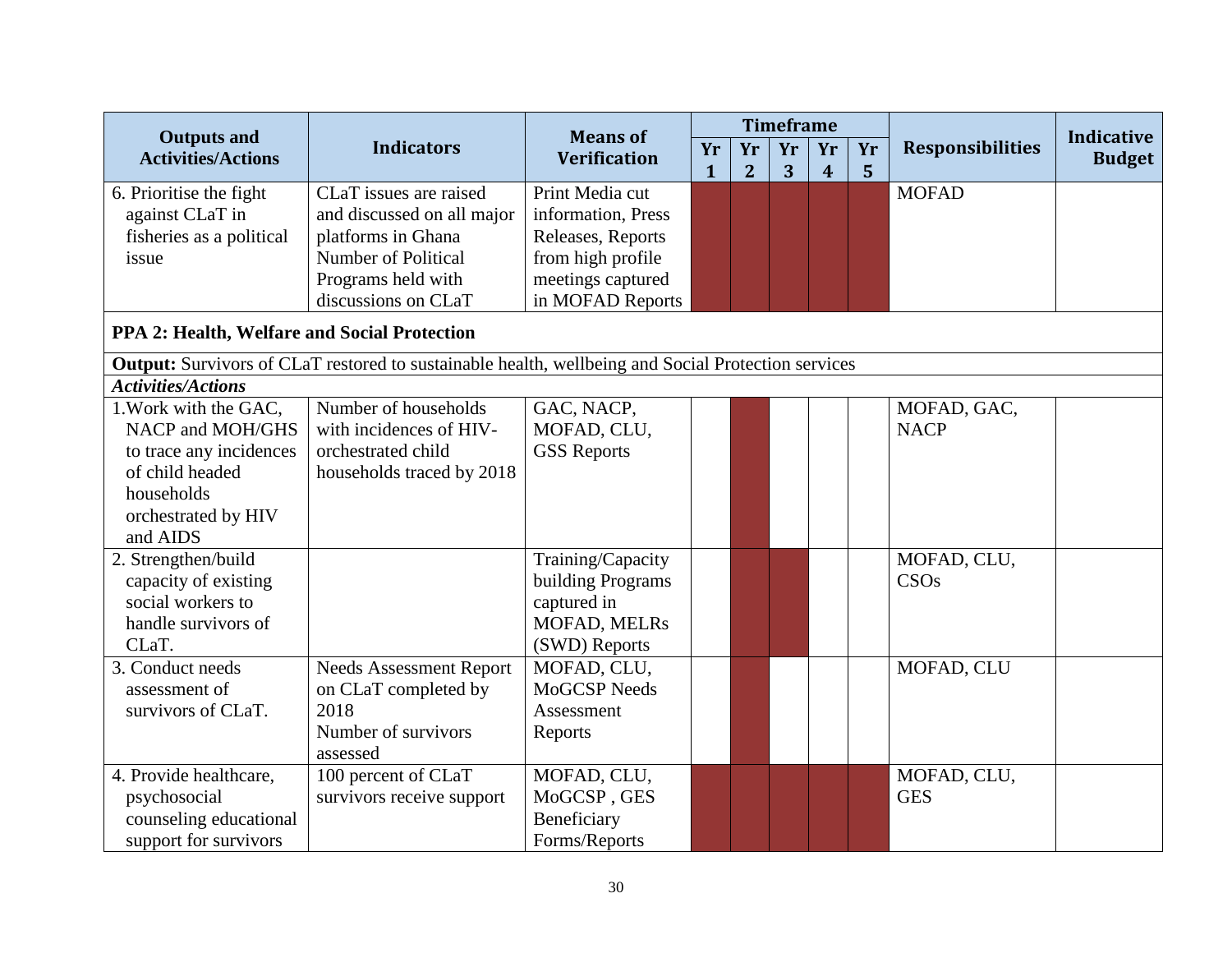| Outputs and Activities/Actions | Indicators | Means of Verification | Timeframe | | | | | Responsibilities | Indicative Budget |
|---|---|---|---|---|---|---|---|---|---|
| | | | Yr 1 | Yr 2 | Yr 3 | Yr 4 | Yr 5 | | |
| 6. Prioritise the fight against CLaT in fisheries as a political issue | CLaT issues are raised and discussed on all major platforms in Ghana<br>Number of Political Programs held with discussions on CLaT | Print Media cut information, Press Releases, Reports from high profile meetings captured in MOFAD Reports | ■ | ■ | ■ | ■ | ■ | MOFAD | |
| **PPA 2: Health, Welfare and Social Protection** | | | | | | | | | |
| **Output:** Survivors of CLaT restored to sustainable health, wellbeing and Social Protection services | | | | | | | | | |
| ***Activities/Actions*** | | | | | | | | | |
| 1.Work with the GAC, NACP and MOH/GHS to trace any incidences of child headed households orchestrated by HIV and AIDS | Number of households with incidences of HIV-orchestrated child households traced by 2018 | GAC, NACP, MOFAD, CLU, GSS Reports | | ■ | | | | MOFAD, GAC, NACP | |
| 2. Strengthen/build capacity of existing social workers to handle survivors of CLaT. | | Training/Capacity building Programs captured in MOFAD, MELRs (SWD) Reports | | ■ | ■ | | | MOFAD, CLU, CSOs | |
| 3. Conduct needs assessment of survivors of CLaT. | Needs Assessment Report on CLaT completed by 2018<br>Number of survivors assessed | MOFAD, CLU, MoGCSP Needs Assessment Reports | | ■ | | | | MOFAD, CLU | |
| 4. Provide healthcare, psychosocial counseling educational support for survivors | 100 percent of CLaT survivors receive support | MOFAD, CLU, MoGCSP , GES Beneficiary Forms/Reports | ■ | ■ | ■ | ■ | ■ | MOFAD, CLU, GES | |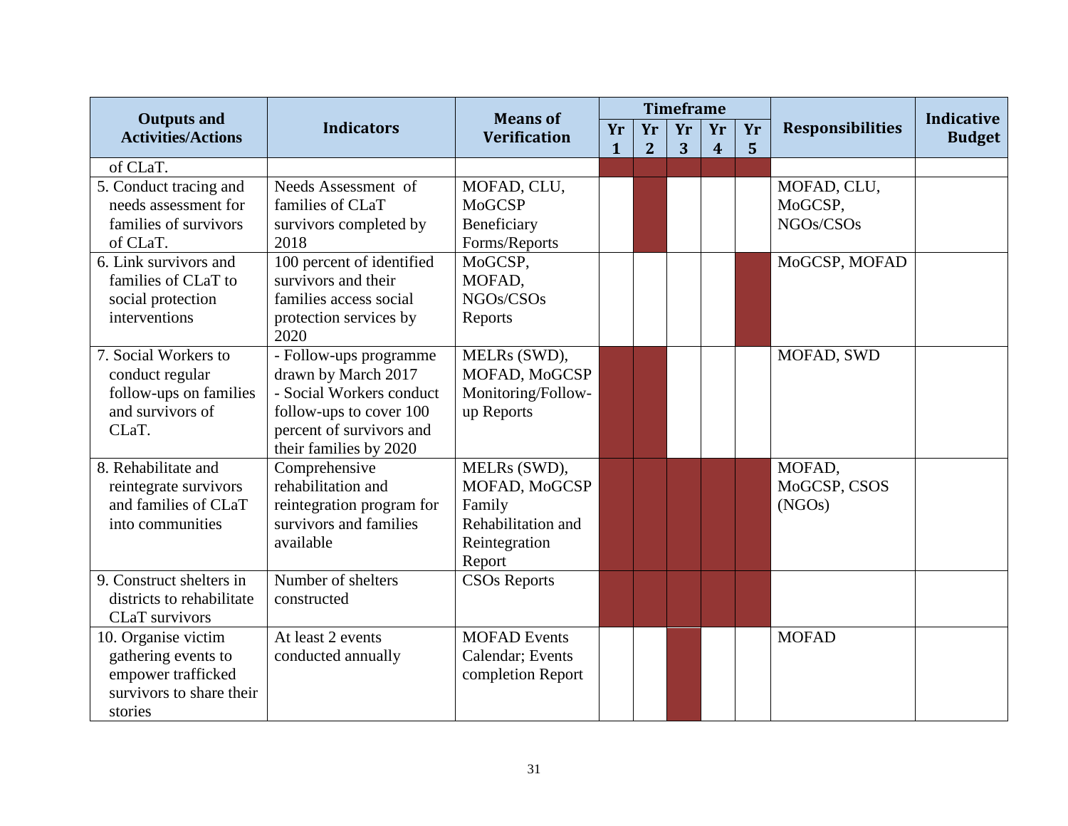| Outputs and Activities/Actions | Indicators | Means of Verification | Timeframe | | | | | Responsibilities | Indicative Budget |
|---|---|---|---|---|---|---|---|---|---|
| | | | Yr 1 | Yr 2 | Yr 3 | Yr 4 | Yr 5 | | |
| of CLaT. | | | ■ | ■ | ■ | ■ | ■ | | |
| 5. Conduct tracing and needs assessment for families of survivors of CLaT. | Needs Assessment of families of CLaT survivors completed by 2018 | MOFAD, CLU, MoGCSP Beneficiary Forms/Reports | | ■ | | | | MOFAD, CLU, MoGCSP, NGOs/CSOs | |
| 6. Link survivors and families of CLaT to social protection interventions | 100 percent of identified survivors and their families access social protection services by 2020 | MoGCSP, MOFAD, NGOs/CSOs Reports | | | | | ■ | MoGCSP, MOFAD | |
| 7. Social Workers to conduct regular follow-ups on families and survivors of CLaT. | - Follow-ups programme drawn by March 2017<br>- Social Workers conduct follow-ups to cover 100 percent of survivors and their families by 2020 | MELRs (SWD), MOFAD, MoGCSP Monitoring/Follow-up Reports | ■ | ■ | | | | MOFAD, SWD | |
| 8. Rehabilitate and reintegrate survivors and families of CLaT into communities | Comprehensive rehabilitation and reintegration program for survivors and families available | MELRs (SWD), MOFAD, MoGCSP Family Rehabilitation and Reintegration Report | ■ | ■ | ■ | ■ | ■ | MOFAD, MoGCSP, CSOS (NGOs) | |
| 9. Construct shelters in districts to rehabilitate CLaT survivors | Number of shelters constructed | CSOs Reports | ■ | ■ | ■ | ■ | ■ | | |
| 10. Organise victim gathering events to empower trafficked survivors to share their stories | At least 2 events conducted annually | MOFAD Events Calendar; Events completion Report | | | ■ | | | MOFAD | |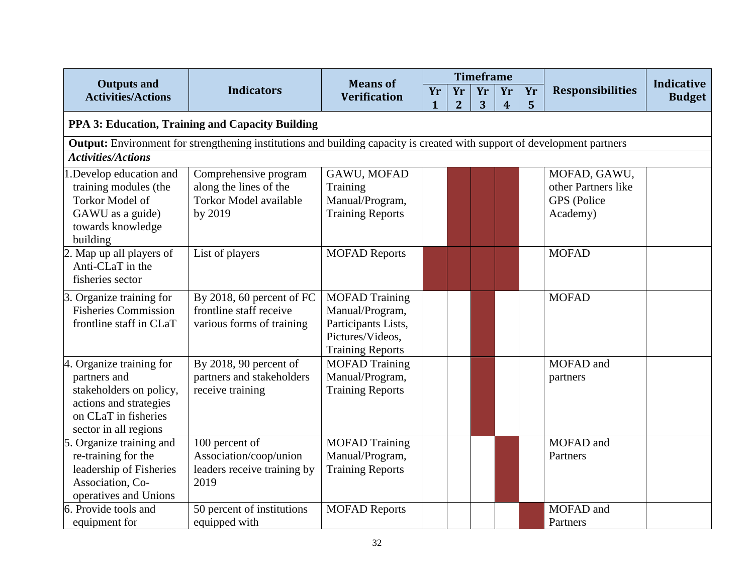| Outputs and Activities/Actions | Indicators | Means of Verification | Timeframe | | | | | Responsibilities | Indicative Budget |
|---|---|---|---|---|---|---|---|---|---|
| | | | Yr 1 | Yr 2 | Yr 3 | Yr 4 | Yr 5 | | |
| **PPA 3: Education, Training and Capacity Building** | | | | | | | | | |
| **Output:** Environment for strengthening institutions and building capacity is created with support of development partners | | | | | | | | | |
| ***Activities/Actions*** | | | | | | | | | |
| 1. Develop education and training modules (the Torkor Model of GAWU as a guide) towards knowledge building | Comprehensive program along the lines of the Torkor Model available by 2019 | GAWU, MOFAD Training Manual/Program, Training Reports | | X | X | X | | MOFAD, GAWU, other Partners like GPS (Police Academy) | |
| 2. Map up all players of Anti-CLaT in the fisheries sector | List of players | MOFAD Reports | X | X | X | X | | MOFAD | |
| 3. Organize training for Fisheries Commission frontline staff in CLaT | By 2018, 60 percent of FC frontline staff receive various forms of training | MOFAD Training Manual/Program, Participants Lists, Pictures/Videos, Training Reports | | | X | | | MOFAD | |
| 4. Organize training for partners and stakeholders on policy, actions and strategies on CLaT in fisheries sector in all regions | By 2018, 90 percent of partners and stakeholders receive training | MOFAD Training Manual/Program, Training Reports | | | X | | | MOFAD and partners | |
| 5. Organize training and re-training for the leadership of Fisheries Association, Co-operatives and Unions | 100 percent of Association/coop/union leaders receive training by 2019 | MOFAD Training Manual/Program, Training Reports | | | | X | | MOFAD and Partners | |
| 6. Provide tools and equipment for | 50 percent of institutions equipped with | MOFAD Reports | | | | | X | MOFAD and Partners | |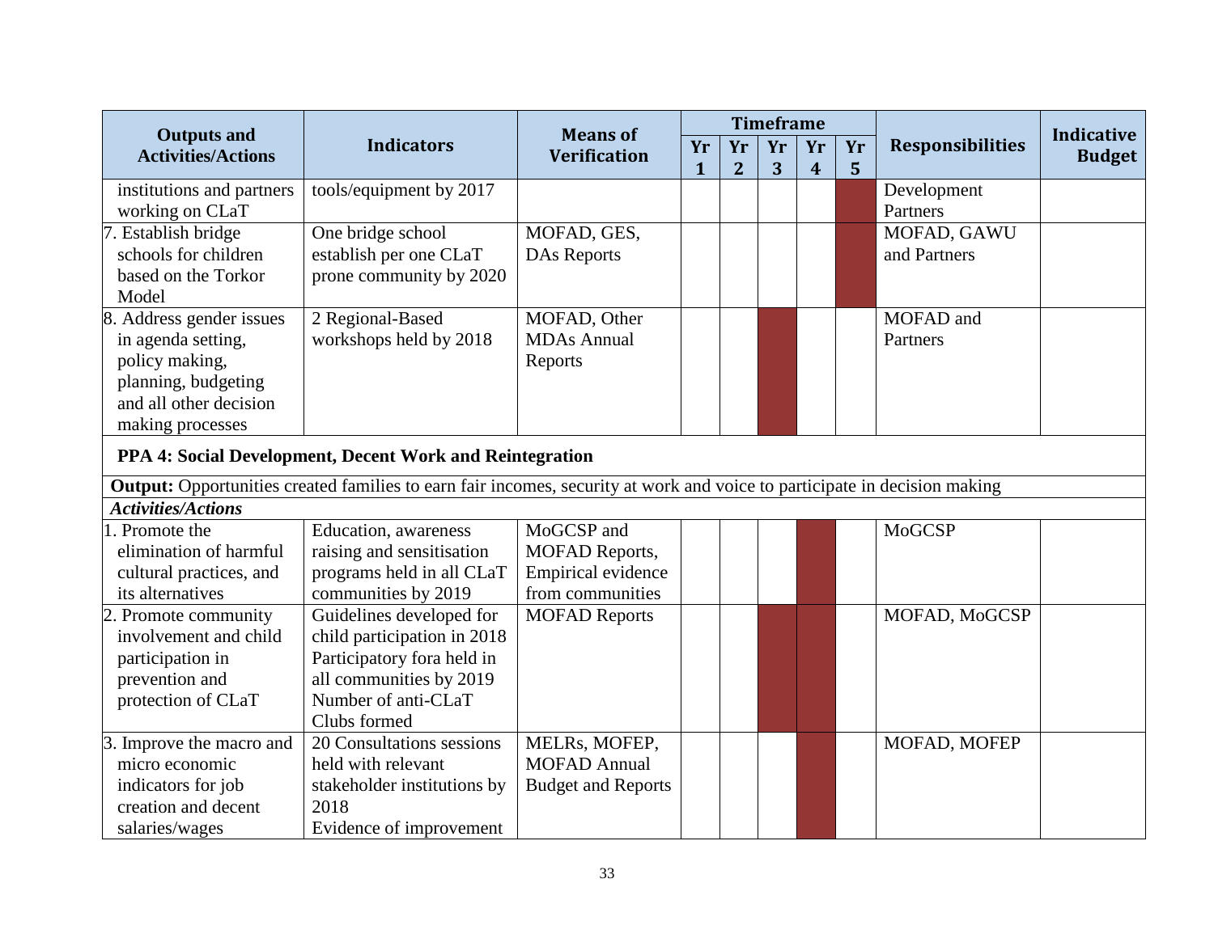| Outputs and Activities/Actions | Indicators | Means of Verification | Timeframe | | | | | Responsibilities | Indicative Budget |
|---|---|---|---|---|---|---|---|---|---|
| | | | Yr 1 | Yr 2 | Yr 3 | Yr 4 | Yr 5 | | |
| institutions and partners working on CLaT | tools/equipment by 2017 | | | | | | ■ | Development Partners | |
| 7. Establish bridge schools for children based on the Torkor Model | One bridge school establish per one CLaT prone community by 2020 | MOFAD, GES, DAs Reports | | | | | ■ | MOFAD, GAWU and Partners | |
| 8. Address gender issues in agenda setting, policy making, planning, budgeting and all other decision making processes | 2 Regional-Based workshops held by 2018 | MOFAD, Other MDAs Annual Reports | | | ■ | | | MOFAD and Partners | |
| **PPA 4: Social Development, Decent Work and Reintegration** | | | | | | | | | |
| **Output:** Opportunities created families to earn fair incomes, security at work and voice to participate in decision making | | | | | | | | | |
| ***Activities/Actions*** | | | | | | | | | |
| 1. Promote the elimination of harmful cultural practices, and its alternatives | Education, awareness raising and sensitisation programs held in all CLaT communities by 2019 | MoGCSP and MOFAD Reports, Empirical evidence from communities | | | | ■ | | MoGCSP | |
| 2. Promote community involvement and child participation in prevention and protection of CLaT | Guidelines developed for child participation in 2018<br>Participatory fora held in all communities by 2019<br>Number of anti-CLaT Clubs formed | MOFAD Reports | | | ■ | ■ | | MOFAD, MoGCSP | |
| 3. Improve the macro and micro economic indicators for job creation and decent salaries/wages | 20 Consultations sessions held with relevant stakeholder institutions by 2018<br>Evidence of improvement | MELRs, MOFEP, MOFAD Annual Budget and Reports | | | | ■ | | MOFAD, MOFEP | |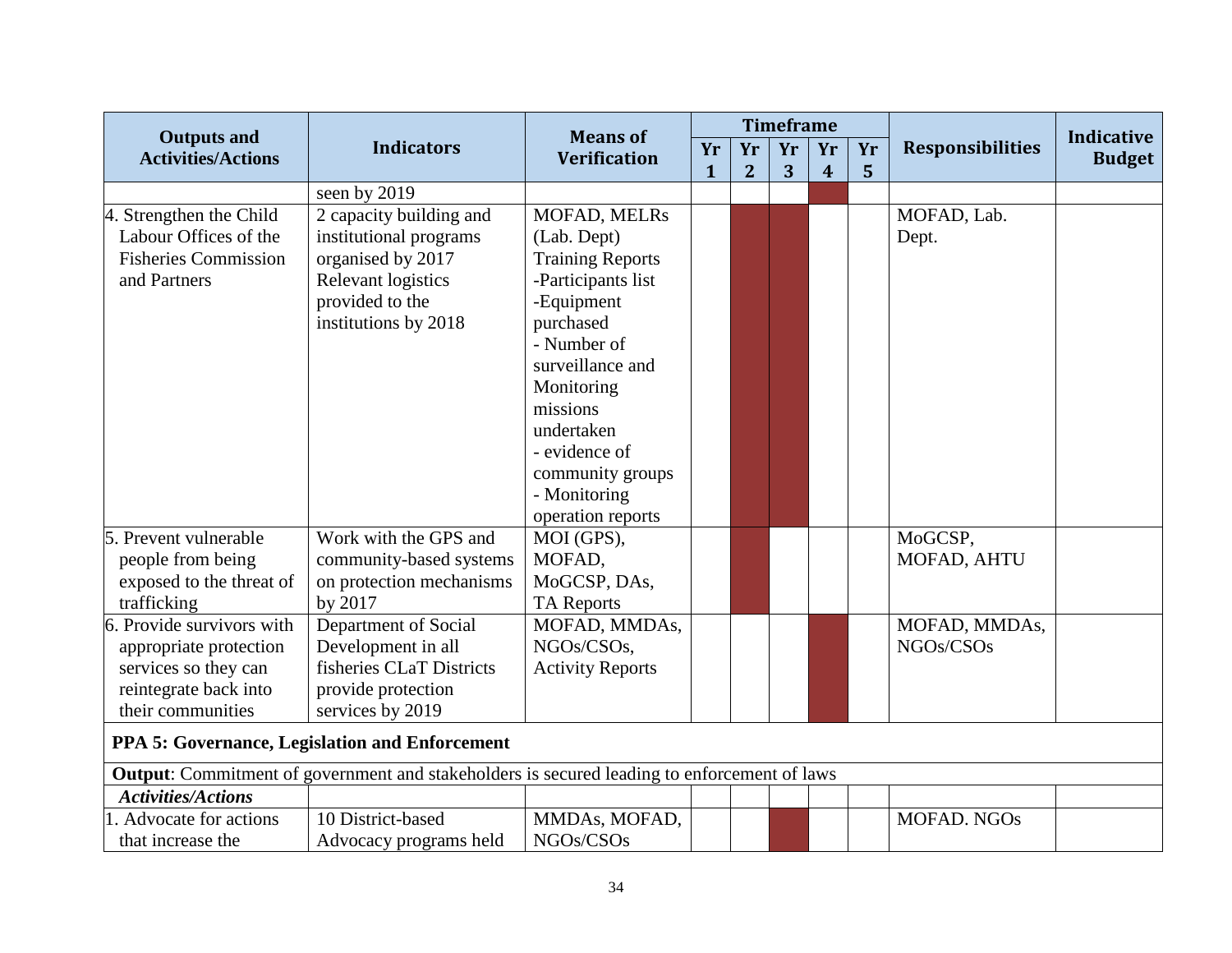| Outputs and Activities/Actions | Indicators | Means of Verification | Timeframe | | | | | Responsibilities | Indicative Budget |
|---|---|---|---|---|---|---|---|---|---|
| | | | Yr 1 | Yr 2 | Yr 3 | Yr 4 | Yr 5 | | |
| | seen by 2019 | | | | | ■ | | | |
| 4. Strengthen the Child Labour Offices of the Fisheries Commission and Partners | 2 capacity building and institutional programs organised by 2017<br>Relevant logistics provided to the institutions by 2018 | MOFAD, MELRs (Lab. Dept)<br>Training Reports<br>-Participants list<br>-Equipment purchased<br>- Number of surveillance and Monitoring missions undertaken<br>- evidence of community groups<br>- Monitoring operation reports | | ■ | ■ | | | MOFAD, Lab. Dept. | |
| 5. Prevent vulnerable people from being exposed to the threat of trafficking | Work with the GPS and community-based systems on protection mechanisms by 2017 | MOI (GPS), MOFAD, MoGCSP, DAs, TA Reports | | ■ | | | | MoGCSP, MOFAD, AHTU | |
| 6. Provide survivors with appropriate protection services so they can reintegrate back into their communities | Department of Social Development in all fisheries CLaT Districts provide protection services by 2019 | MOFAD, MMDAs, NGOs/CSOs, Activity Reports | | | | ■ | | MOFAD, MMDAs, NGOs/CSOs | |
| **PPA 5: Governance, Legislation and Enforcement** | | | | | | | | | |
| **Output**: Commitment of government and stakeholders is secured leading to enforcement of laws | | | | | | | | | |
| ***Activities/Actions*** | | | | | | | | | |
| 1. Advocate for actions that increase the | 10 District-based Advocacy programs held | MMDAs, MOFAD, NGOs/CSOs | | | ■ | | | MOFAD. NGOs | |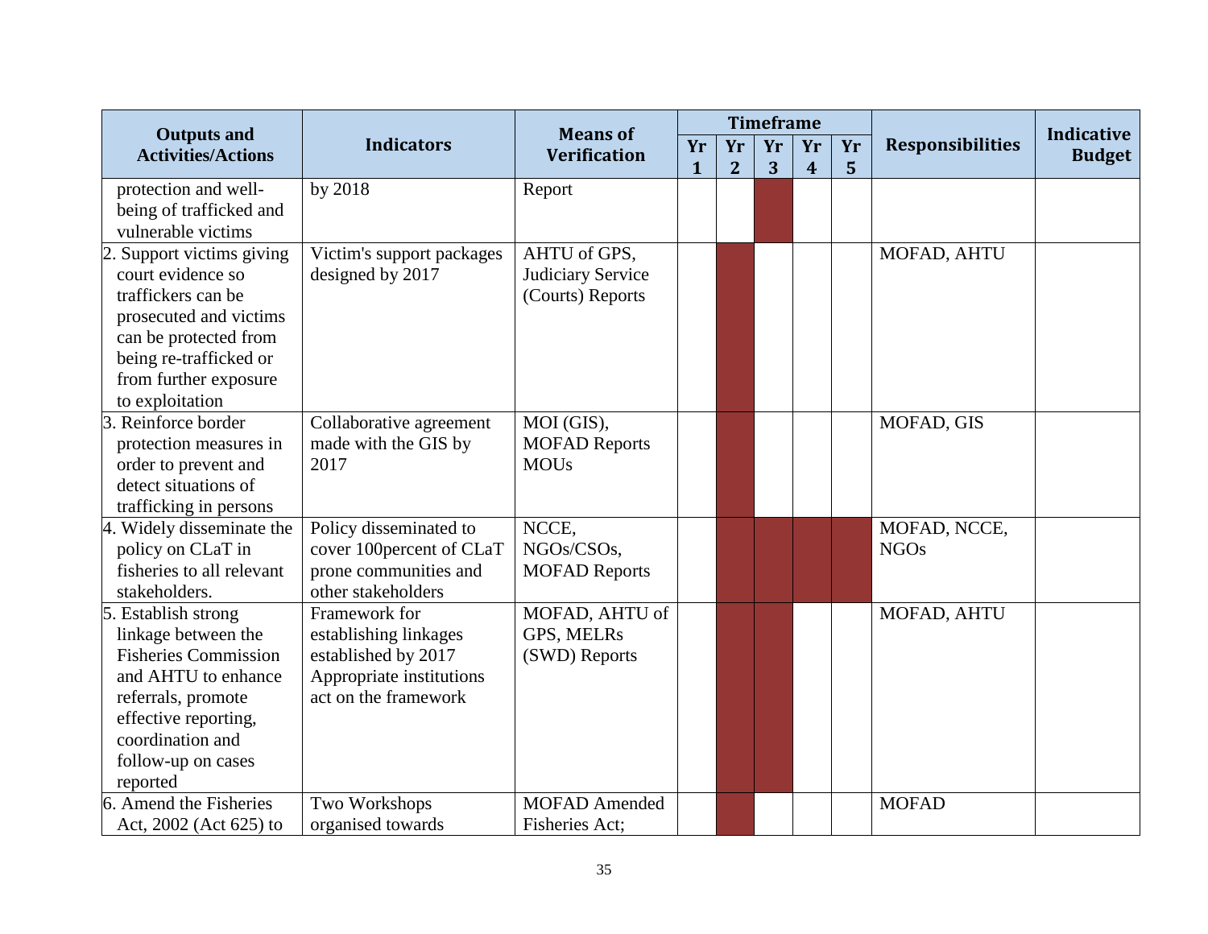| Outputs and Activities/Actions | Indicators | Means of Verification | Timeframe | | | | | Responsibilities | Indicative Budget |
|---|---|---|---|---|---|---|---|---|---|
| | | | Yr 1 | Yr 2 | Yr 3 | Yr 4 | Yr 5 | | |
| protection and well-being of trafficked and vulnerable victims | by 2018 | Report | | | ■ | | | | |
| 2. Support victims giving court evidence so traffickers can be prosecuted and victims can be protected from being re-trafficked or from further exposure to exploitation | Victim's support packages designed by 2017 | AHTU of GPS, Judiciary Service (Courts) Reports | | ■ | | | | MOFAD, AHTU | |
| 3. Reinforce border protection measures in order to prevent and detect situations of trafficking in persons | Collaborative agreement made with the GIS by 2017 | MOI (GIS), MOFAD Reports MOUs | | ■ | | | | MOFAD, GIS | |
| 4. Widely disseminate the policy on CLaT in fisheries to all relevant stakeholders. | Policy disseminated to cover 100percent of CLaT prone communities and other stakeholders | NCCE, NGOs/CSOs, MOFAD Reports | | ■ | ■ | ■ | ■ | MOFAD, NCCE, NGOs | |
| 5. Establish strong linkage between the Fisheries Commission and AHTU to enhance referrals, promote effective reporting, coordination and follow-up on cases reported | Framework for establishing linkages established by 2017 Appropriate institutions act on the framework | MOFAD, AHTU of GPS, MELRs (SWD) Reports | | ■ | ■ | | | MOFAD, AHTU | |
| 6. Amend the Fisheries Act, 2002 (Act 625) to | Two Workshops organised towards | MOFAD Amended Fisheries Act; | | ■ | | | | MOFAD | |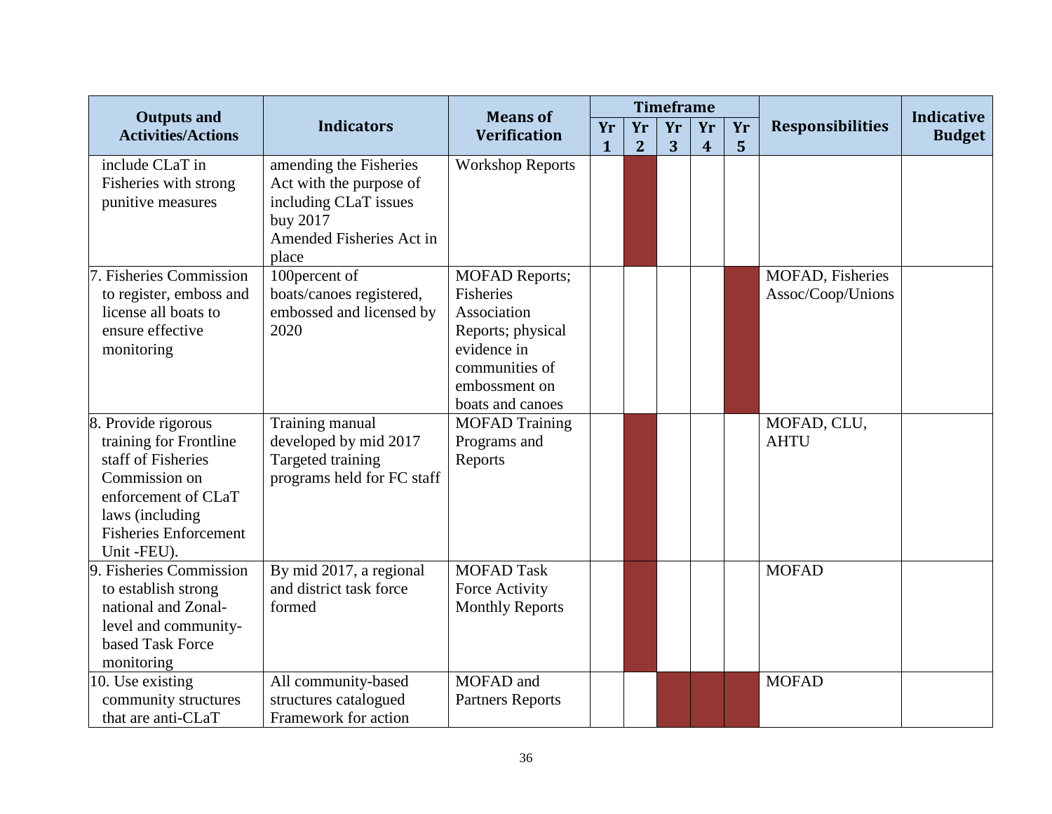| Outputs and Activities/Actions | Indicators | Means of Verification | Timeframe | | | | | Responsibilities | Indicative Budget |
|---|---|---|---|---|---|---|---|---|---|
| | | | Yr 1 | Yr 2 | Yr 3 | Yr 4 | Yr 5 | | |
| include CLaT in Fisheries with strong punitive measures | amending the Fisheries Act with the purpose of including CLaT issues buy 2017<br>Amended Fisheries Act in place | Workshop Reports | | ■ | | | | | |
| 7. Fisheries Commission to register, emboss and license all boats to ensure effective monitoring | 100percent of boats/canoes registered, embossed and licensed by 2020 | MOFAD Reports; Fisheries Association Reports; physical evidence in communities of embossment on boats and canoes | | | | | ■ | MOFAD, Fisheries Assoc/Coop/Unions | |
| 8. Provide rigorous training for Frontline staff of Fisheries Commission on enforcement of CLaT laws (including Fisheries Enforcement Unit -FEU). | Training manual developed by mid 2017<br>Targeted training programs held for FC staff | MOFAD Training Programs and Reports | | ■ | | | | MOFAD, CLU, AHTU | |
| 9. Fisheries Commission to establish strong national and Zonal-level and community-based Task Force monitoring | By mid 2017, a regional and district task force formed | MOFAD Task Force Activity Monthly Reports | | ■ | | | | MOFAD | |
| 10. Use existing community structures that are anti-CLaT | All community-based structures catalogued<br>Framework for action | MOFAD and Partners Reports | | | ■ | ■ | ■ | MOFAD | |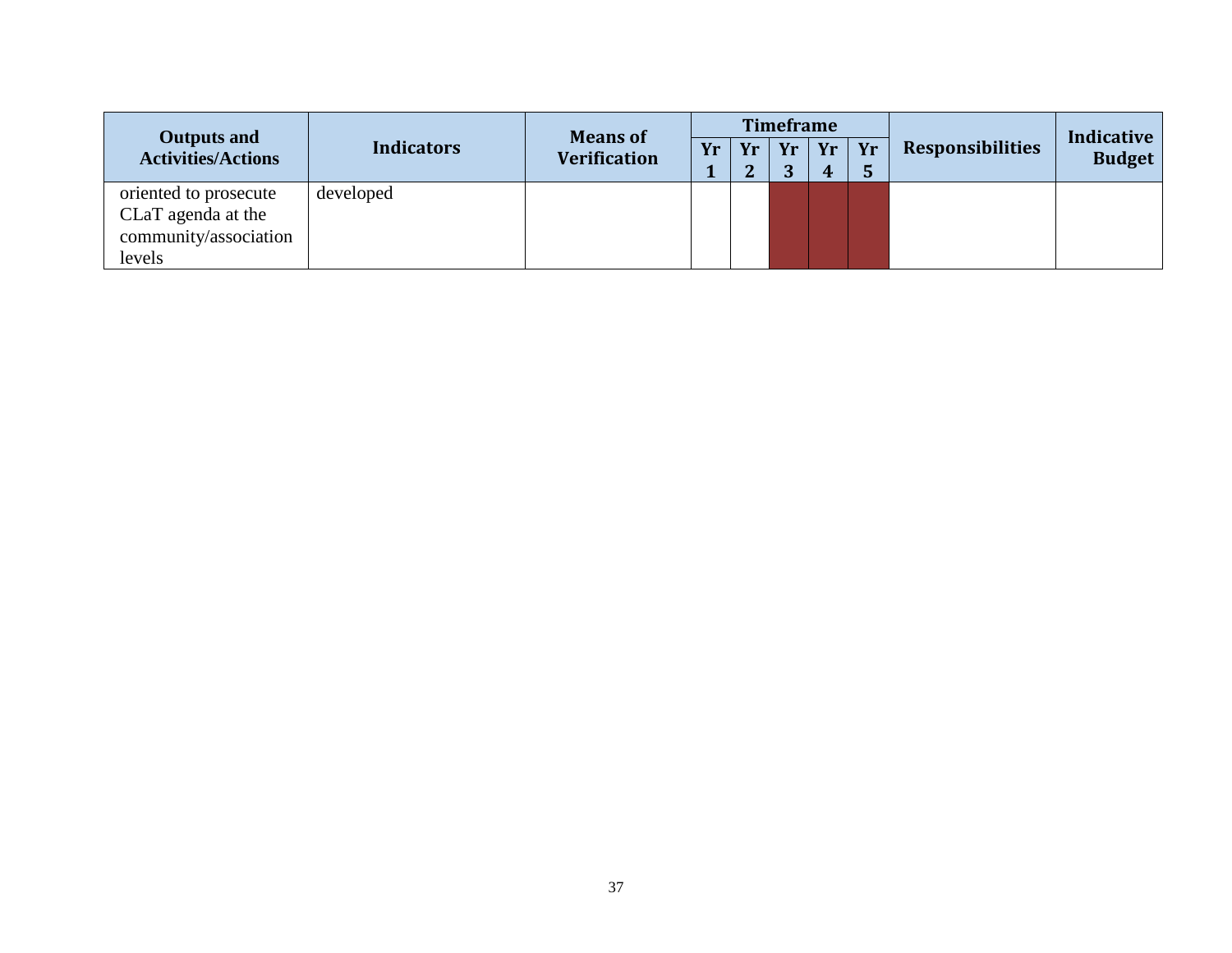| Outputs and Activities/Actions | Indicators | Means of Verification | Timeframe | | | | | Responsibilities | Indicative Budget |
|---|---|---|---|---|---|---|---|---|---|
| | | | Yr 1 | Yr 2 | Yr 3 | Yr 4 | Yr 5 | | |
| oriented to prosecute CLaT agenda at the community/association levels | developed | | | | | | | | |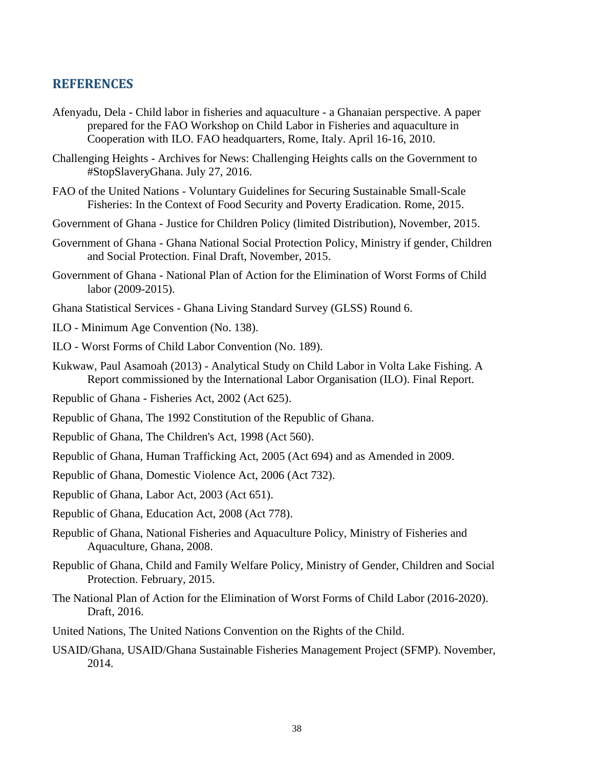## REFERENCES

Afenyadu, Dela - Child labor in fisheries and aquaculture - a Ghanaian perspective. A paper prepared for the FAO Workshop on Child Labor in Fisheries and aquaculture in Cooperation with ILO. FAO headquarters, Rome, Italy. April 16-16, 2010.

Challenging Heights - Archives for News: Challenging Heights calls on the Government to #StopSlaveryGhana. July 27, 2016.

FAO of the United Nations - Voluntary Guidelines for Securing Sustainable Small-Scale Fisheries: In the Context of Food Security and Poverty Eradication. Rome, 2015.

Government of Ghana - Justice for Children Policy (limited Distribution), November, 2015.

Government of Ghana - Ghana National Social Protection Policy, Ministry if gender, Children and Social Protection. Final Draft, November, 2015.

Government of Ghana - National Plan of Action for the Elimination of Worst Forms of Child labor (2009-2015).

Ghana Statistical Services - Ghana Living Standard Survey (GLSS) Round 6.

ILO - Minimum Age Convention (No. 138).

ILO - Worst Forms of Child Labor Convention (No. 189).

Kukwaw, Paul Asamoah (2013) - Analytical Study on Child Labor in Volta Lake Fishing. A Report commissioned by the International Labor Organisation (ILO). Final Report.

Republic of Ghana - Fisheries Act, 2002 (Act 625).

Republic of Ghana, The 1992 Constitution of the Republic of Ghana.

Republic of Ghana, The Children's Act, 1998 (Act 560).

Republic of Ghana, Human Trafficking Act, 2005 (Act 694) and as Amended in 2009.

Republic of Ghana, Domestic Violence Act, 2006 (Act 732).

Republic of Ghana, Labor Act, 2003 (Act 651).

Republic of Ghana, Education Act, 2008 (Act 778).

Republic of Ghana, National Fisheries and Aquaculture Policy, Ministry of Fisheries and Aquaculture, Ghana, 2008.

Republic of Ghana, Child and Family Welfare Policy, Ministry of Gender, Children and Social Protection. February, 2015.

The National Plan of Action for the Elimination of Worst Forms of Child Labor (2016-2020). Draft, 2016.

United Nations, The United Nations Convention on the Rights of the Child.

USAID/Ghana, USAID/Ghana Sustainable Fisheries Management Project (SFMP). November, 2014.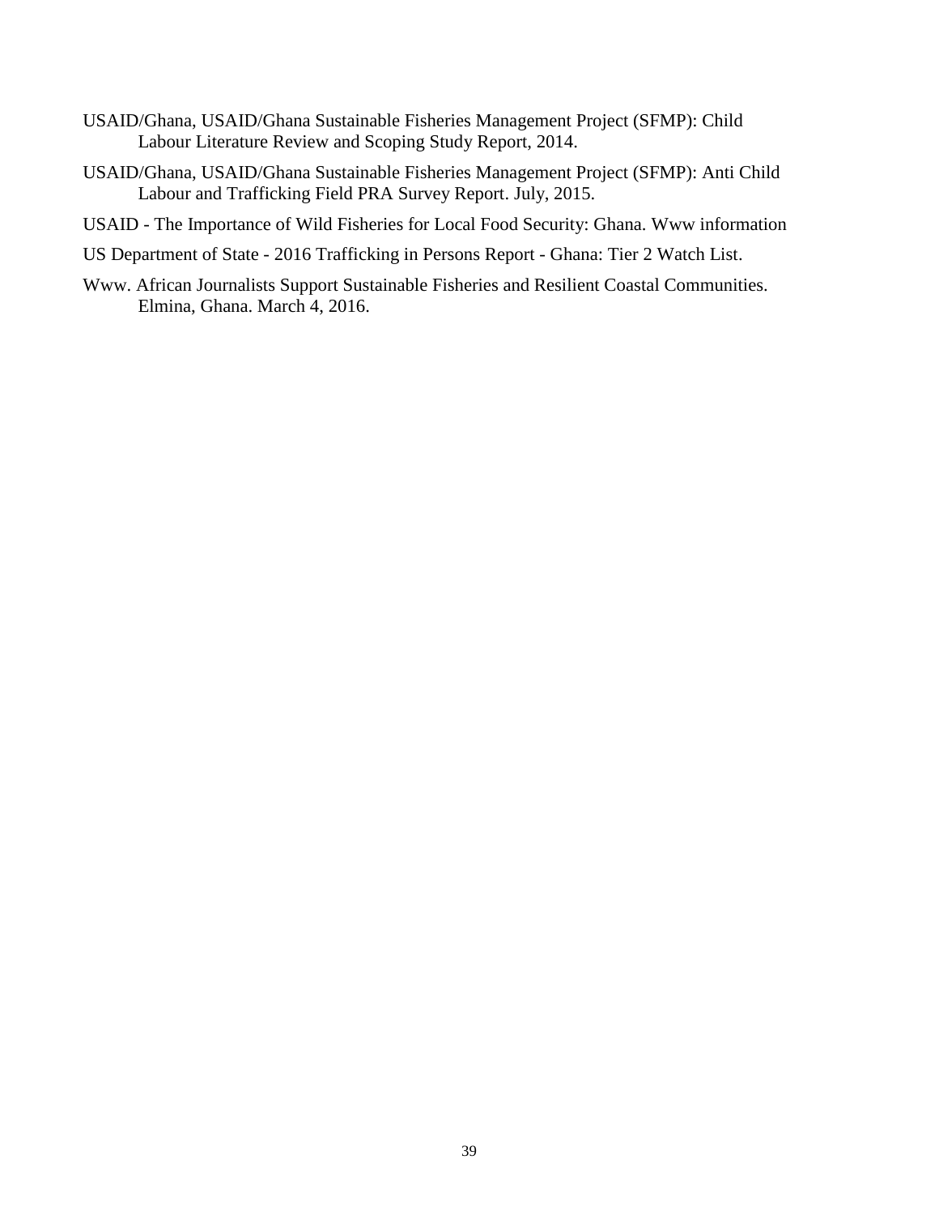USAID/Ghana, USAID/Ghana Sustainable Fisheries Management Project (SFMP): Child Labour Literature Review and Scoping Study Report, 2014.

USAID/Ghana, USAID/Ghana Sustainable Fisheries Management Project (SFMP): Anti Child Labour and Trafficking Field PRA Survey Report. July, 2015.

USAID - The Importance of Wild Fisheries for Local Food Security: Ghana. Www information

US Department of State - 2016 Trafficking in Persons Report - Ghana: Tier 2 Watch List.

Www. African Journalists Support Sustainable Fisheries and Resilient Coastal Communities. Elmina, Ghana. March 4, 2016.